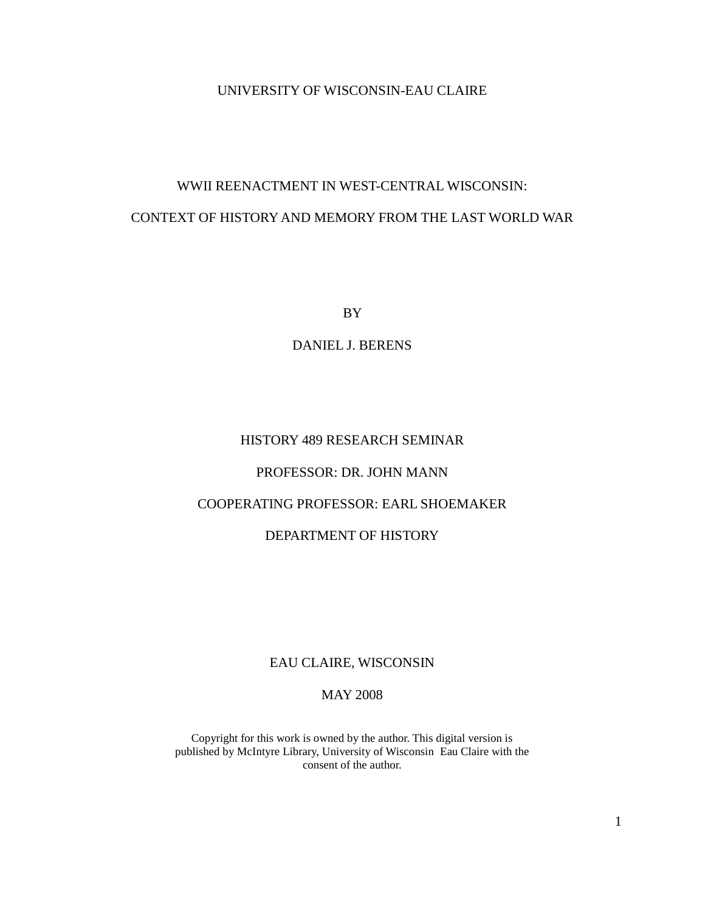UNIVERSITY OF WISCONSIN-EAU CLAIRE

# WWII REENACTMENT IN WEST-CENTRAL WISCONSIN:

# CONTEXT OF HISTORY AND MEMORY FROM THE LAST WORLD WAR

BY

DANIEL J. BERENS

HISTORY 489 RESEARCH SEMINAR

PROFESSOR: DR. JOHN MANN

COOPERATING PROFESSOR: EARL SHOEMAKER

DEPARTMENT OF HISTORY

EAU CLAIRE, WISCONSIN

MAY 2008

Copyright for this work is owned by the author. This digital version is published by McIntyre Library, University of Wisconsin Eau Claire with the consent of the author.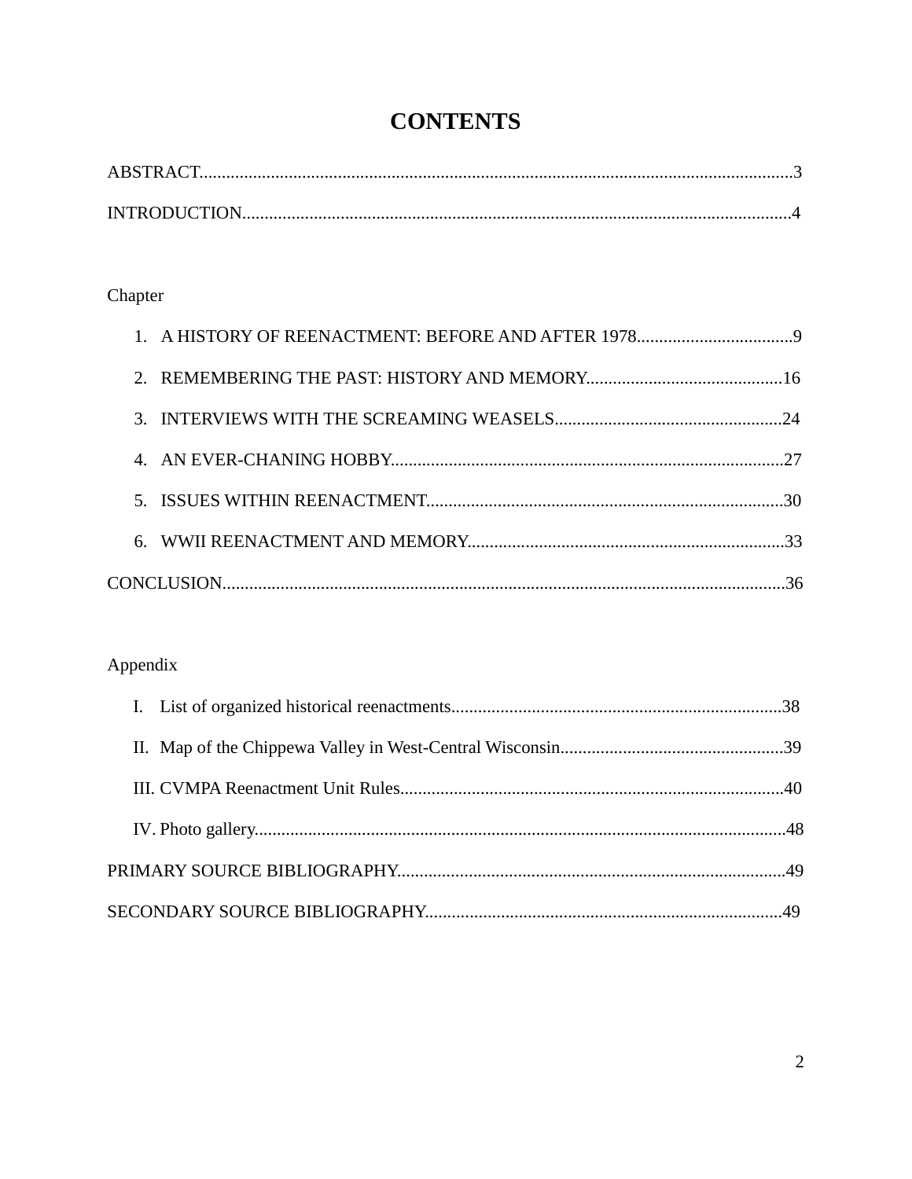# CONTENTS

ABSTRACT....................................................................................................................................3

INTRODUCTION..........................................................................................................................4

Chapter

1. A HISTORY OF REENACTMENT: BEFORE AND AFTER 1978...................................9
2. REMEMBERING THE PAST: HISTORY AND MEMORY............................................16
3. INTERVIEWS WITH THE SCREAMING WEASELS...................................................24
4. AN EVER-CHANING HOBBY.......................................................................................27
5. ISSUES WITHIN REENACTMENT................................................................................30
6. WWII REENACTMENT AND MEMORY.......................................................................33

CONCLUSION............................................................................................................................36

Appendix

I. List of organized historical reenactments..........................................................................38

II. Map of the Chippewa Valley in West-Central Wisconsin..................................................39

III. CVMPA Reenactment Unit Rules.....................................................................................40

IV. Photo gallery......................................................................................................................48

PRIMARY SOURCE BIBLIOGRAPHY......................................................................................49

SECONDARY SOURCE BIBLIOGRAPHY................................................................................49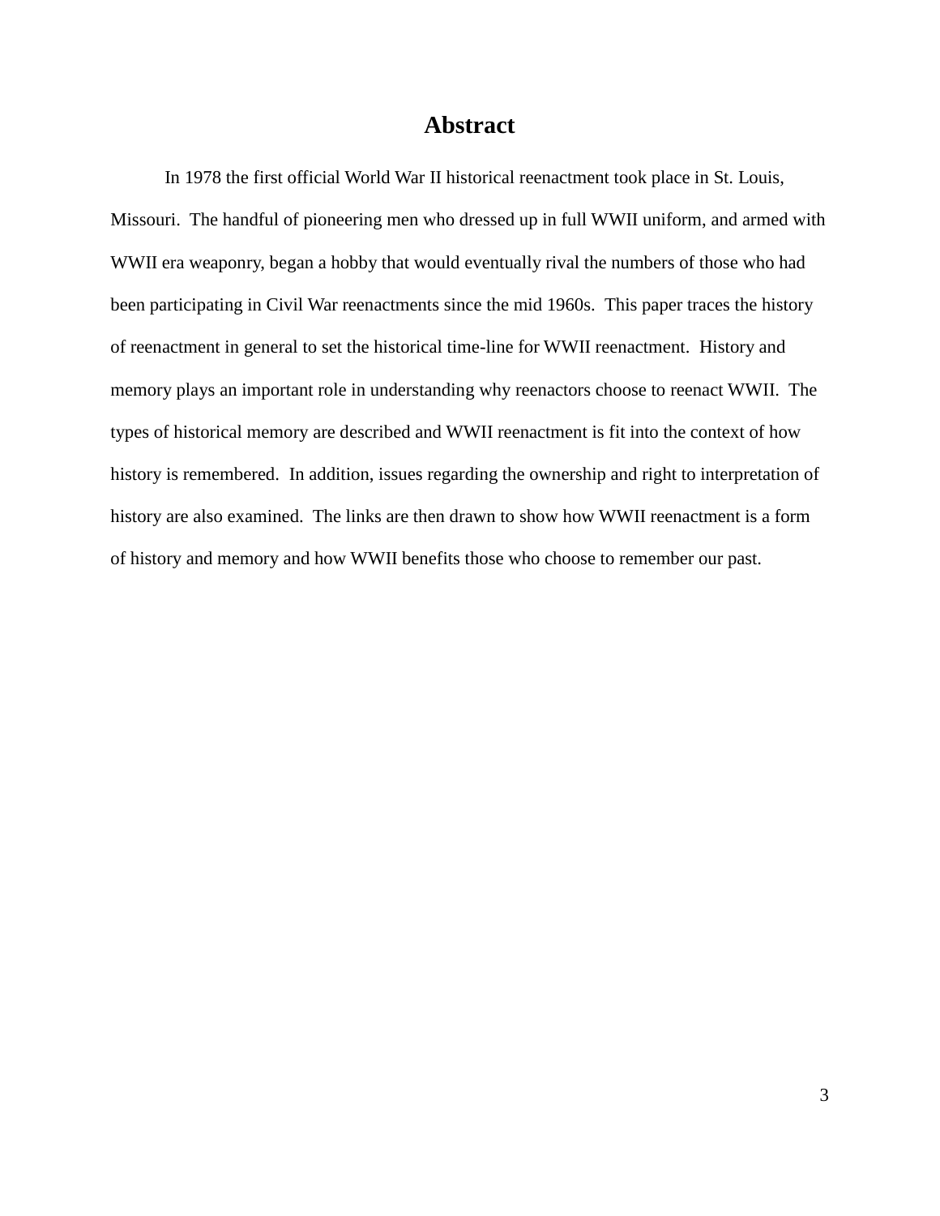# Abstract

In 1978 the first official World War II historical reenactment took place in St. Louis, Missouri. The handful of pioneering men who dressed up in full WWII uniform, and armed with WWII era weaponry, began a hobby that would eventually rival the numbers of those who had been participating in Civil War reenactments since the mid 1960s. This paper traces the history of reenactment in general to set the historical time-line for WWII reenactment. History and memory plays an important role in understanding why reenactors choose to reenact WWII. The types of historical memory are described and WWII reenactment is fit into the context of how history is remembered. In addition, issues regarding the ownership and right to interpretation of history are also examined. The links are then drawn to show how WWII reenactment is a form of history and memory and how WWII benefits those who choose to remember our past.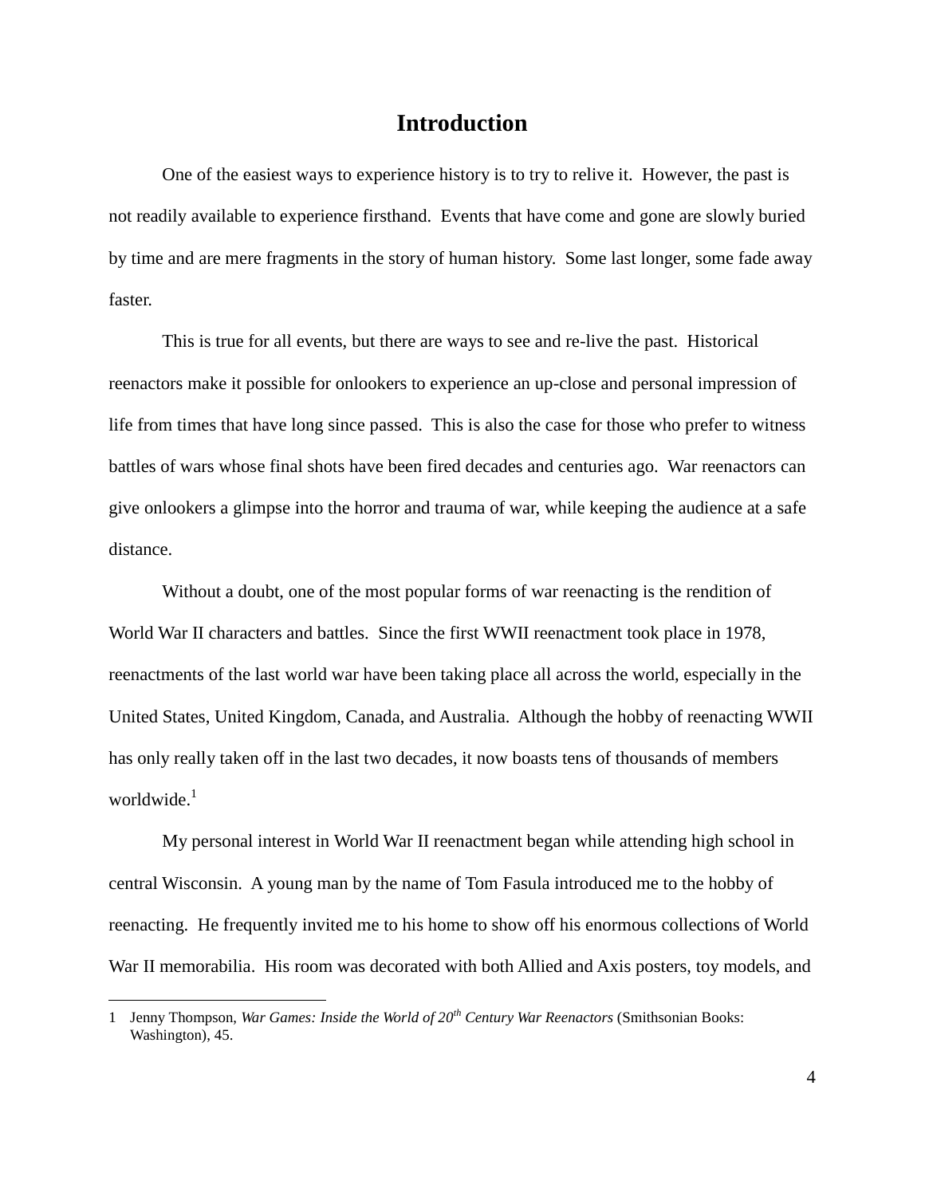# Introduction

One of the easiest ways to experience history is to try to relive it. However, the past is not readily available to experience firsthand. Events that have come and gone are slowly buried by time and are mere fragments in the story of human history. Some last longer, some fade away faster.

This is true for all events, but there are ways to see and re-live the past. Historical reenactors make it possible for onlookers to experience an up-close and personal impression of life from times that have long since passed. This is also the case for those who prefer to witness battles of wars whose final shots have been fired decades and centuries ago. War reenactors can give onlookers a glimpse into the horror and trauma of war, while keeping the audience at a safe distance.

Without a doubt, one of the most popular forms of war reenacting is the rendition of World War II characters and battles. Since the first WWII reenactment took place in 1978, reenactments of the last world war have been taking place all across the world, especially in the United States, United Kingdom, Canada, and Australia. Although the hobby of reenacting WWII has only really taken off in the last two decades, it now boasts tens of thousands of members worldwide.[1]

My personal interest in World War II reenactment began while attending high school in central Wisconsin. A young man by the name of Tom Fasula introduced me to the hobby of reenacting. He frequently invited me to his home to show off his enormous collections of World War II memorabilia. His room was decorated with both Allied and Axis posters, toy models, and

---

1 Jenny Thompson, *War Games: Inside the World of 20th Century War Reenactors* (Smithsonian Books: Washington), 45.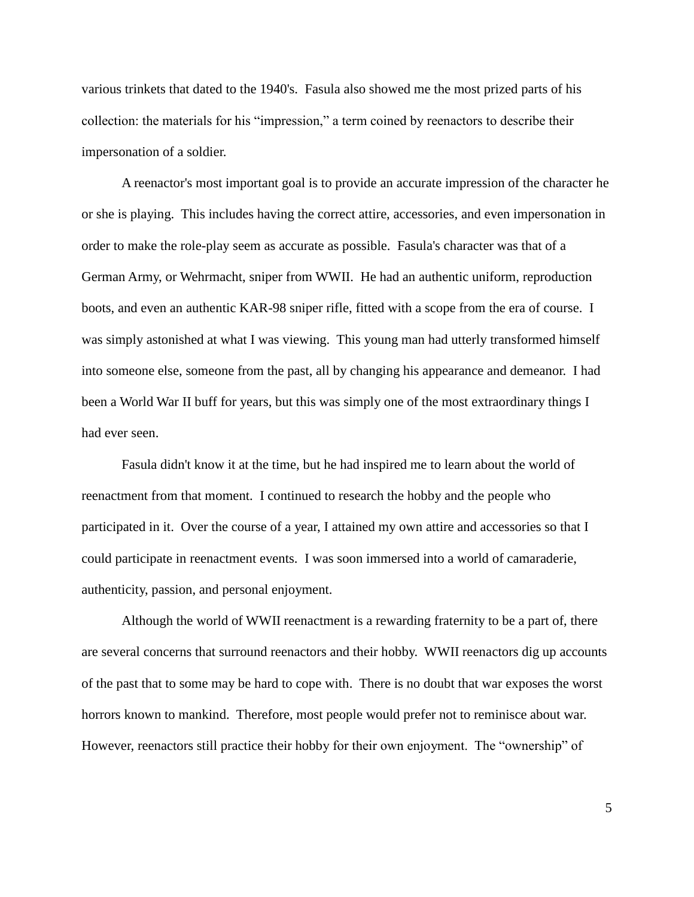various trinkets that dated to the 1940's. Fasula also showed me the most prized parts of his collection: the materials for his "impression," a term coined by reenactors to describe their impersonation of a soldier.

A reenactor's most important goal is to provide an accurate impression of the character he or she is playing. This includes having the correct attire, accessories, and even impersonation in order to make the role-play seem as accurate as possible. Fasula's character was that of a German Army, or Wehrmacht, sniper from WWII. He had an authentic uniform, reproduction boots, and even an authentic KAR-98 sniper rifle, fitted with a scope from the era of course. I was simply astonished at what I was viewing. This young man had utterly transformed himself into someone else, someone from the past, all by changing his appearance and demeanor. I had been a World War II buff for years, but this was simply one of the most extraordinary things I had ever seen.

Fasula didn't know it at the time, but he had inspired me to learn about the world of reenactment from that moment. I continued to research the hobby and the people who participated in it. Over the course of a year, I attained my own attire and accessories so that I could participate in reenactment events. I was soon immersed into a world of camaraderie, authenticity, passion, and personal enjoyment.

Although the world of WWII reenactment is a rewarding fraternity to be a part of, there are several concerns that surround reenactors and their hobby. WWII reenactors dig up accounts of the past that to some may be hard to cope with. There is no doubt that war exposes the worst horrors known to mankind. Therefore, most people would prefer not to reminisce about war. However, reenactors still practice their hobby for their own enjoyment. The "ownership" of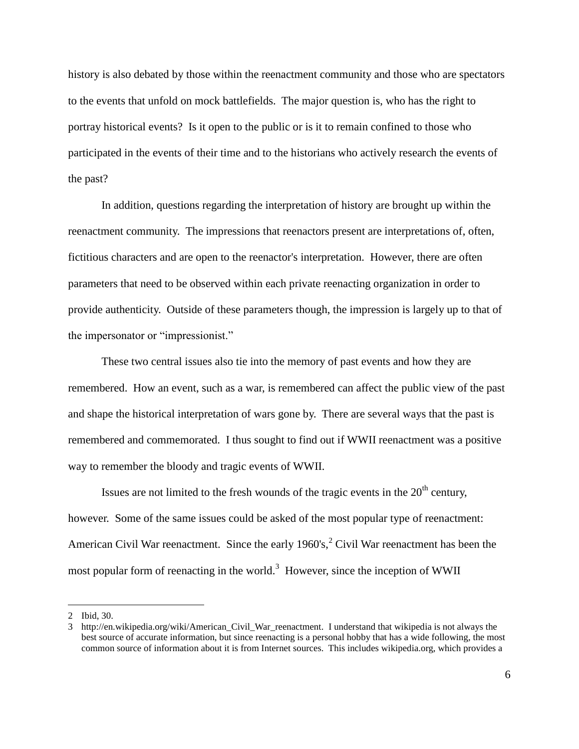history is also debated by those within the reenactment community and those who are spectators to the events that unfold on mock battlefields. The major question is, who has the right to portray historical events? Is it open to the public or is it to remain confined to those who participated in the events of their time and to the historians who actively research the events of the past?

In addition, questions regarding the interpretation of history are brought up within the reenactment community. The impressions that reenactors present are interpretations of, often, fictitious characters and are open to the reenactor's interpretation. However, there are often parameters that need to be observed within each private reenacting organization in order to provide authenticity. Outside of these parameters though, the impression is largely up to that of the impersonator or "impressionist."

These two central issues also tie into the memory of past events and how they are remembered. How an event, such as a war, is remembered can affect the public view of the past and shape the historical interpretation of wars gone by. There are several ways that the past is remembered and commemorated. I thus sought to find out if WWII reenactment was a positive way to remember the bloody and tragic events of WWII.

Issues are not limited to the fresh wounds of the tragic events in the 20th century, however. Some of the same issues could be asked of the most popular type of reenactment: American Civil War reenactment. Since the early 1960's,[2] Civil War reenactment has been the most popular form of reenacting in the world.[3] However, since the inception of WWII

---

2 Ibid, 30.

3 http://en.wikipedia.org/wiki/American_Civil_War_reenactment. I understand that wikipedia is not always the best source of accurate information, but since reenacting is a personal hobby that has a wide following, the most common source of information about it is from Internet sources. This includes wikipedia.org, which provides a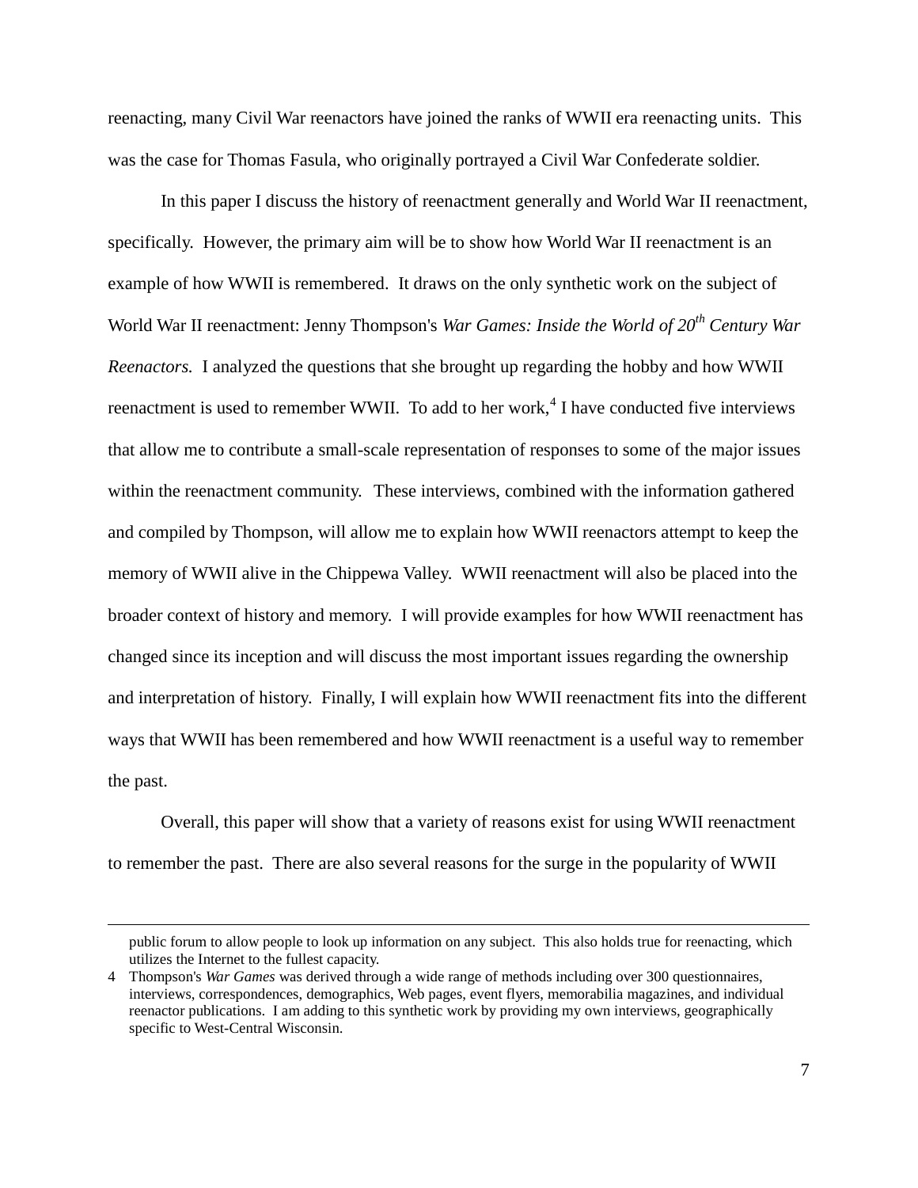reenacting, many Civil War reenactors have joined the ranks of WWII era reenacting units. This was the case for Thomas Fasula, who originally portrayed a Civil War Confederate soldier.

In this paper I discuss the history of reenactment generally and World War II reenactment, specifically. However, the primary aim will be to show how World War II reenactment is an example of how WWII is remembered. It draws on the only synthetic work on the subject of World War II reenactment: Jenny Thompson's *War Games: Inside the World of 20th Century War Reenactors.* I analyzed the questions that she brought up regarding the hobby and how WWII reenactment is used to remember WWII. To add to her work,[4] I have conducted five interviews that allow me to contribute a small-scale representation of responses to some of the major issues within the reenactment community. These interviews, combined with the information gathered and compiled by Thompson, will allow me to explain how WWII reenactors attempt to keep the memory of WWII alive in the Chippewa Valley. WWII reenactment will also be placed into the broader context of history and memory. I will provide examples for how WWII reenactment has changed since its inception and will discuss the most important issues regarding the ownership and interpretation of history. Finally, I will explain how WWII reenactment fits into the different ways that WWII has been remembered and how WWII reenactment is a useful way to remember the past.

Overall, this paper will show that a variety of reasons exist for using WWII reenactment to remember the past. There are also several reasons for the surge in the popularity of WWII

---

public forum to allow people to look up information on any subject. This also holds true for reenacting, which utilizes the Internet to the fullest capacity.

4 Thompson's *War Games* was derived through a wide range of methods including over 300 questionnaires, interviews, correspondences, demographics, Web pages, event flyers, memorabilia magazines, and individual reenactor publications. I am adding to this synthetic work by providing my own interviews, geographically specific to West-Central Wisconsin.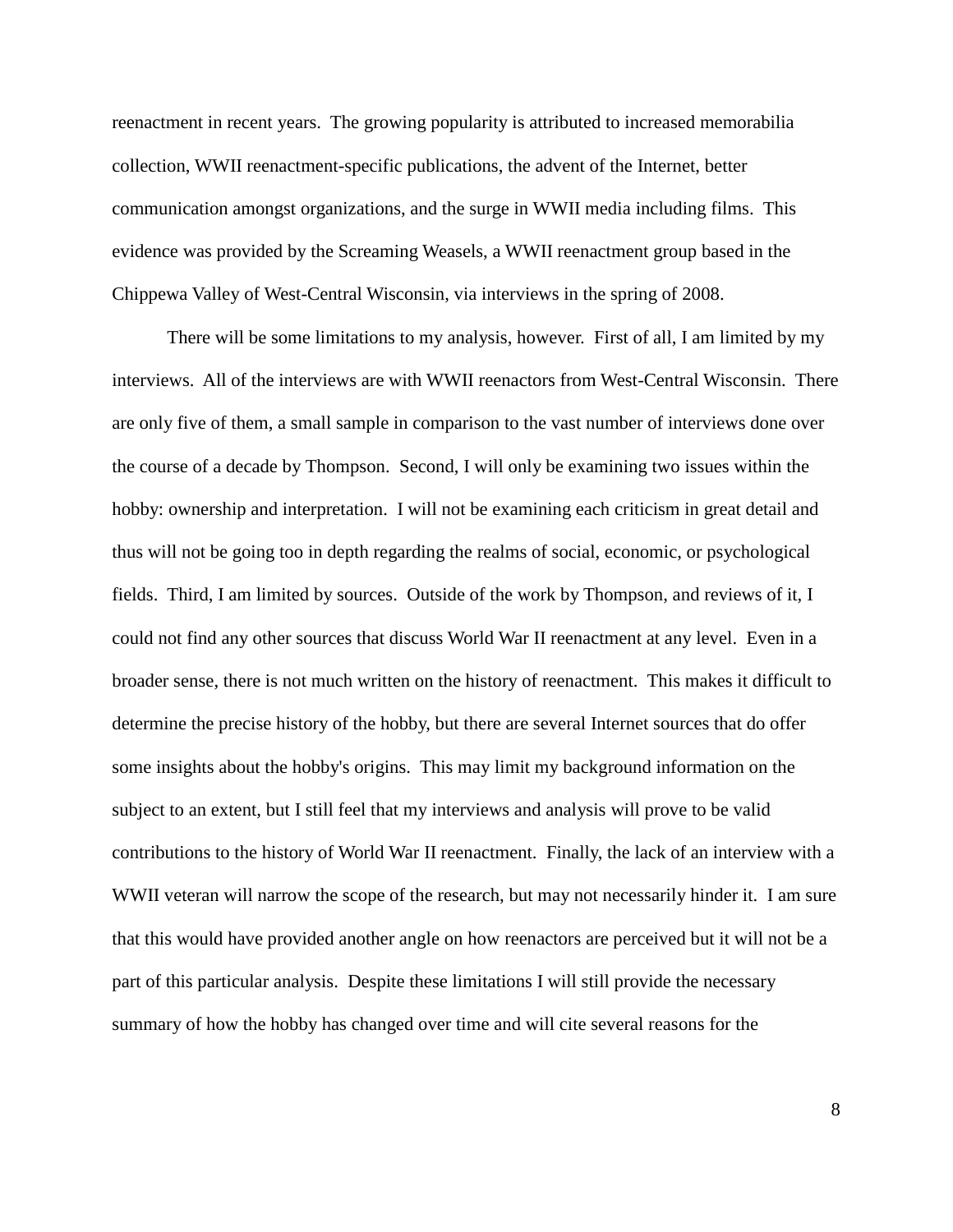reenactment in recent years. The growing popularity is attributed to increased memorabilia collection, WWII reenactment-specific publications, the advent of the Internet, better communication amongst organizations, and the surge in WWII media including films. This evidence was provided by the Screaming Weasels, a WWII reenactment group based in the Chippewa Valley of West-Central Wisconsin, via interviews in the spring of 2008.

There will be some limitations to my analysis, however. First of all, I am limited by my interviews. All of the interviews are with WWII reenactors from West-Central Wisconsin. There are only five of them, a small sample in comparison to the vast number of interviews done over the course of a decade by Thompson. Second, I will only be examining two issues within the hobby: ownership and interpretation. I will not be examining each criticism in great detail and thus will not be going too in depth regarding the realms of social, economic, or psychological fields. Third, I am limited by sources. Outside of the work by Thompson, and reviews of it, I could not find any other sources that discuss World War II reenactment at any level. Even in a broader sense, there is not much written on the history of reenactment. This makes it difficult to determine the precise history of the hobby, but there are several Internet sources that do offer some insights about the hobby's origins. This may limit my background information on the subject to an extent, but I still feel that my interviews and analysis will prove to be valid contributions to the history of World War II reenactment. Finally, the lack of an interview with a WWII veteran will narrow the scope of the research, but may not necessarily hinder it. I am sure that this would have provided another angle on how reenactors are perceived but it will not be a part of this particular analysis. Despite these limitations I will still provide the necessary summary of how the hobby has changed over time and will cite several reasons for the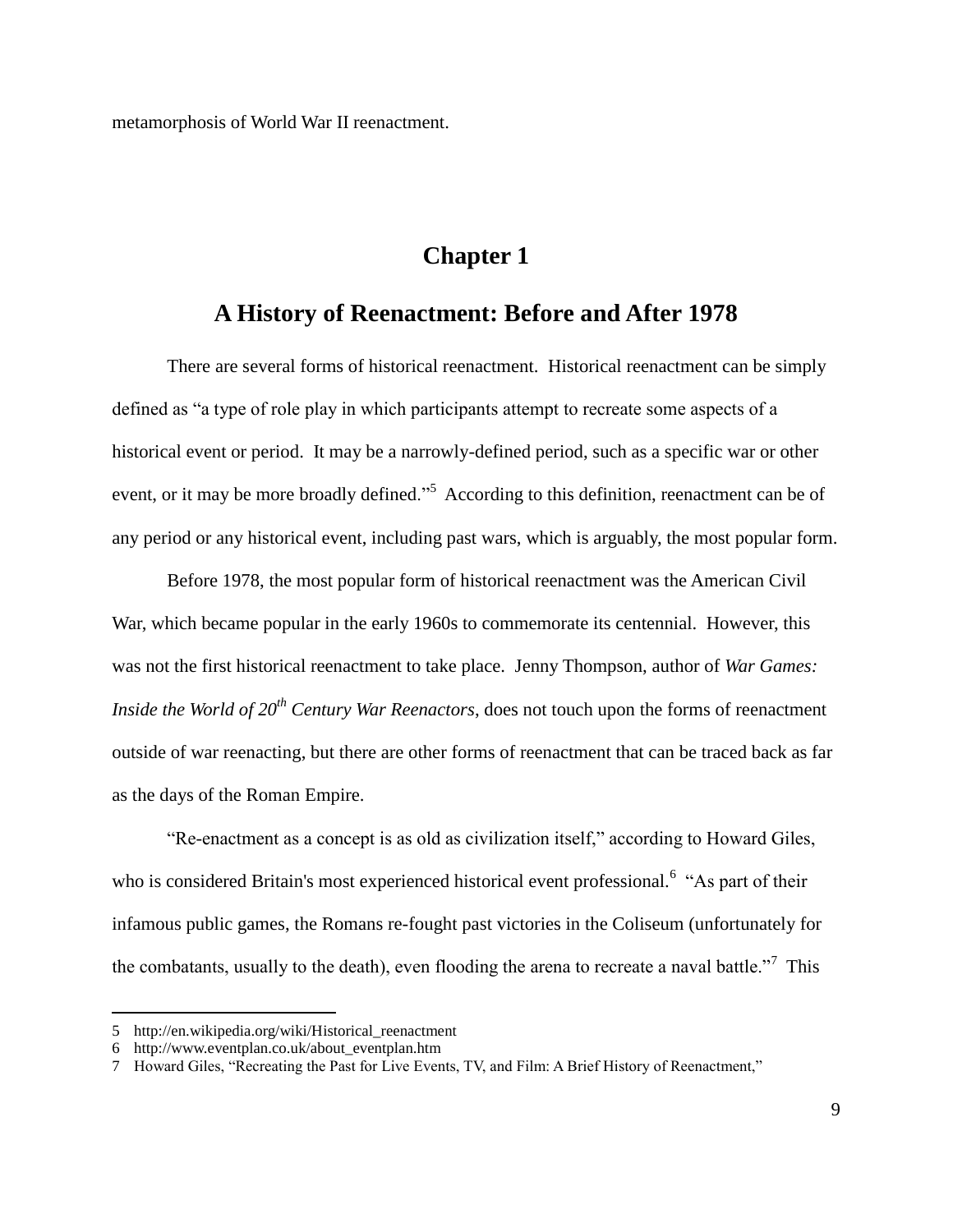metamorphosis of World War II reenactment.

# Chapter 1

## A History of Reenactment: Before and After 1978

There are several forms of historical reenactment. Historical reenactment can be simply defined as "a type of role play in which participants attempt to recreate some aspects of a historical event or period. It may be a narrowly-defined period, such as a specific war or other event, or it may be more broadly defined."[5] According to this definition, reenactment can be of any period or any historical event, including past wars, which is arguably, the most popular form.

Before 1978, the most popular form of historical reenactment was the American Civil War, which became popular in the early 1960s to commemorate its centennial. However, this was not the first historical reenactment to take place. Jenny Thompson, author of *War Games: Inside the World of 20th Century War Reenactors*, does not touch upon the forms of reenactment outside of war reenacting, but there are other forms of reenactment that can be traced back as far as the days of the Roman Empire.

"Re-enactment as a concept is as old as civilization itself," according to Howard Giles, who is considered Britain's most experienced historical event professional.[6] "As part of their infamous public games, the Romans re-fought past victories in the Coliseum (unfortunately for the combatants, usually to the death), even flooding the arena to recreate a naval battle."[7] This

---

5 http://en.wikipedia.org/wiki/Historical_reenactment

6 http://www.eventplan.co.uk/about_eventplan.htm

7 Howard Giles, "Recreating the Past for Live Events, TV, and Film: A Brief History of Reenactment,"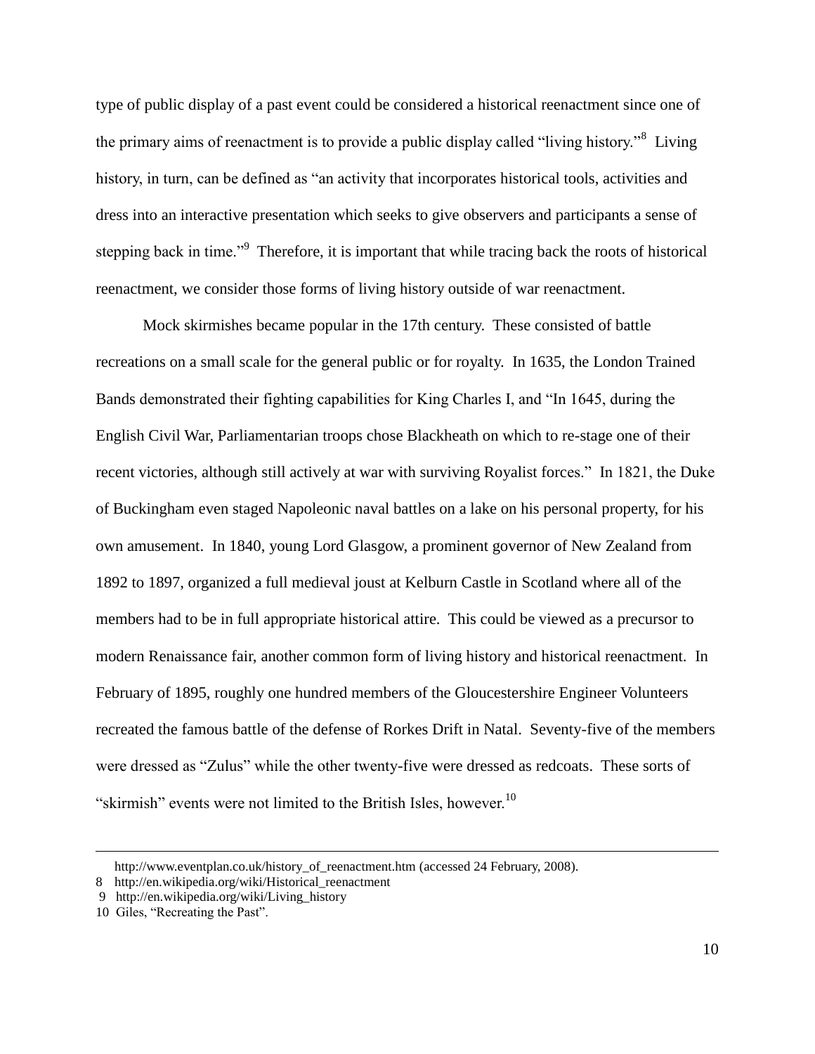type of public display of a past event could be considered a historical reenactment since one of the primary aims of reenactment is to provide a public display called "living history."[8] Living history, in turn, can be defined as "an activity that incorporates historical tools, activities and dress into an interactive presentation which seeks to give observers and participants a sense of stepping back in time."[9] Therefore, it is important that while tracing back the roots of historical reenactment, we consider those forms of living history outside of war reenactment.

Mock skirmishes became popular in the 17th century. These consisted of battle recreations on a small scale for the general public or for royalty. In 1635, the London Trained Bands demonstrated their fighting capabilities for King Charles I, and "In 1645, during the English Civil War, Parliamentarian troops chose Blackheath on which to re-stage one of their recent victories, although still actively at war with surviving Royalist forces." In 1821, the Duke of Buckingham even staged Napoleonic naval battles on a lake on his personal property, for his own amusement. In 1840, young Lord Glasgow, a prominent governor of New Zealand from 1892 to 1897, organized a full medieval joust at Kelburn Castle in Scotland where all of the members had to be in full appropriate historical attire. This could be viewed as a precursor to modern Renaissance fair, another common form of living history and historical reenactment. In February of 1895, roughly one hundred members of the Gloucestershire Engineer Volunteers recreated the famous battle of the defense of Rorkes Drift in Natal. Seventy-five of the members were dressed as "Zulus" while the other twenty-five were dressed as redcoats. These sorts of "skirmish" events were not limited to the British Isles, however.[10]

---

http://www.eventplan.co.uk/history_of_reenactment.htm (accessed 24 February, 2008).

8 http://en.wikipedia.org/wiki/Historical_reenactment

9 http://en.wikipedia.org/wiki/Living_history

10 Giles, "Recreating the Past".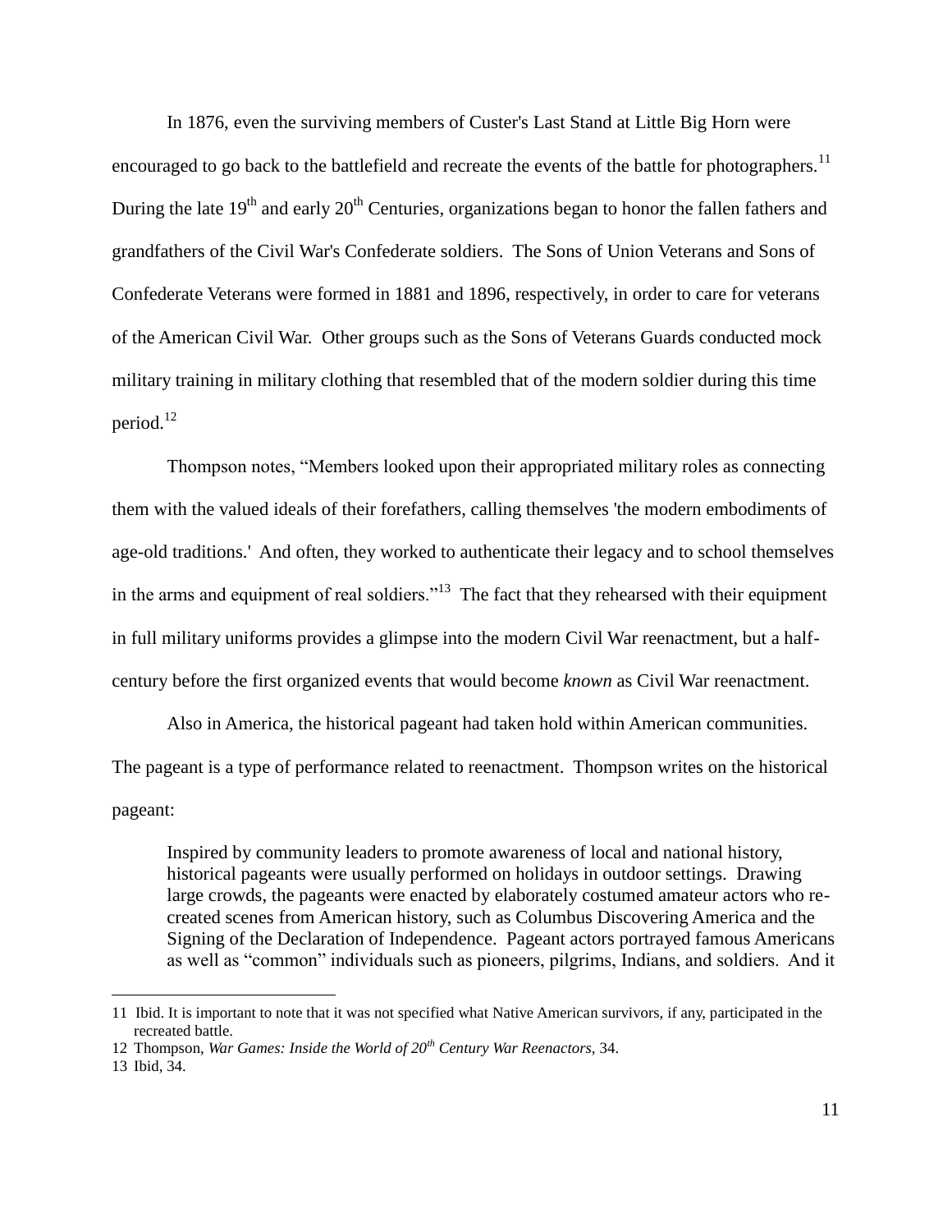In 1876, even the surviving members of Custer's Last Stand at Little Big Horn were encouraged to go back to the battlefield and recreate the events of the battle for photographers.[11] During the late 19th and early 20th Centuries, organizations began to honor the fallen fathers and grandfathers of the Civil War's Confederate soldiers. The Sons of Union Veterans and Sons of Confederate Veterans were formed in 1881 and 1896, respectively, in order to care for veterans of the American Civil War. Other groups such as the Sons of Veterans Guards conducted mock military training in military clothing that resembled that of the modern soldier during this time period.[12]

Thompson notes, "Members looked upon their appropriated military roles as connecting them with the valued ideals of their forefathers, calling themselves 'the modern embodiments of age-old traditions.' And often, they worked to authenticate their legacy and to school themselves in the arms and equipment of real soldiers."[13] The fact that they rehearsed with their equipment in full military uniforms provides a glimpse into the modern Civil War reenactment, but a half-century before the first organized events that would become *known* as Civil War reenactment.

Also in America, the historical pageant had taken hold within American communities. The pageant is a type of performance related to reenactment. Thompson writes on the historical pageant:

> Inspired by community leaders to promote awareness of local and national history, historical pageants were usually performed on holidays in outdoor settings. Drawing large crowds, the pageants were enacted by elaborately costumed amateur actors who re-created scenes from American history, such as Columbus Discovering America and the Signing of the Declaration of Independence. Pageant actors portrayed famous Americans as well as "common" individuals such as pioneers, pilgrims, Indians, and soldiers. And it

---

11 Ibid. It is important to note that it was not specified what Native American survivors, if any, participated in the recreated battle.

12 Thompson, *War Games: Inside the World of 20th Century War Reenactors,* 34.

13 Ibid, 34.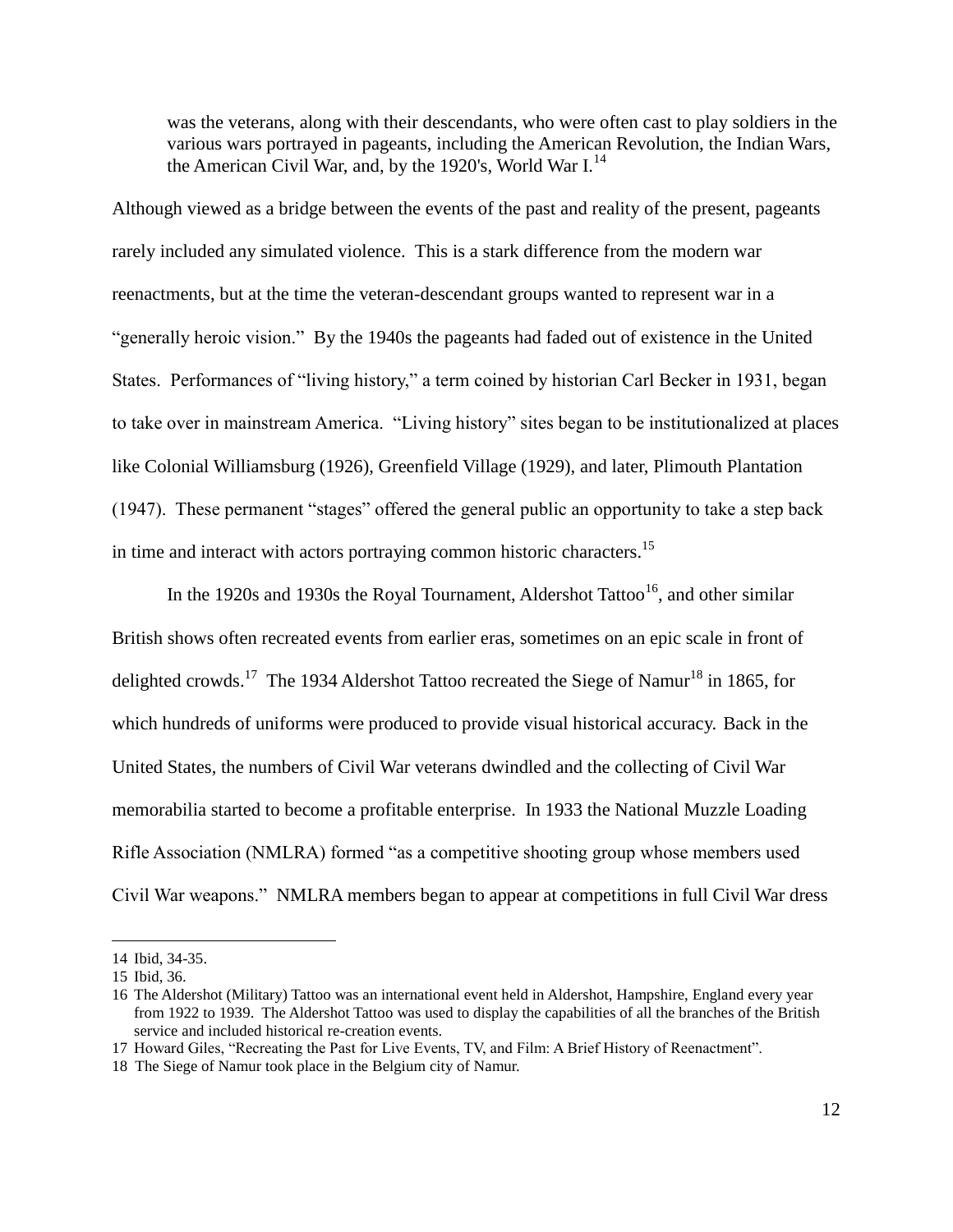> was the veterans, along with their descendants, who were often cast to play soldiers in the various wars portrayed in pageants, including the American Revolution, the Indian Wars, the American Civil War, and, by the 1920's, World War I.[14]

Although viewed as a bridge between the events of the past and reality of the present, pageants rarely included any simulated violence. This is a stark difference from the modern war reenactments, but at the time the veteran-descendant groups wanted to represent war in a "generally heroic vision." By the 1940s the pageants had faded out of existence in the United States. Performances of "living history," a term coined by historian Carl Becker in 1931, began to take over in mainstream America. "Living history" sites began to be institutionalized at places like Colonial Williamsburg (1926), Greenfield Village (1929), and later, Plimouth Plantation (1947). These permanent "stages" offered the general public an opportunity to take a step back in time and interact with actors portraying common historic characters.[15]

In the 1920s and 1930s the Royal Tournament, Aldershot Tattoo[16], and other similar British shows often recreated events from earlier eras, sometimes on an epic scale in front of delighted crowds.[17] The 1934 Aldershot Tattoo recreated the Siege of Namur[18] in 1865, for which hundreds of uniforms were produced to provide visual historical accuracy. Back in the United States, the numbers of Civil War veterans dwindled and the collecting of Civil War memorabilia started to become a profitable enterprise. In 1933 the National Muzzle Loading Rifle Association (NMLRA) formed "as a competitive shooting group whose members used Civil War weapons." NMLRA members began to appear at competitions in full Civil War dress

---

14 Ibid, 34-35.

15 Ibid, 36.

16 The Aldershot (Military) Tattoo was an international event held in Aldershot, Hampshire, England every year from 1922 to 1939. The Aldershot Tattoo was used to display the capabilities of all the branches of the British service and included historical re-creation events.

17 Howard Giles, "Recreating the Past for Live Events, TV, and Film: A Brief History of Reenactment".

18 The Siege of Namur took place in the Belgium city of Namur.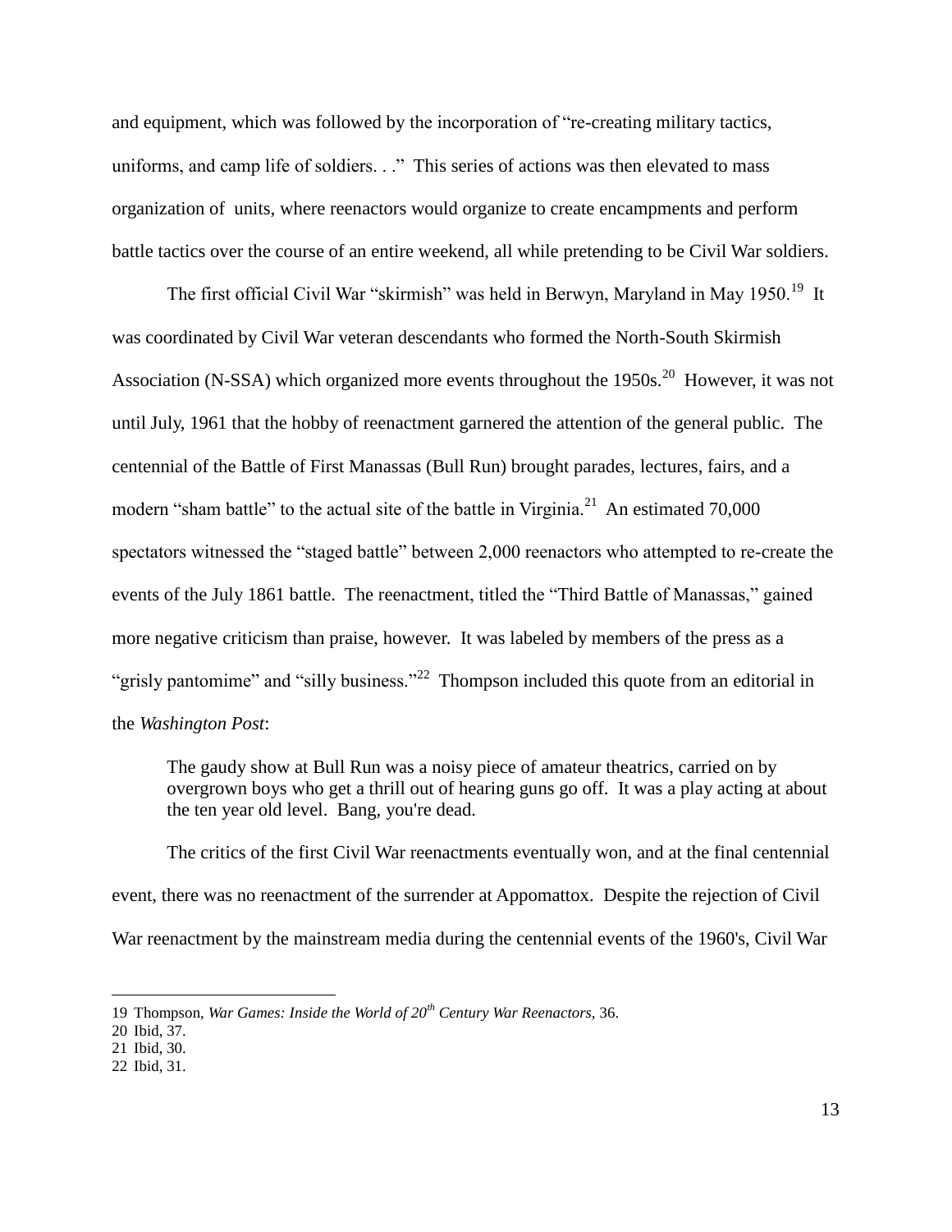and equipment, which was followed by the incorporation of "re-creating military tactics, uniforms, and camp life of soldiers. . ." This series of actions was then elevated to mass organization of units, where reenactors would organize to create encampments and perform battle tactics over the course of an entire weekend, all while pretending to be Civil War soldiers.

The first official Civil War "skirmish" was held in Berwyn, Maryland in May 1950.[19] It was coordinated by Civil War veteran descendants who formed the North-South Skirmish Association (N-SSA) which organized more events throughout the 1950s.[20] However, it was not until July, 1961 that the hobby of reenactment garnered the attention of the general public. The centennial of the Battle of First Manassas (Bull Run) brought parades, lectures, fairs, and a modern "sham battle" to the actual site of the battle in Virginia.[21] An estimated 70,000 spectators witnessed the "staged battle" between 2,000 reenactors who attempted to re-create the events of the July 1861 battle. The reenactment, titled the "Third Battle of Manassas," gained more negative criticism than praise, however. It was labeled by members of the press as a "grisly pantomime" and "silly business."[22] Thompson included this quote from an editorial in the *Washington Post*:

> The gaudy show at Bull Run was a noisy piece of amateur theatrics, carried on by overgrown boys who get a thrill out of hearing guns go off. It was a play acting at about the ten year old level. Bang, you're dead.

The critics of the first Civil War reenactments eventually won, and at the final centennial event, there was no reenactment of the surrender at Appomattox. Despite the rejection of Civil War reenactment by the mainstream media during the centennial events of the 1960's, Civil War

---

19 Thompson, *War Games: Inside the World of 20th Century War Reenactors,* 36.

20 Ibid, 37.

21 Ibid, 30.

22 Ibid, 31.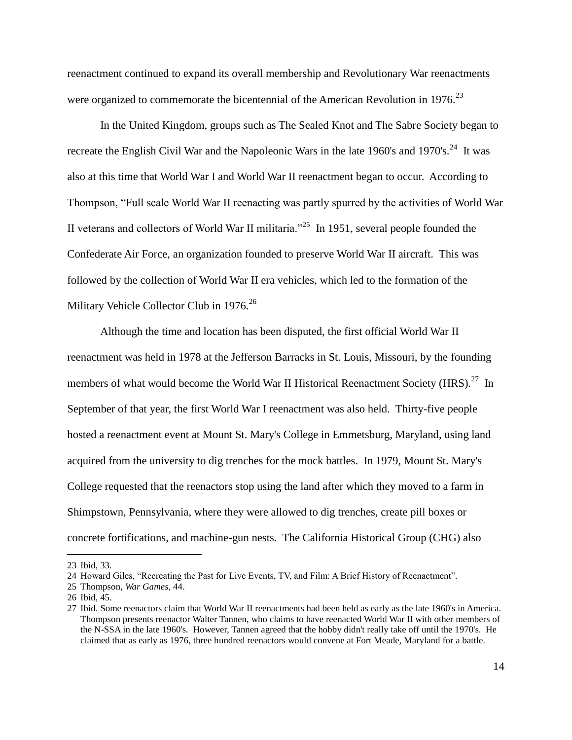reenactment continued to expand its overall membership and Revolutionary War reenactments were organized to commemorate the bicentennial of the American Revolution in 1976.[23]

In the United Kingdom, groups such as The Sealed Knot and The Sabre Society began to recreate the English Civil War and the Napoleonic Wars in the late 1960's and 1970's.[24] It was also at this time that World War I and World War II reenactment began to occur. According to Thompson, "Full scale World War II reenacting was partly spurred by the activities of World War II veterans and collectors of World War II militaria."[25] In 1951, several people founded the Confederate Air Force, an organization founded to preserve World War II aircraft. This was followed by the collection of World War II era vehicles, which led to the formation of the Military Vehicle Collector Club in 1976.[26]

Although the time and location has been disputed, the first official World War II reenactment was held in 1978 at the Jefferson Barracks in St. Louis, Missouri, by the founding members of what would become the World War II Historical Reenactment Society (HRS).[27] In September of that year, the first World War I reenactment was also held. Thirty-five people hosted a reenactment event at Mount St. Mary's College in Emmetsburg, Maryland, using land acquired from the university to dig trenches for the mock battles. In 1979, Mount St. Mary's College requested that the reenactors stop using the land after which they moved to a farm in Shimpstown, Pennsylvania, where they were allowed to dig trenches, create pill boxes or concrete fortifications, and machine-gun nests. The California Historical Group (CHG) also

---

23 Ibid, 33.

24 Howard Giles, "Recreating the Past for Live Events, TV, and Film: A Brief History of Reenactment".

25 Thompson, *War Games,* 44.

26 Ibid, 45.

27 Ibid. Some reenactors claim that World War II reenactments had been held as early as the late 1960's in America. Thompson presents reenactor Walter Tannen, who claims to have reenacted World War II with other members of the N-SSA in the late 1960's. However, Tannen agreed that the hobby didn't really take off until the 1970's. He claimed that as early as 1976, three hundred reenactors would convene at Fort Meade, Maryland for a battle.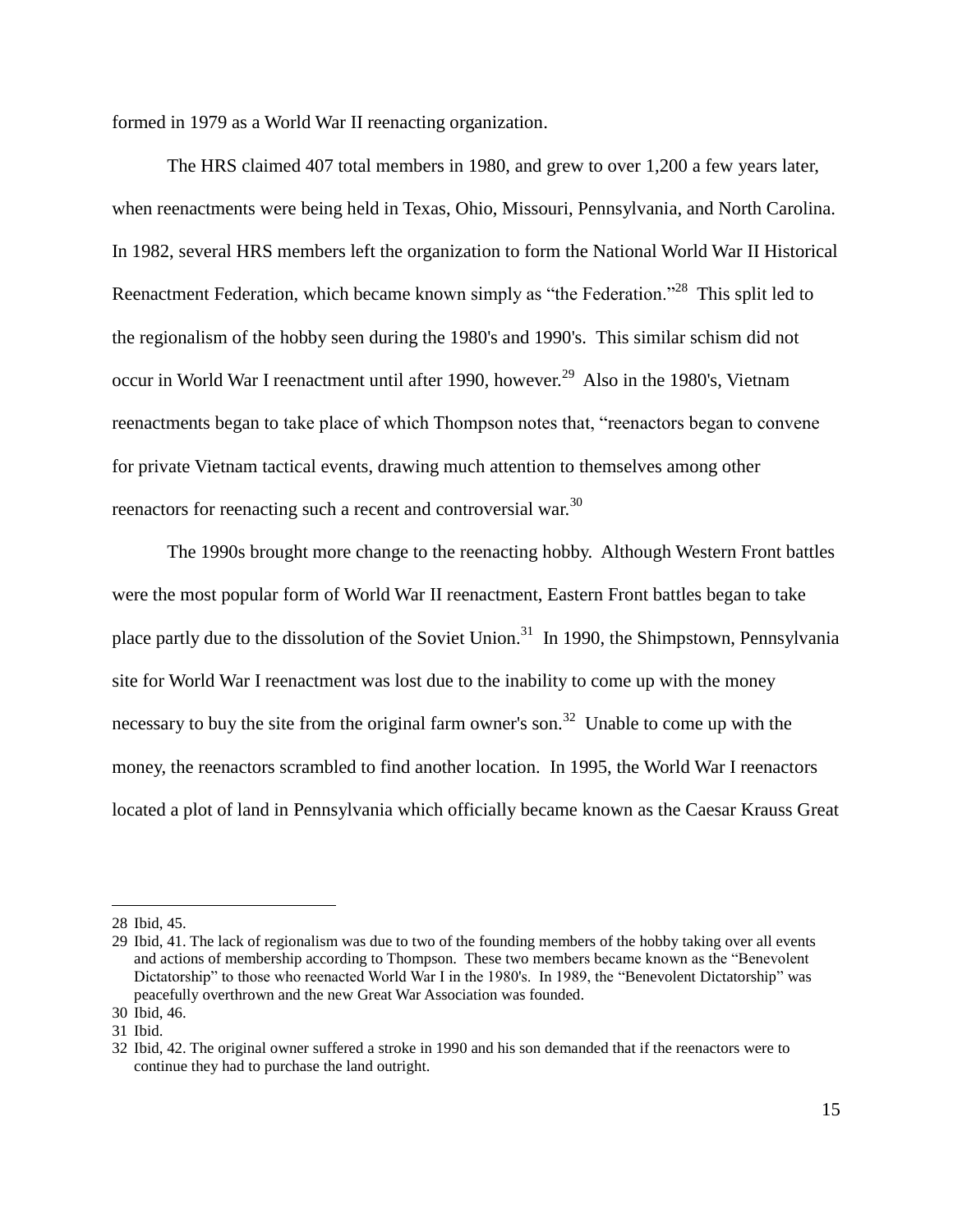formed in 1979 as a World War II reenacting organization.

The HRS claimed 407 total members in 1980, and grew to over 1,200 a few years later, when reenactments were being held in Texas, Ohio, Missouri, Pennsylvania, and North Carolina. In 1982, several HRS members left the organization to form the National World War II Historical Reenactment Federation, which became known simply as "the Federation."[28] This split led to the regionalism of the hobby seen during the 1980's and 1990's. This similar schism did not occur in World War I reenactment until after 1990, however.[29] Also in the 1980's, Vietnam reenactments began to take place of which Thompson notes that, "reenactors began to convene for private Vietnam tactical events, drawing much attention to themselves among other reenactors for reenacting such a recent and controversial war.[30]

The 1990s brought more change to the reenacting hobby. Although Western Front battles were the most popular form of World War II reenactment, Eastern Front battles began to take place partly due to the dissolution of the Soviet Union.[31] In 1990, the Shimpstown, Pennsylvania site for World War I reenactment was lost due to the inability to come up with the money necessary to buy the site from the original farm owner's son.[32] Unable to come up with the money, the reenactors scrambled to find another location. In 1995, the World War I reenactors located a plot of land in Pennsylvania which officially became known as the Caesar Krauss Great

---

28 Ibid, 45.

29 Ibid, 41. The lack of regionalism was due to two of the founding members of the hobby taking over all events and actions of membership according to Thompson. These two members became known as the "Benevolent Dictatorship" to those who reenacted World War I in the 1980's. In 1989, the "Benevolent Dictatorship" was peacefully overthrown and the new Great War Association was founded.

30 Ibid, 46.

31 Ibid.

32 Ibid, 42. The original owner suffered a stroke in 1990 and his son demanded that if the reenactors were to continue they had to purchase the land outright.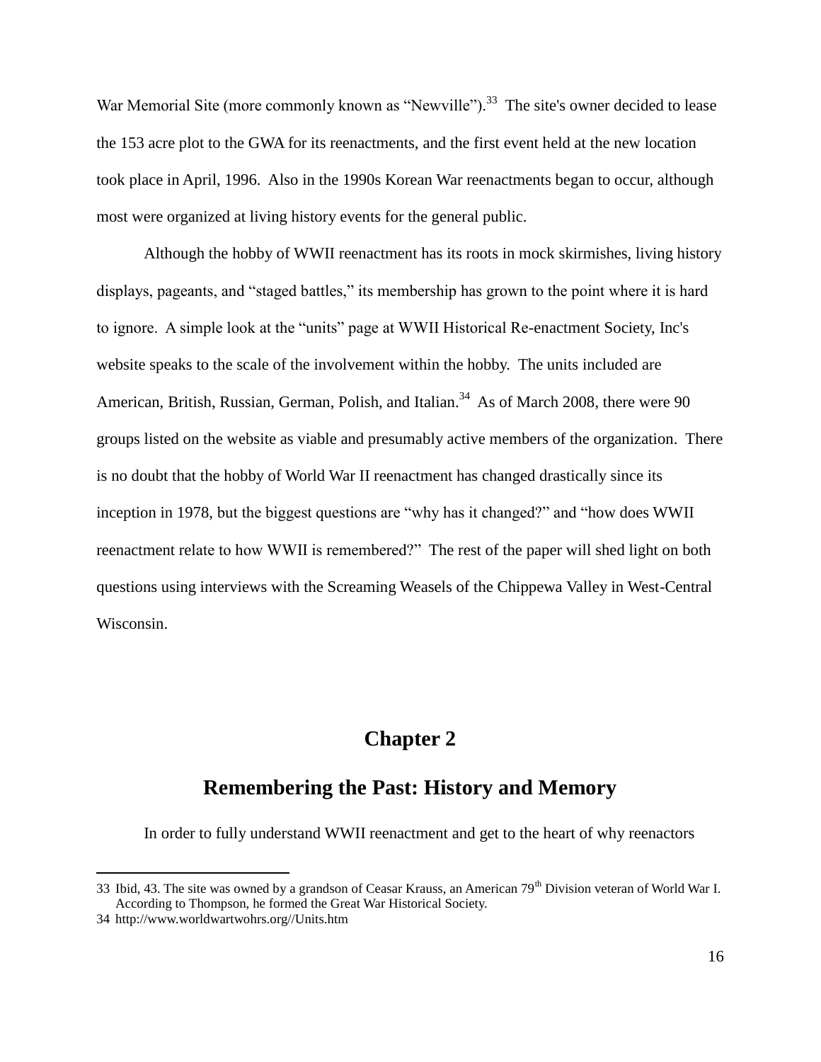War Memorial Site (more commonly known as "Newville").[33] The site's owner decided to lease the 153 acre plot to the GWA for its reenactments, and the first event held at the new location took place in April, 1996. Also in the 1990s Korean War reenactments began to occur, although most were organized at living history events for the general public.

Although the hobby of WWII reenactment has its roots in mock skirmishes, living history displays, pageants, and "staged battles," its membership has grown to the point where it is hard to ignore. A simple look at the "units" page at WWII Historical Re-enactment Society, Inc's website speaks to the scale of the involvement within the hobby. The units included are American, British, Russian, German, Polish, and Italian.[34] As of March 2008, there were 90 groups listed on the website as viable and presumably active members of the organization. There is no doubt that the hobby of World War II reenactment has changed drastically since its inception in 1978, but the biggest questions are "why has it changed?" and "how does WWII reenactment relate to how WWII is remembered?" The rest of the paper will shed light on both questions using interviews with the Screaming Weasels of the Chippewa Valley in West-Central Wisconsin.

# Chapter 2

## Remembering the Past: History and Memory

In order to fully understand WWII reenactment and get to the heart of why reenactors

---

33 Ibid, 43. The site was owned by a grandson of Ceasar Krauss, an American 79th Division veteran of World War I. According to Thompson, he formed the Great War Historical Society.

34 http://www.worldwartwohrs.org//Units.htm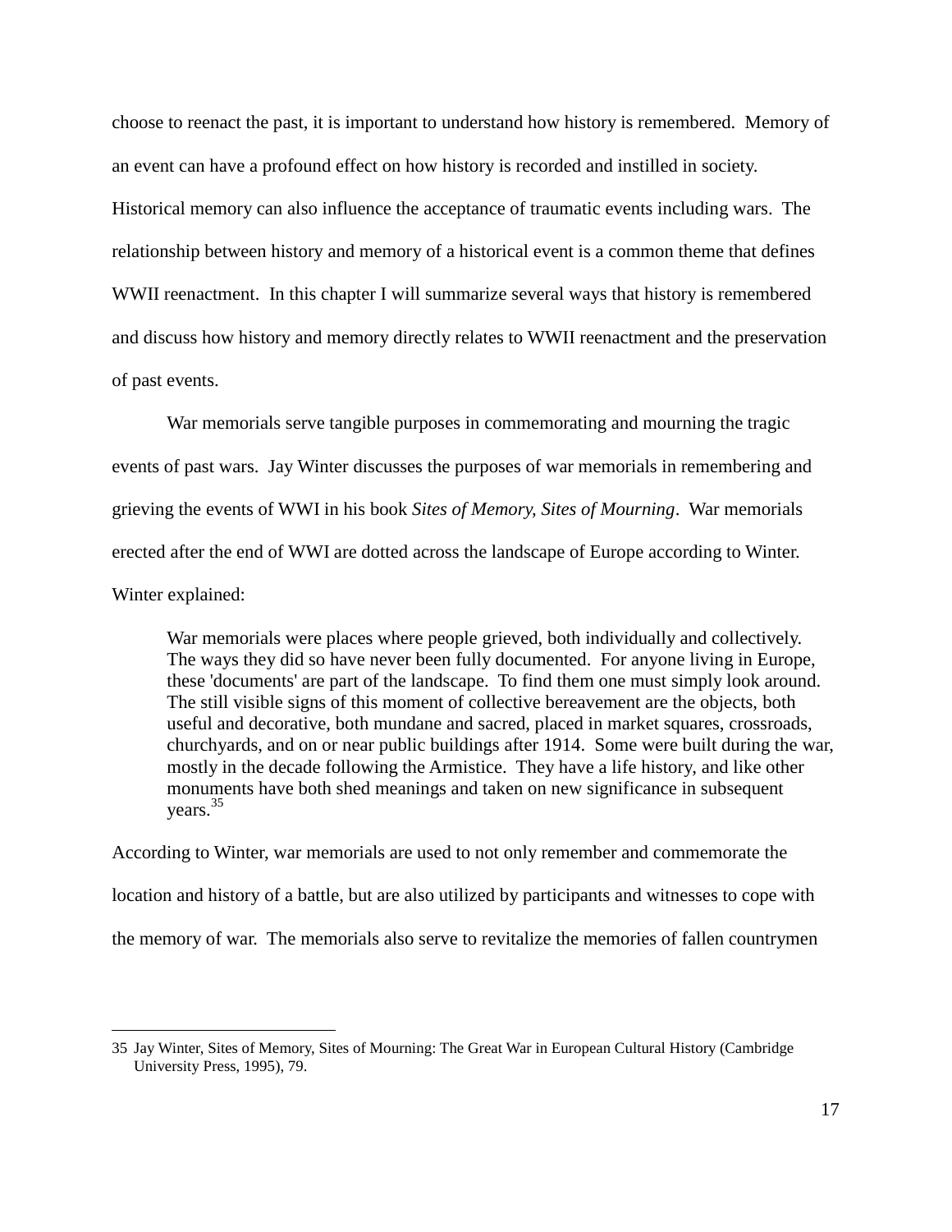choose to reenact the past, it is important to understand how history is remembered. Memory of an event can have a profound effect on how history is recorded and instilled in society. Historical memory can also influence the acceptance of traumatic events including wars. The relationship between history and memory of a historical event is a common theme that defines WWII reenactment. In this chapter I will summarize several ways that history is remembered and discuss how history and memory directly relates to WWII reenactment and the preservation of past events.

War memorials serve tangible purposes in commemorating and mourning the tragic events of past wars. Jay Winter discusses the purposes of war memorials in remembering and grieving the events of WWI in his book *Sites of Memory, Sites of Mourning*. War memorials erected after the end of WWI are dotted across the landscape of Europe according to Winter. Winter explained:

> War memorials were places where people grieved, both individually and collectively. The ways they did so have never been fully documented. For anyone living in Europe, these 'documents' are part of the landscape. To find them one must simply look around. The still visible signs of this moment of collective bereavement are the objects, both useful and decorative, both mundane and sacred, placed in market squares, crossroads, churchyards, and on or near public buildings after 1914. Some were built during the war, mostly in the decade following the Armistice. They have a life history, and like other monuments have both shed meanings and taken on new significance in subsequent years.[35]

According to Winter, war memorials are used to not only remember and commemorate the location and history of a battle, but are also utilized by participants and witnesses to cope with the memory of war. The memorials also serve to revitalize the memories of fallen countrymen

---

35 Jay Winter, Sites of Memory, Sites of Mourning: The Great War in European Cultural History (Cambridge University Press, 1995), 79.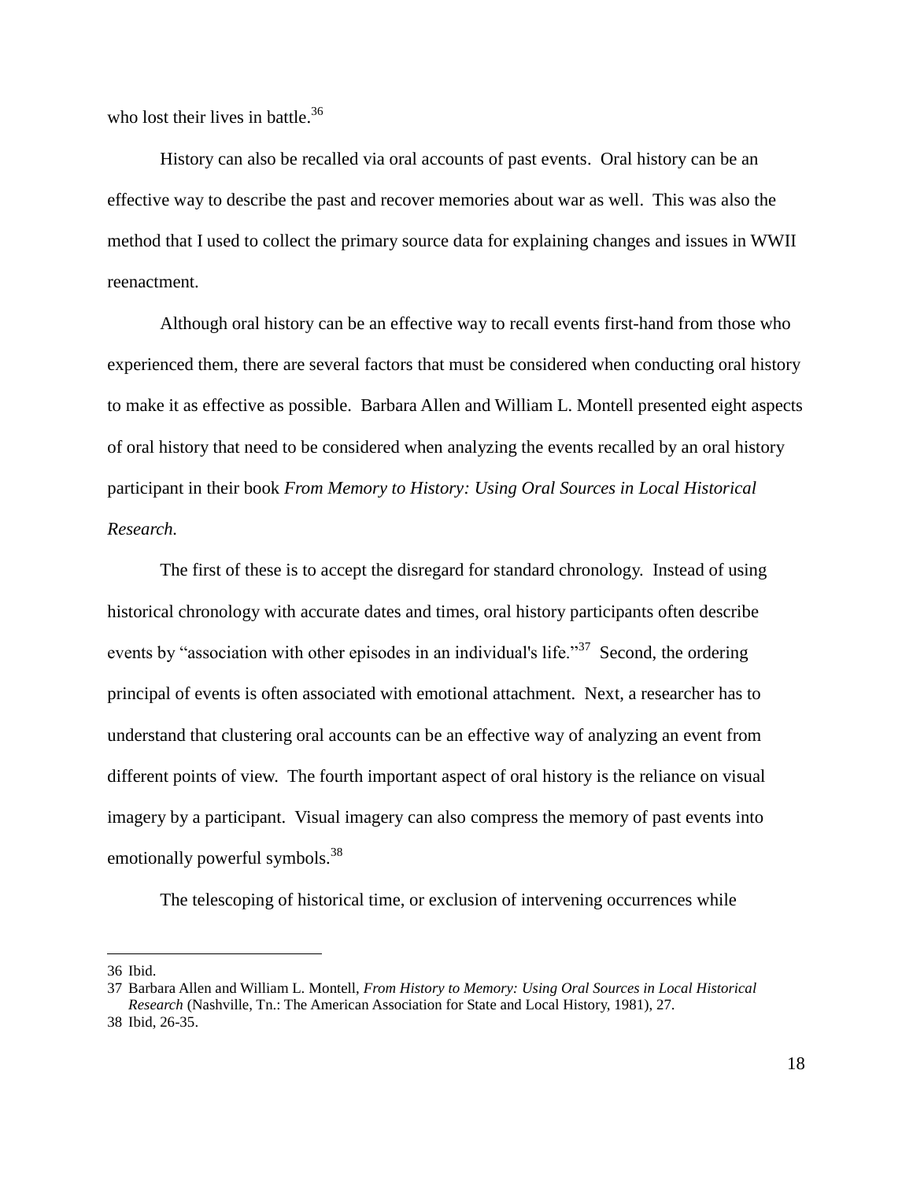who lost their lives in battle.[36]

History can also be recalled via oral accounts of past events. Oral history can be an effective way to describe the past and recover memories about war as well. This was also the method that I used to collect the primary source data for explaining changes and issues in WWII reenactment.

Although oral history can be an effective way to recall events first-hand from those who experienced them, there are several factors that must be considered when conducting oral history to make it as effective as possible. Barbara Allen and William L. Montell presented eight aspects of oral history that need to be considered when analyzing the events recalled by an oral history participant in their book *From Memory to History: Using Oral Sources in Local Historical Research.*

The first of these is to accept the disregard for standard chronology. Instead of using historical chronology with accurate dates and times, oral history participants often describe events by "association with other episodes in an individual's life."[37] Second, the ordering principal of events is often associated with emotional attachment. Next, a researcher has to understand that clustering oral accounts can be an effective way of analyzing an event from different points of view. The fourth important aspect of oral history is the reliance on visual imagery by a participant. Visual imagery can also compress the memory of past events into emotionally powerful symbols.[38]

The telescoping of historical time, or exclusion of intervening occurrences while

---

36 Ibid.

37 Barbara Allen and William L. Montell, *From History to Memory: Using Oral Sources in Local Historical Research* (Nashville, Tn.: The American Association for State and Local History, 1981), 27.

38 Ibid, 26-35.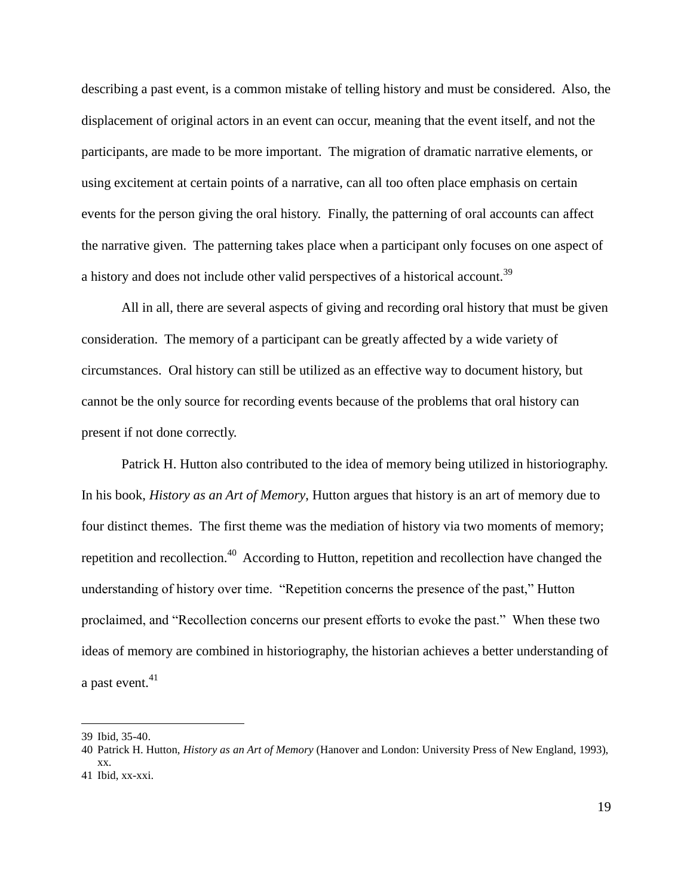describing a past event, is a common mistake of telling history and must be considered. Also, the displacement of original actors in an event can occur, meaning that the event itself, and not the participants, are made to be more important. The migration of dramatic narrative elements, or using excitement at certain points of a narrative, can all too often place emphasis on certain events for the person giving the oral history. Finally, the patterning of oral accounts can affect the narrative given. The patterning takes place when a participant only focuses on one aspect of a history and does not include other valid perspectives of a historical account.[39]

All in all, there are several aspects of giving and recording oral history that must be given consideration. The memory of a participant can be greatly affected by a wide variety of circumstances. Oral history can still be utilized as an effective way to document history, but cannot be the only source for recording events because of the problems that oral history can present if not done correctly.

Patrick H. Hutton also contributed to the idea of memory being utilized in historiography. In his book, *History as an Art of Memory*, Hutton argues that history is an art of memory due to four distinct themes. The first theme was the mediation of history via two moments of memory; repetition and recollection.[40] According to Hutton, repetition and recollection have changed the understanding of history over time. "Repetition concerns the presence of the past," Hutton proclaimed, and "Recollection concerns our present efforts to evoke the past." When these two ideas of memory are combined in historiography, the historian achieves a better understanding of a past event.[41]

---

39 Ibid, 35-40.

40 Patrick H. Hutton, *History as an Art of Memory* (Hanover and London: University Press of New England, 1993), xx.

41 Ibid, xx-xxi.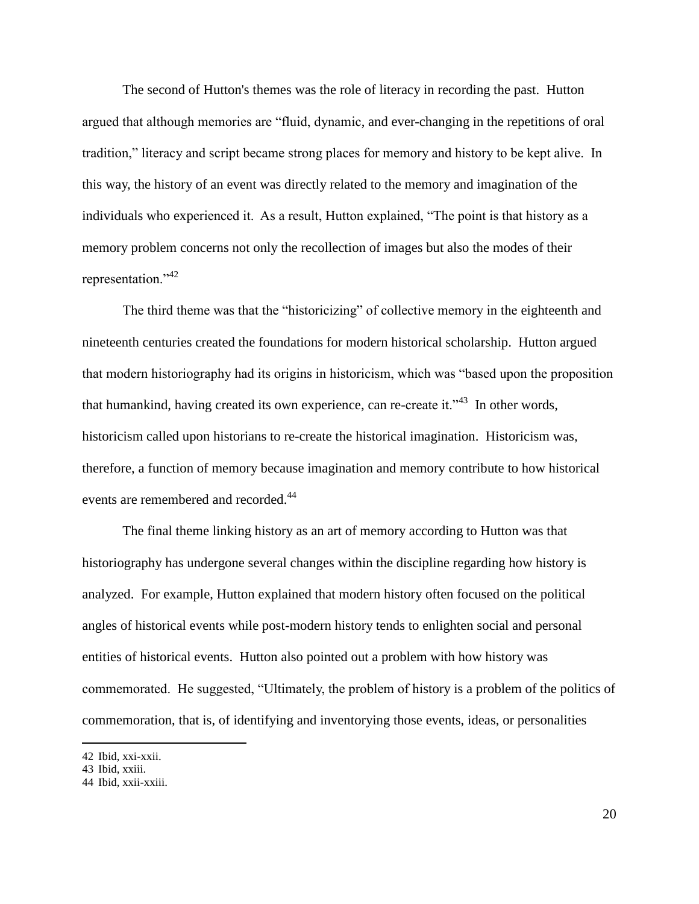The second of Hutton's themes was the role of literacy in recording the past. Hutton argued that although memories are "fluid, dynamic, and ever-changing in the repetitions of oral tradition," literacy and script became strong places for memory and history to be kept alive. In this way, the history of an event was directly related to the memory and imagination of the individuals who experienced it. As a result, Hutton explained, "The point is that history as a memory problem concerns not only the recollection of images but also the modes of their representation."[42]

The third theme was that the "historicizing" of collective memory in the eighteenth and nineteenth centuries created the foundations for modern historical scholarship. Hutton argued that modern historiography had its origins in historicism, which was "based upon the proposition that humankind, having created its own experience, can re-create it."[43] In other words, historicism called upon historians to re-create the historical imagination. Historicism was, therefore, a function of memory because imagination and memory contribute to how historical events are remembered and recorded.[44]

The final theme linking history as an art of memory according to Hutton was that historiography has undergone several changes within the discipline regarding how history is analyzed. For example, Hutton explained that modern history often focused on the political angles of historical events while post-modern history tends to enlighten social and personal entities of historical events. Hutton also pointed out a problem with how history was commemorated. He suggested, "Ultimately, the problem of history is a problem of the politics of commemoration, that is, of identifying and inventorying those events, ideas, or personalities

---

42 Ibid, xxi-xxii.

43 Ibid, xxiii.

44 Ibid, xxii-xxiii.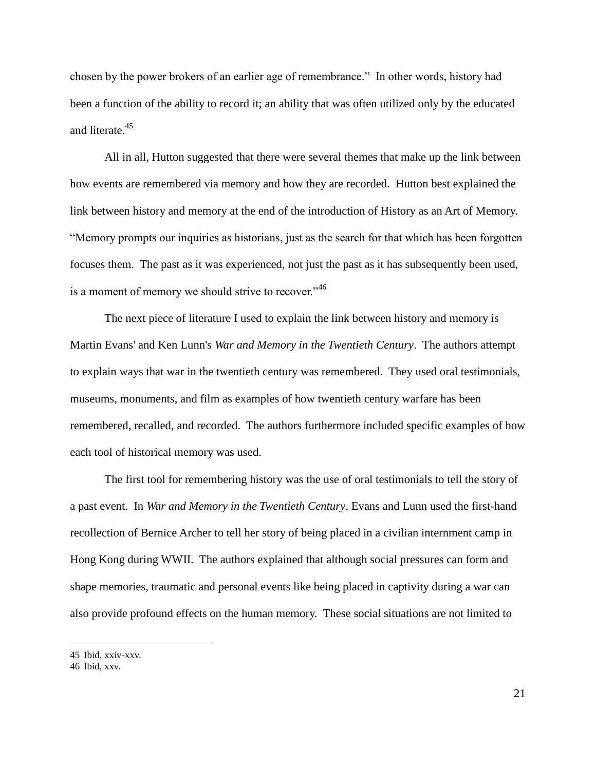chosen by the power brokers of an earlier age of remembrance." In other words, history had been a function of the ability to record it; an ability that was often utilized only by the educated and literate.[45]

All in all, Hutton suggested that there were several themes that make up the link between how events are remembered via memory and how they are recorded. Hutton best explained the link between history and memory at the end of the introduction of History as an Art of Memory. "Memory prompts our inquiries as historians, just as the search for that which has been forgotten focuses them. The past as it was experienced, not just the past as it has subsequently been used, is a moment of memory we should strive to recover."[46]

The next piece of literature I used to explain the link between history and memory is Martin Evans' and Ken Lunn's *War and Memory in the Twentieth Century*. The authors attempt to explain ways that war in the twentieth century was remembered. They used oral testimonials, museums, monuments, and film as examples of how twentieth century warfare has been remembered, recalled, and recorded. The authors furthermore included specific examples of how each tool of historical memory was used.

The first tool for remembering history was the use of oral testimonials to tell the story of a past event. In *War and Memory in the Twentieth Century*, Evans and Lunn used the first-hand recollection of Bernice Archer to tell her story of being placed in a civilian internment camp in Hong Kong during WWII. The authors explained that although social pressures can form and shape memories, traumatic and personal events like being placed in captivity during a war can also provide profound effects on the human memory. These social situations are not limited to

45 Ibid, xxiv-xxv.
46 Ibid, xxv.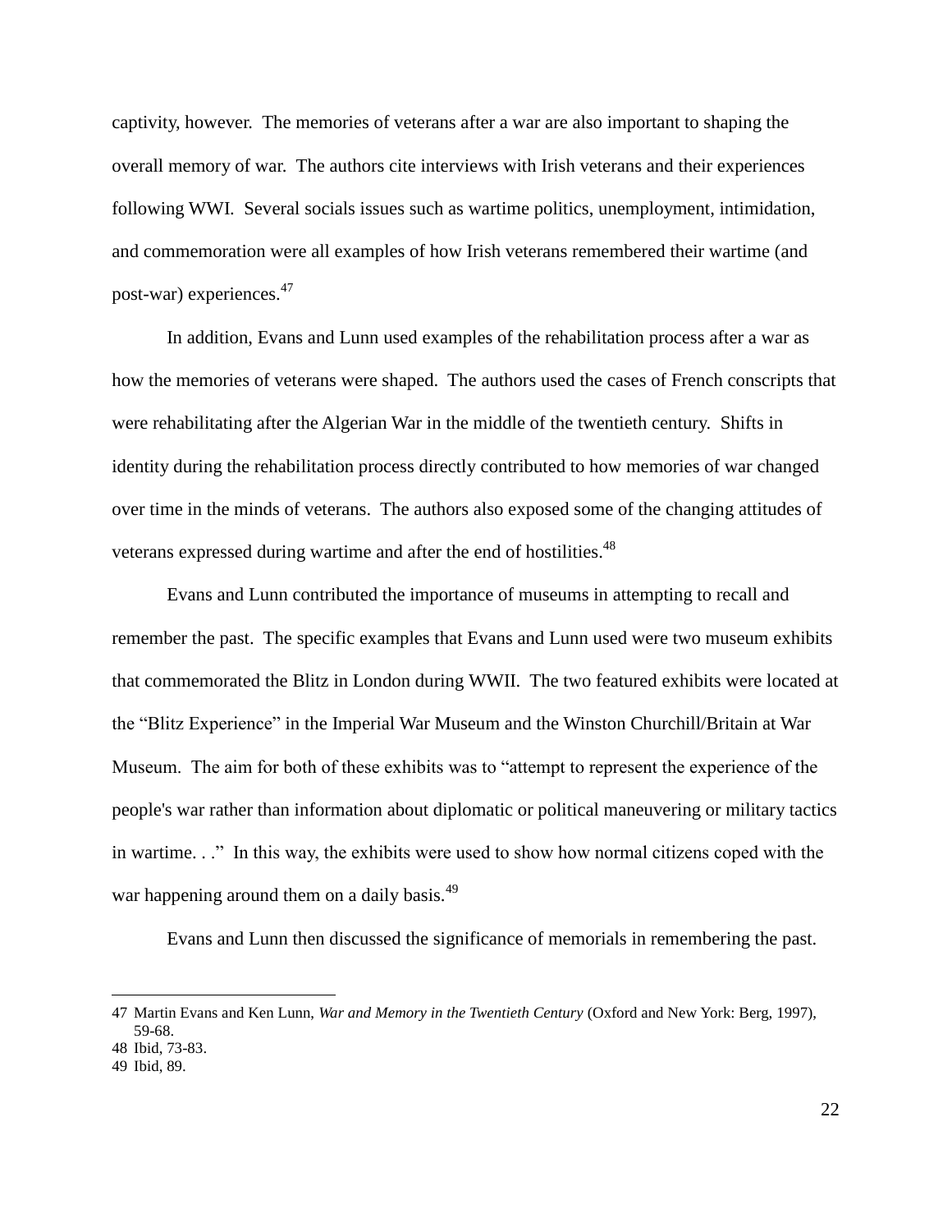captivity, however. The memories of veterans after a war are also important to shaping the overall memory of war. The authors cite interviews with Irish veterans and their experiences following WWI. Several socials issues such as wartime politics, unemployment, intimidation, and commemoration were all examples of how Irish veterans remembered their wartime (and post-war) experiences.[47]

In addition, Evans and Lunn used examples of the rehabilitation process after a war as how the memories of veterans were shaped. The authors used the cases of French conscripts that were rehabilitating after the Algerian War in the middle of the twentieth century. Shifts in identity during the rehabilitation process directly contributed to how memories of war changed over time in the minds of veterans. The authors also exposed some of the changing attitudes of veterans expressed during wartime and after the end of hostilities.[48]

Evans and Lunn contributed the importance of museums in attempting to recall and remember the past. The specific examples that Evans and Lunn used were two museum exhibits that commemorated the Blitz in London during WWII. The two featured exhibits were located at the "Blitz Experience" in the Imperial War Museum and the Winston Churchill/Britain at War Museum. The aim for both of these exhibits was to "attempt to represent the experience of the people's war rather than information about diplomatic or political maneuvering or military tactics in wartime. . ." In this way, the exhibits were used to show how normal citizens coped with the war happening around them on a daily basis.[49]

Evans and Lunn then discussed the significance of memorials in remembering the past.

---

47 Martin Evans and Ken Lunn, *War and Memory in the Twentieth Century* (Oxford and New York: Berg, 1997), 59-68.

48 Ibid, 73-83.

49 Ibid, 89.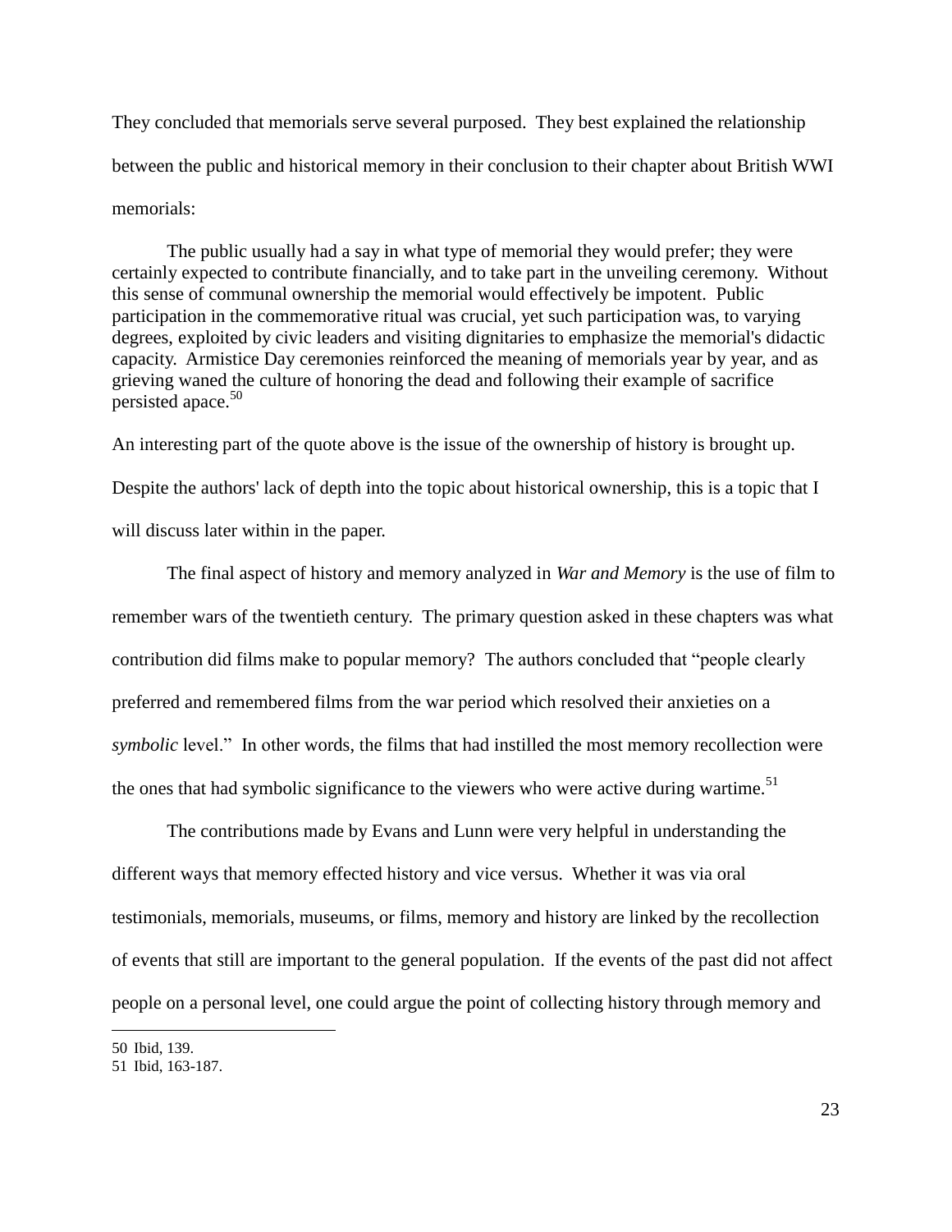They concluded that memorials serve several purposed. They best explained the relationship between the public and historical memory in their conclusion to their chapter about British WWI memorials:

> The public usually had a say in what type of memorial they would prefer; they were certainly expected to contribute financially, and to take part in the unveiling ceremony. Without this sense of communal ownership the memorial would effectively be impotent. Public participation in the commemorative ritual was crucial, yet such participation was, to varying degrees, exploited by civic leaders and visiting dignitaries to emphasize the memorial's didactic capacity. Armistice Day ceremonies reinforced the meaning of memorials year by year, and as grieving waned the culture of honoring the dead and following their example of sacrifice persisted apace.[50]

An interesting part of the quote above is the issue of the ownership of history is brought up. Despite the authors' lack of depth into the topic about historical ownership, this is a topic that I will discuss later within in the paper.

The final aspect of history and memory analyzed in *War and Memory* is the use of film to remember wars of the twentieth century. The primary question asked in these chapters was what contribution did films make to popular memory? The authors concluded that "people clearly preferred and remembered films from the war period which resolved their anxieties on a *symbolic* level." In other words, the films that had instilled the most memory recollection were the ones that had symbolic significance to the viewers who were active during wartime.[51]

The contributions made by Evans and Lunn were very helpful in understanding the different ways that memory effected history and vice versus. Whether it was via oral testimonials, memorials, museums, or films, memory and history are linked by the recollection of events that still are important to the general population. If the events of the past did not affect people on a personal level, one could argue the point of collecting history through memory and

---

50 Ibid, 139.

51 Ibid, 163-187.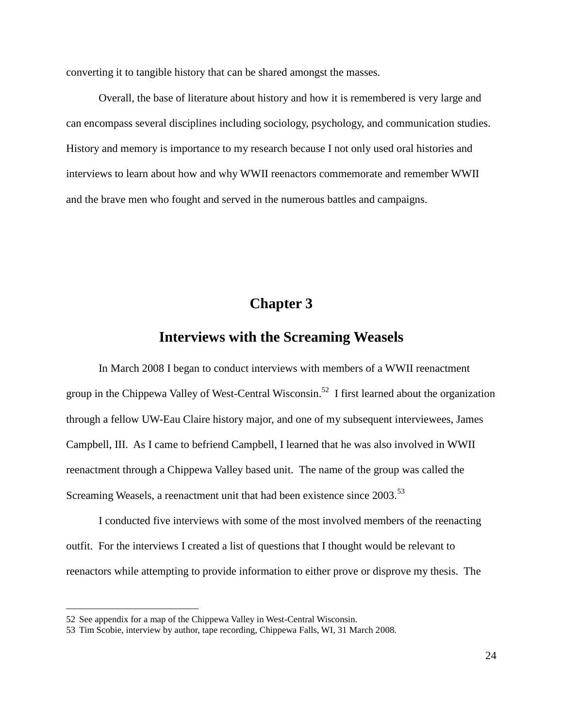converting it to tangible history that can be shared amongst the masses.

Overall, the base of literature about history and how it is remembered is very large and can encompass several disciplines including sociology, psychology, and communication studies. History and memory is importance to my research because I not only used oral histories and interviews to learn about how and why WWII reenactors commemorate and remember WWII and the brave men who fought and served in the numerous battles and campaigns.

# Chapter 3

## Interviews with the Screaming Weasels

In March 2008 I began to conduct interviews with members of a WWII reenactment group in the Chippewa Valley of West-Central Wisconsin.[52] I first learned about the organization through a fellow UW-Eau Claire history major, and one of my subsequent interviewees, James Campbell, III. As I came to befriend Campbell, I learned that he was also involved in WWII reenactment through a Chippewa Valley based unit. The name of the group was called the Screaming Weasels, a reenactment unit that had been existence since 2003.[53]

I conducted five interviews with some of the most involved members of the reenacting outfit. For the interviews I created a list of questions that I thought would be relevant to reenactors while attempting to provide information to either prove or disprove my thesis. The

---

52 See appendix for a map of the Chippewa Valley in West-Central Wisconsin.

53 Tim Scobie, interview by author, tape recording, Chippewa Falls, WI, 31 March 2008.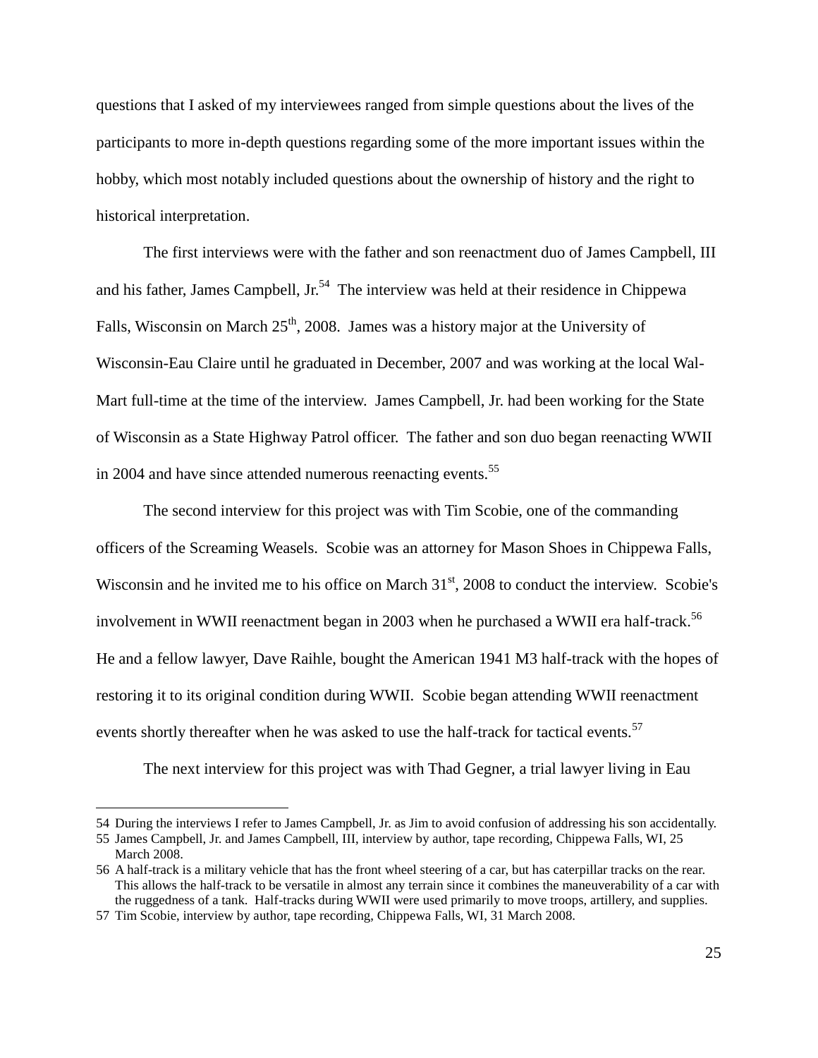questions that I asked of my interviewees ranged from simple questions about the lives of the participants to more in-depth questions regarding some of the more important issues within the hobby, which most notably included questions about the ownership of history and the right to historical interpretation.

The first interviews were with the father and son reenactment duo of James Campbell, III and his father, James Campbell, Jr.[54] The interview was held at their residence in Chippewa Falls, Wisconsin on March 25th, 2008. James was a history major at the University of Wisconsin-Eau Claire until he graduated in December, 2007 and was working at the local Wal-Mart full-time at the time of the interview. James Campbell, Jr. had been working for the State of Wisconsin as a State Highway Patrol officer. The father and son duo began reenacting WWII in 2004 and have since attended numerous reenacting events.[55]

The second interview for this project was with Tim Scobie, one of the commanding officers of the Screaming Weasels. Scobie was an attorney for Mason Shoes in Chippewa Falls, Wisconsin and he invited me to his office on March 31st, 2008 to conduct the interview. Scobie's involvement in WWII reenactment began in 2003 when he purchased a WWII era half-track.[56] He and a fellow lawyer, Dave Raihle, bought the American 1941 M3 half-track with the hopes of restoring it to its original condition during WWII. Scobie began attending WWII reenactment events shortly thereafter when he was asked to use the half-track for tactical events.[57]

The next interview for this project was with Thad Gegner, a trial lawyer living in Eau

---

54 During the interviews I refer to James Campbell, Jr. as Jim to avoid confusion of addressing his son accidentally.

55 James Campbell, Jr. and James Campbell, III, interview by author, tape recording, Chippewa Falls, WI, 25 March 2008.

56 A half-track is a military vehicle that has the front wheel steering of a car, but has caterpillar tracks on the rear. This allows the half-track to be versatile in almost any terrain since it combines the maneuverability of a car with the ruggedness of a tank. Half-tracks during WWII were used primarily to move troops, artillery, and supplies.

57 Tim Scobie, interview by author, tape recording, Chippewa Falls, WI, 31 March 2008.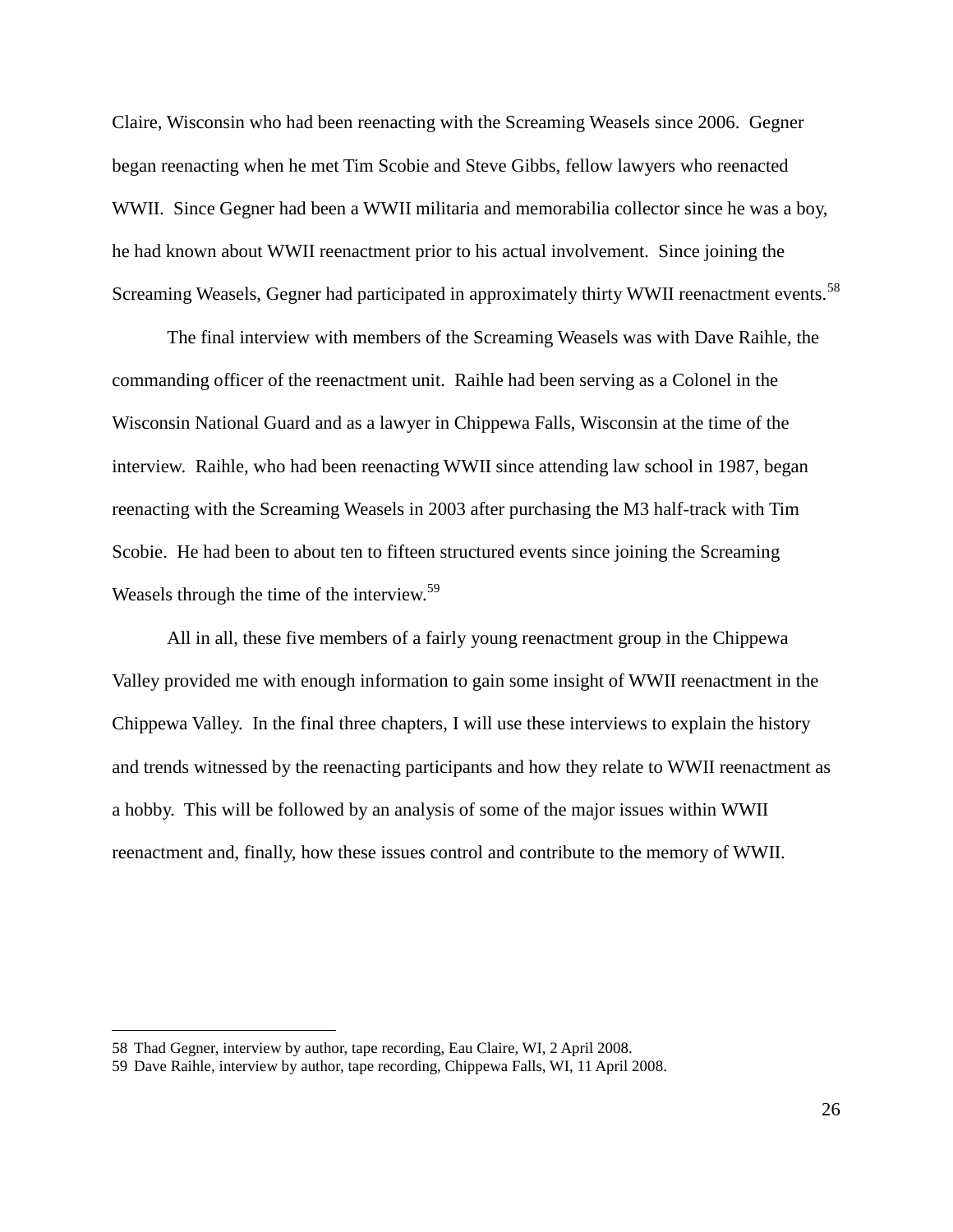Claire, Wisconsin who had been reenacting with the Screaming Weasels since 2006. Gegner began reenacting when he met Tim Scobie and Steve Gibbs, fellow lawyers who reenacted WWII. Since Gegner had been a WWII militaria and memorabilia collector since he was a boy, he had known about WWII reenactment prior to his actual involvement. Since joining the Screaming Weasels, Gegner had participated in approximately thirty WWII reenactment events.[58]

The final interview with members of the Screaming Weasels was with Dave Raihle, the commanding officer of the reenactment unit. Raihle had been serving as a Colonel in the Wisconsin National Guard and as a lawyer in Chippewa Falls, Wisconsin at the time of the interview. Raihle, who had been reenacting WWII since attending law school in 1987, began reenacting with the Screaming Weasels in 2003 after purchasing the M3 half-track with Tim Scobie. He had been to about ten to fifteen structured events since joining the Screaming Weasels through the time of the interview.[59]

All in all, these five members of a fairly young reenactment group in the Chippewa Valley provided me with enough information to gain some insight of WWII reenactment in the Chippewa Valley. In the final three chapters, I will use these interviews to explain the history and trends witnessed by the reenacting participants and how they relate to WWII reenactment as a hobby. This will be followed by an analysis of some of the major issues within WWII reenactment and, finally, how these issues control and contribute to the memory of WWII.

---

58 Thad Gegner, interview by author, tape recording, Eau Claire, WI, 2 April 2008.
59 Dave Raihle, interview by author, tape recording, Chippewa Falls, WI, 11 April 2008.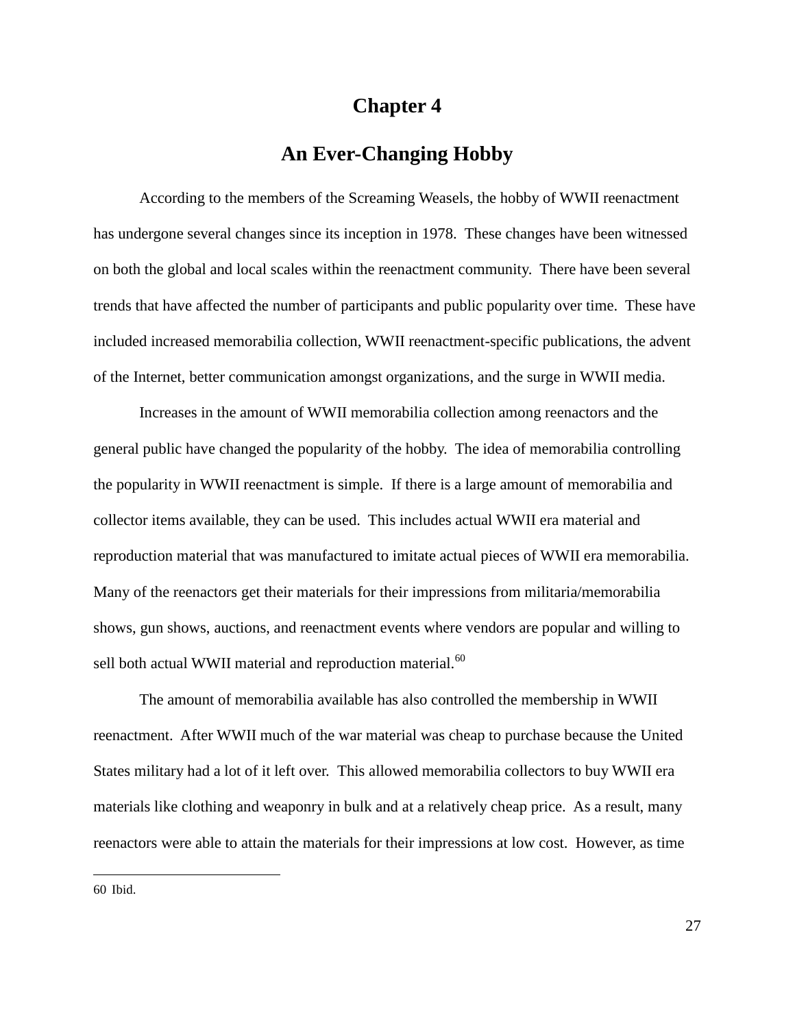# Chapter 4

## An Ever-Changing Hobby

According to the members of the Screaming Weasels, the hobby of WWII reenactment has undergone several changes since its inception in 1978. These changes have been witnessed on both the global and local scales within the reenactment community. There have been several trends that have affected the number of participants and public popularity over time. These have included increased memorabilia collection, WWII reenactment-specific publications, the advent of the Internet, better communication amongst organizations, and the surge in WWII media.

Increases in the amount of WWII memorabilia collection among reenactors and the general public have changed the popularity of the hobby. The idea of memorabilia controlling the popularity in WWII reenactment is simple. If there is a large amount of memorabilia and collector items available, they can be used. This includes actual WWII era material and reproduction material that was manufactured to imitate actual pieces of WWII era memorabilia. Many of the reenactors get their materials for their impressions from militaria/memorabilia shows, gun shows, auctions, and reenactment events where vendors are popular and willing to sell both actual WWII material and reproduction material.[60]

The amount of memorabilia available has also controlled the membership in WWII reenactment. After WWII much of the war material was cheap to purchase because the United States military had a lot of it left over. This allowed memorabilia collectors to buy WWII era materials like clothing and weaponry in bulk and at a relatively cheap price. As a result, many reenactors were able to attain the materials for their impressions at low cost. However, as time

60 Ibid.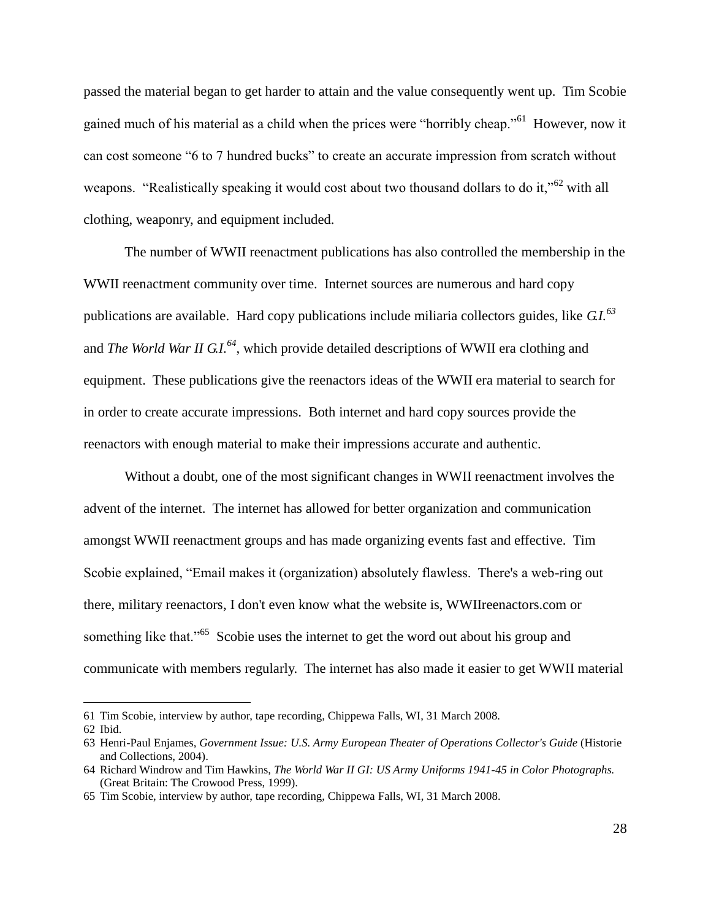passed the material began to get harder to attain and the value consequently went up. Tim Scobie gained much of his material as a child when the prices were "horribly cheap."[61] However, now it can cost someone "6 to 7 hundred bucks" to create an accurate impression from scratch without weapons. "Realistically speaking it would cost about two thousand dollars to do it,"[62] with all clothing, weaponry, and equipment included.

The number of WWII reenactment publications has also controlled the membership in the WWII reenactment community over time. Internet sources are numerous and hard copy publications are available. Hard copy publications include miliaria collectors guides, like *G.I.*[63] and *The World War II G.I.*[64], which provide detailed descriptions of WWII era clothing and equipment. These publications give the reenactors ideas of the WWII era material to search for in order to create accurate impressions. Both internet and hard copy sources provide the reenactors with enough material to make their impressions accurate and authentic.

Without a doubt, one of the most significant changes in WWII reenactment involves the advent of the internet. The internet has allowed for better organization and communication amongst WWII reenactment groups and has made organizing events fast and effective. Tim Scobie explained, "Email makes it (organization) absolutely flawless. There's a web-ring out there, military reenactors, I don't even know what the website is, WWIIreenactors.com or something like that."[65] Scobie uses the internet to get the word out about his group and communicate with members regularly. The internet has also made it easier to get WWII material

---

61 Tim Scobie, interview by author, tape recording, Chippewa Falls, WI, 31 March 2008.

62 Ibid.

63 Henri-Paul Enjames, *Government Issue: U.S. Army European Theater of Operations Collector's Guide* (Historie and Collections, 2004).

64 Richard Windrow and Tim Hawkins, *The World War II GI: US Army Uniforms 1941-45 in Color Photographs.* (Great Britain: The Crowood Press, 1999).

65 Tim Scobie, interview by author, tape recording, Chippewa Falls, WI, 31 March 2008.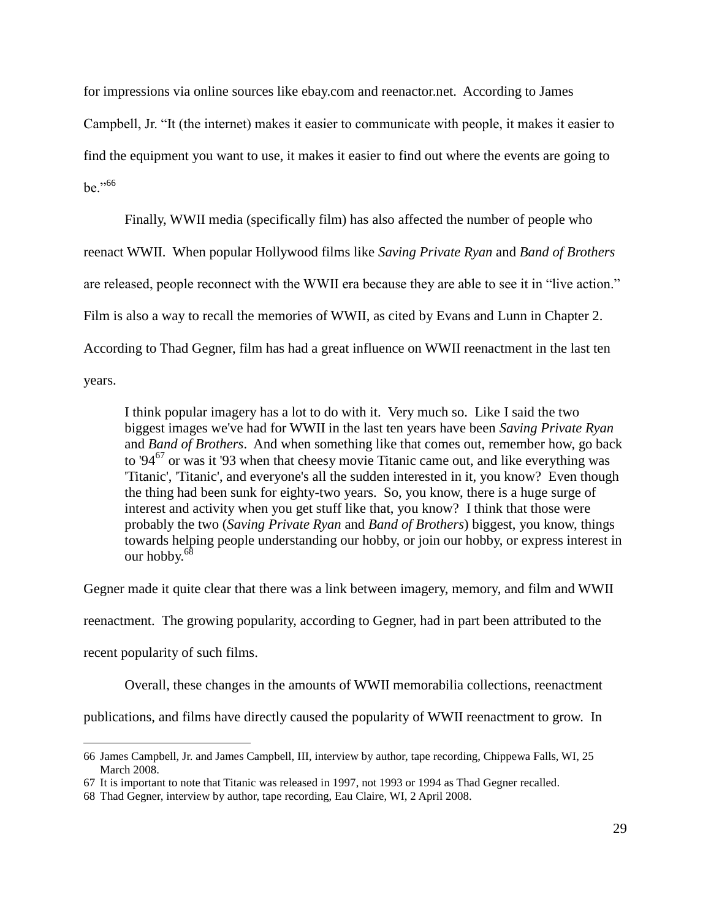for impressions via online sources like ebay.com and reenactor.net. According to James Campbell, Jr. "It (the internet) makes it easier to communicate with people, it makes it easier to find the equipment you want to use, it makes it easier to find out where the events are going to be."[66]

Finally, WWII media (specifically film) has also affected the number of people who reenact WWII. When popular Hollywood films like *Saving Private Ryan* and *Band of Brothers* are released, people reconnect with the WWII era because they are able to see it in "live action." Film is also a way to recall the memories of WWII, as cited by Evans and Lunn in Chapter 2. According to Thad Gegner, film has had a great influence on WWII reenactment in the last ten years.

> I think popular imagery has a lot to do with it. Very much so. Like I said the two biggest images we've had for WWII in the last ten years have been *Saving Private Ryan* and *Band of Brothers*. And when something like that comes out, remember how, go back to '94[67] or was it '93 when that cheesy movie Titanic came out, and like everything was 'Titanic', 'Titanic', and everyone's all the sudden interested in it, you know? Even though the thing had been sunk for eighty-two years. So, you know, there is a huge surge of interest and activity when you get stuff like that, you know? I think that those were probably the two (*Saving Private Ryan* and *Band of Brothers*) biggest, you know, things towards helping people understanding our hobby, or join our hobby, or express interest in our hobby.[68]

Gegner made it quite clear that there was a link between imagery, memory, and film and WWII reenactment. The growing popularity, according to Gegner, had in part been attributed to the recent popularity of such films.

Overall, these changes in the amounts of WWII memorabilia collections, reenactment publications, and films have directly caused the popularity of WWII reenactment to grow. In

---

66 James Campbell, Jr. and James Campbell, III, interview by author, tape recording, Chippewa Falls, WI, 25 March 2008.

67 It is important to note that Titanic was released in 1997, not 1993 or 1994 as Thad Gegner recalled.

68 Thad Gegner, interview by author, tape recording, Eau Claire, WI, 2 April 2008.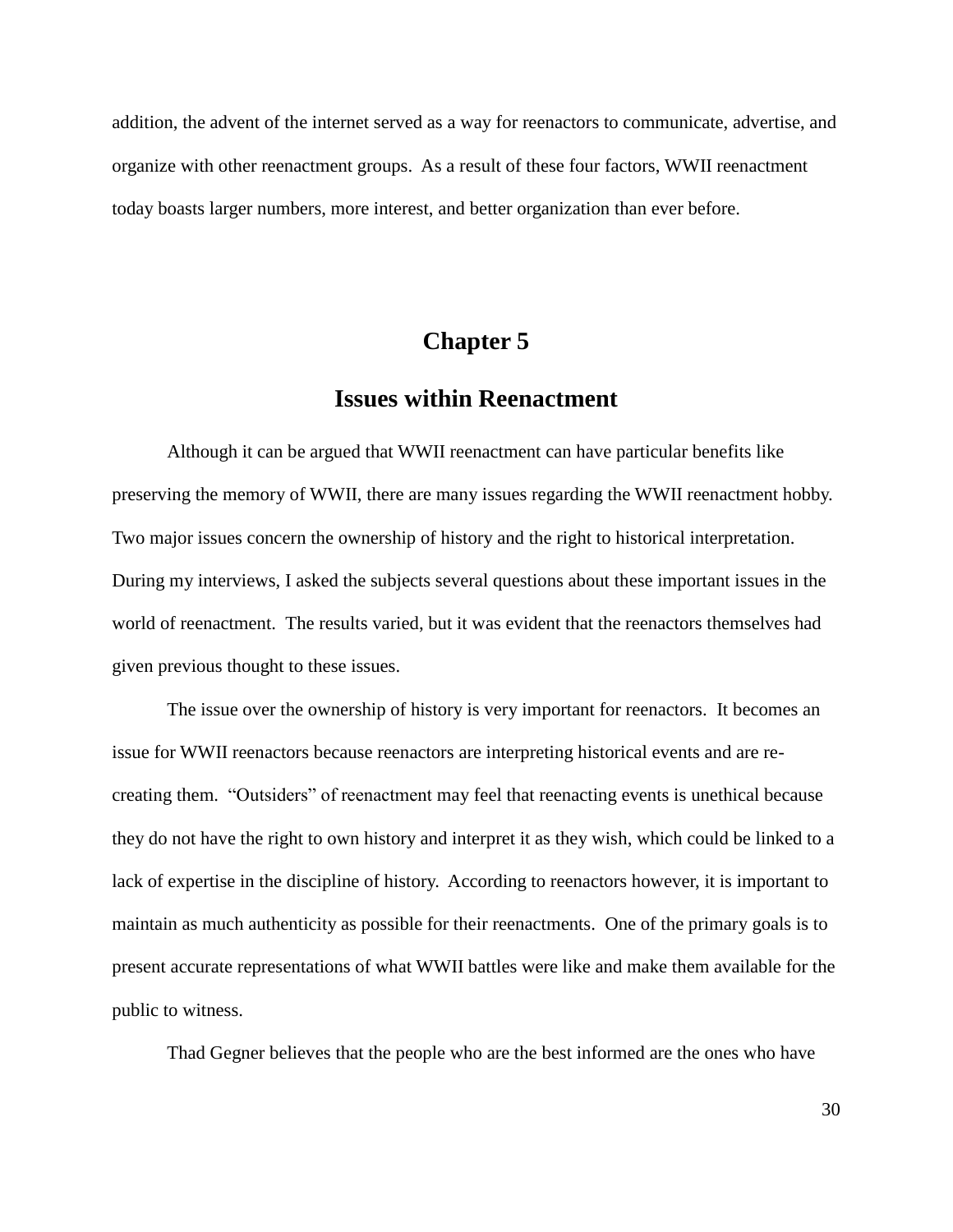addition, the advent of the internet served as a way for reenactors to communicate, advertise, and organize with other reenactment groups. As a result of these four factors, WWII reenactment today boasts larger numbers, more interest, and better organization than ever before.

# Chapter 5

## Issues within Reenactment

Although it can be argued that WWII reenactment can have particular benefits like preserving the memory of WWII, there are many issues regarding the WWII reenactment hobby. Two major issues concern the ownership of history and the right to historical interpretation. During my interviews, I asked the subjects several questions about these important issues in the world of reenactment. The results varied, but it was evident that the reenactors themselves had given previous thought to these issues.

The issue over the ownership of history is very important for reenactors. It becomes an issue for WWII reenactors because reenactors are interpreting historical events and are re-creating them. "Outsiders" of reenactment may feel that reenacting events is unethical because they do not have the right to own history and interpret it as they wish, which could be linked to a lack of expertise in the discipline of history. According to reenactors however, it is important to maintain as much authenticity as possible for their reenactments. One of the primary goals is to present accurate representations of what WWII battles were like and make them available for the public to witness.

Thad Gegner believes that the people who are the best informed are the ones who have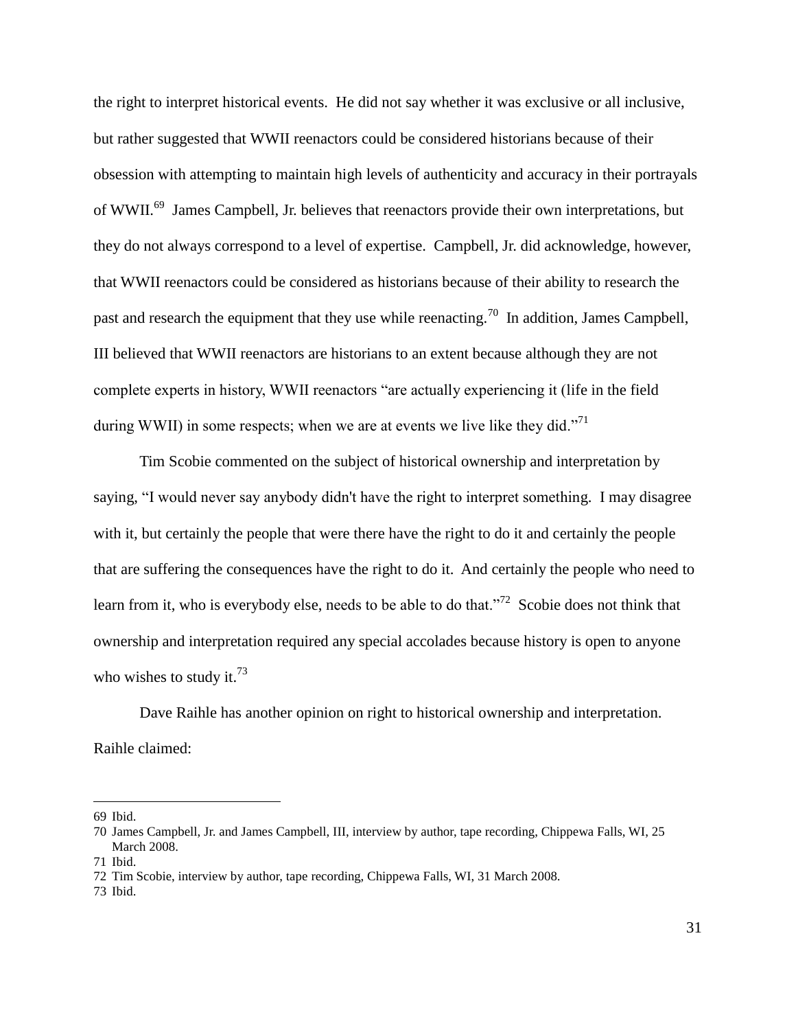the right to interpret historical events. He did not say whether it was exclusive or all inclusive, but rather suggested that WWII reenactors could be considered historians because of their obsession with attempting to maintain high levels of authenticity and accuracy in their portrayals of WWII.[69] James Campbell, Jr. believes that reenactors provide their own interpretations, but they do not always correspond to a level of expertise. Campbell, Jr. did acknowledge, however, that WWII reenactors could be considered as historians because of their ability to research the past and research the equipment that they use while reenacting.[70] In addition, James Campbell, III believed that WWII reenactors are historians to an extent because although they are not complete experts in history, WWII reenactors "are actually experiencing it (life in the field during WWII) in some respects; when we are at events we live like they did."[71]

Tim Scobie commented on the subject of historical ownership and interpretation by saying, "I would never say anybody didn't have the right to interpret something. I may disagree with it, but certainly the people that were there have the right to do it and certainly the people that are suffering the consequences have the right to do it. And certainly the people who need to learn from it, who is everybody else, needs to be able to do that."[72] Scobie does not think that ownership and interpretation required any special accolades because history is open to anyone who wishes to study it.[73]

Dave Raihle has another opinion on right to historical ownership and interpretation. Raihle claimed:

---

69 Ibid.

70 James Campbell, Jr. and James Campbell, III, interview by author, tape recording, Chippewa Falls, WI, 25 March 2008.

71 Ibid.

72 Tim Scobie, interview by author, tape recording, Chippewa Falls, WI, 31 March 2008.

73 Ibid.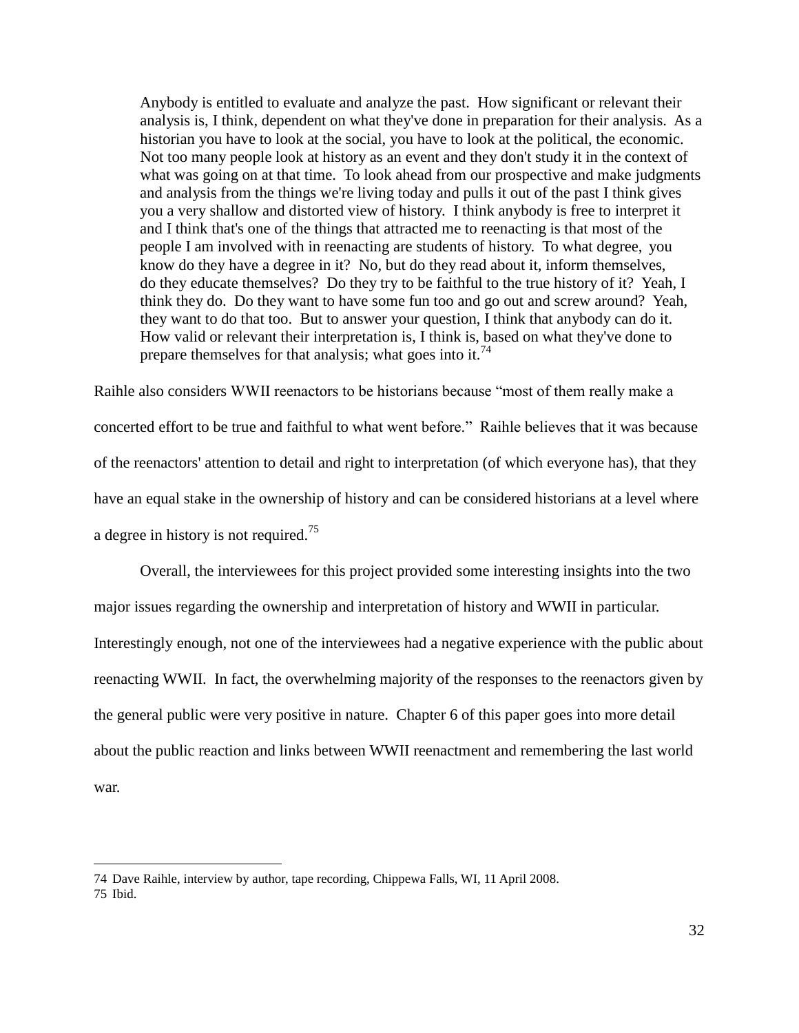> Anybody is entitled to evaluate and analyze the past. How significant or relevant their analysis is, I think, dependent on what they've done in preparation for their analysis. As a historian you have to look at the social, you have to look at the political, the economic. Not too many people look at history as an event and they don't study it in the context of what was going on at that time. To look ahead from our prospective and make judgments and analysis from the things we're living today and pulls it out of the past I think gives you a very shallow and distorted view of history. I think anybody is free to interpret it and I think that's one of the things that attracted me to reenacting is that most of the people I am involved with in reenacting are students of history. To what degree, you know do they have a degree in it? No, but do they read about it, inform themselves, do they educate themselves? Do they try to be faithful to the true history of it? Yeah, I think they do. Do they want to have some fun too and go out and screw around? Yeah, they want to do that too. But to answer your question, I think that anybody can do it. How valid or relevant their interpretation is, I think is, based on what they've done to prepare themselves for that analysis; what goes into it.[74]

Raihle also considers WWII reenactors to be historians because "most of them really make a concerted effort to be true and faithful to what went before." Raihle believes that it was because of the reenactors' attention to detail and right to interpretation (of which everyone has), that they have an equal stake in the ownership of history and can be considered historians at a level where a degree in history is not required.[75]

Overall, the interviewees for this project provided some interesting insights into the two major issues regarding the ownership and interpretation of history and WWII in particular. Interestingly enough, not one of the interviewees had a negative experience with the public about reenacting WWII. In fact, the overwhelming majority of the responses to the reenactors given by the general public were very positive in nature. Chapter 6 of this paper goes into more detail about the public reaction and links between WWII reenactment and remembering the last world war.

---

74 Dave Raihle, interview by author, tape recording, Chippewa Falls, WI, 11 April 2008.
75 Ibid.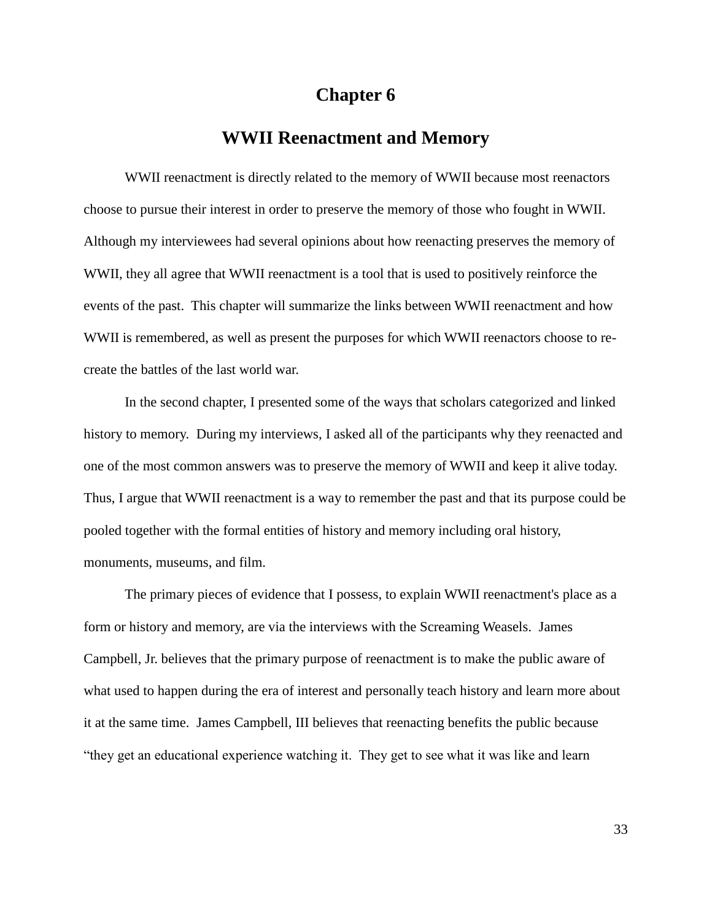# Chapter 6

## WWII Reenactment and Memory

WWII reenactment is directly related to the memory of WWII because most reenactors choose to pursue their interest in order to preserve the memory of those who fought in WWII. Although my interviewees had several opinions about how reenacting preserves the memory of WWII, they all agree that WWII reenactment is a tool that is used to positively reinforce the events of the past. This chapter will summarize the links between WWII reenactment and how WWII is remembered, as well as present the purposes for which WWII reenactors choose to re-create the battles of the last world war.

In the second chapter, I presented some of the ways that scholars categorized and linked history to memory. During my interviews, I asked all of the participants why they reenacted and one of the most common answers was to preserve the memory of WWII and keep it alive today. Thus, I argue that WWII reenactment is a way to remember the past and that its purpose could be pooled together with the formal entities of history and memory including oral history, monuments, museums, and film.

The primary pieces of evidence that I possess, to explain WWII reenactment's place as a form or history and memory, are via the interviews with the Screaming Weasels. James Campbell, Jr. believes that the primary purpose of reenactment is to make the public aware of what used to happen during the era of interest and personally teach history and learn more about it at the same time. James Campbell, III believes that reenacting benefits the public because "they get an educational experience watching it. They get to see what it was like and learn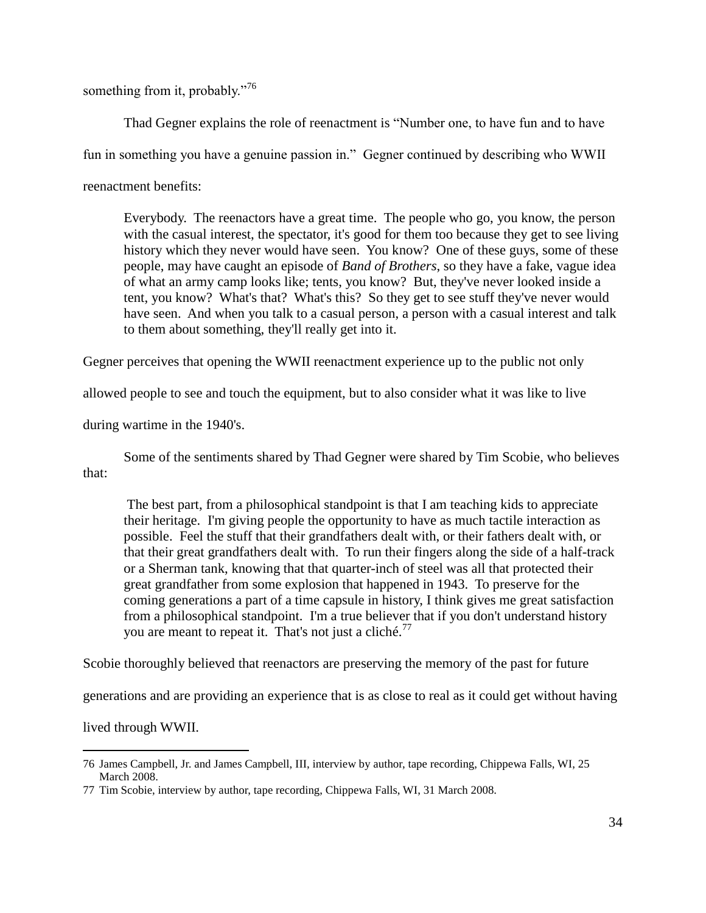something from it, probably."[76]

Thad Gegner explains the role of reenactment is "Number one, to have fun and to have fun in something you have a genuine passion in." Gegner continued by describing who WWII reenactment benefits:

> Everybody. The reenactors have a great time. The people who go, you know, the person with the casual interest, the spectator, it's good for them too because they get to see living history which they never would have seen. You know? One of these guys, some of these people, may have caught an episode of *Band of Brothers*, so they have a fake, vague idea of what an army camp looks like; tents, you know? But, they've never looked inside a tent, you know? What's that? What's this? So they get to see stuff they've never would have seen. And when you talk to a casual person, a person with a casual interest and talk to them about something, they'll really get into it.

Gegner perceives that opening the WWII reenactment experience up to the public not only allowed people to see and touch the equipment, but to also consider what it was like to live during wartime in the 1940's.

Some of the sentiments shared by Thad Gegner were shared by Tim Scobie, who believes that:

> The best part, from a philosophical standpoint is that I am teaching kids to appreciate their heritage. I'm giving people the opportunity to have as much tactile interaction as possible. Feel the stuff that their grandfathers dealt with, or their fathers dealt with, or that their great grandfathers dealt with. To run their fingers along the side of a half-track or a Sherman tank, knowing that that quarter-inch of steel was all that protected their great grandfather from some explosion that happened in 1943. To preserve for the coming generations a part of a time capsule in history, I think gives me great satisfaction from a philosophical standpoint. I'm a true believer that if you don't understand history you are meant to repeat it. That's not just a cliché.[77]

Scobie thoroughly believed that reenactors are preserving the memory of the past for future generations and are providing an experience that is as close to real as it could get without having lived through WWII.

---

76 James Campbell, Jr. and James Campbell, III, interview by author, tape recording, Chippewa Falls, WI, 25 March 2008.

77 Tim Scobie, interview by author, tape recording, Chippewa Falls, WI, 31 March 2008.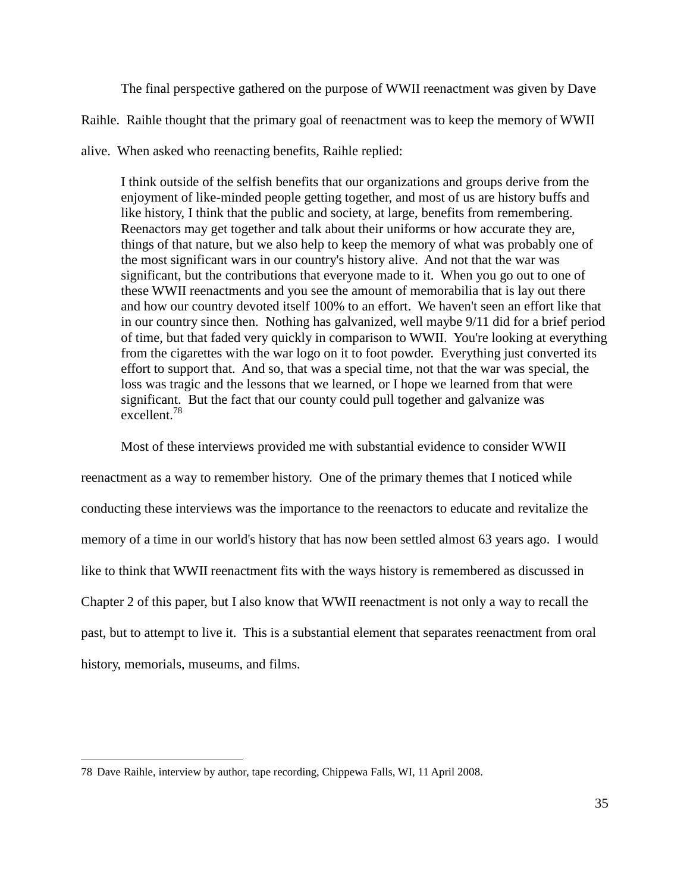The final perspective gathered on the purpose of WWII reenactment was given by Dave Raihle. Raihle thought that the primary goal of reenactment was to keep the memory of WWII alive. When asked who reenacting benefits, Raihle replied:

> I think outside of the selfish benefits that our organizations and groups derive from the enjoyment of like-minded people getting together, and most of us are history buffs and like history, I think that the public and society, at large, benefits from remembering. Reenactors may get together and talk about their uniforms or how accurate they are, things of that nature, but we also help to keep the memory of what was probably one of the most significant wars in our country's history alive. And not that the war was significant, but the contributions that everyone made to it. When you go out to one of these WWII reenactments and you see the amount of memorabilia that is lay out there and how our country devoted itself 100% to an effort. We haven't seen an effort like that in our country since then. Nothing has galvanized, well maybe 9/11 did for a brief period of time, but that faded very quickly in comparison to WWII. You're looking at everything from the cigarettes with the war logo on it to foot powder. Everything just converted its effort to support that. And so, that was a special time, not that the war was special, the loss was tragic and the lessons that we learned, or I hope we learned from that were significant. But the fact that our county could pull together and galvanize was excellent.[78]

Most of these interviews provided me with substantial evidence to consider WWII reenactment as a way to remember history. One of the primary themes that I noticed while conducting these interviews was the importance to the reenactors to educate and revitalize the memory of a time in our world's history that has now been settled almost 63 years ago. I would like to think that WWII reenactment fits with the ways history is remembered as discussed in Chapter 2 of this paper, but I also know that WWII reenactment is not only a way to recall the past, but to attempt to live it. This is a substantial element that separates reenactment from oral history, memorials, museums, and films.

---

78 Dave Raihle, interview by author, tape recording, Chippewa Falls, WI, 11 April 2008.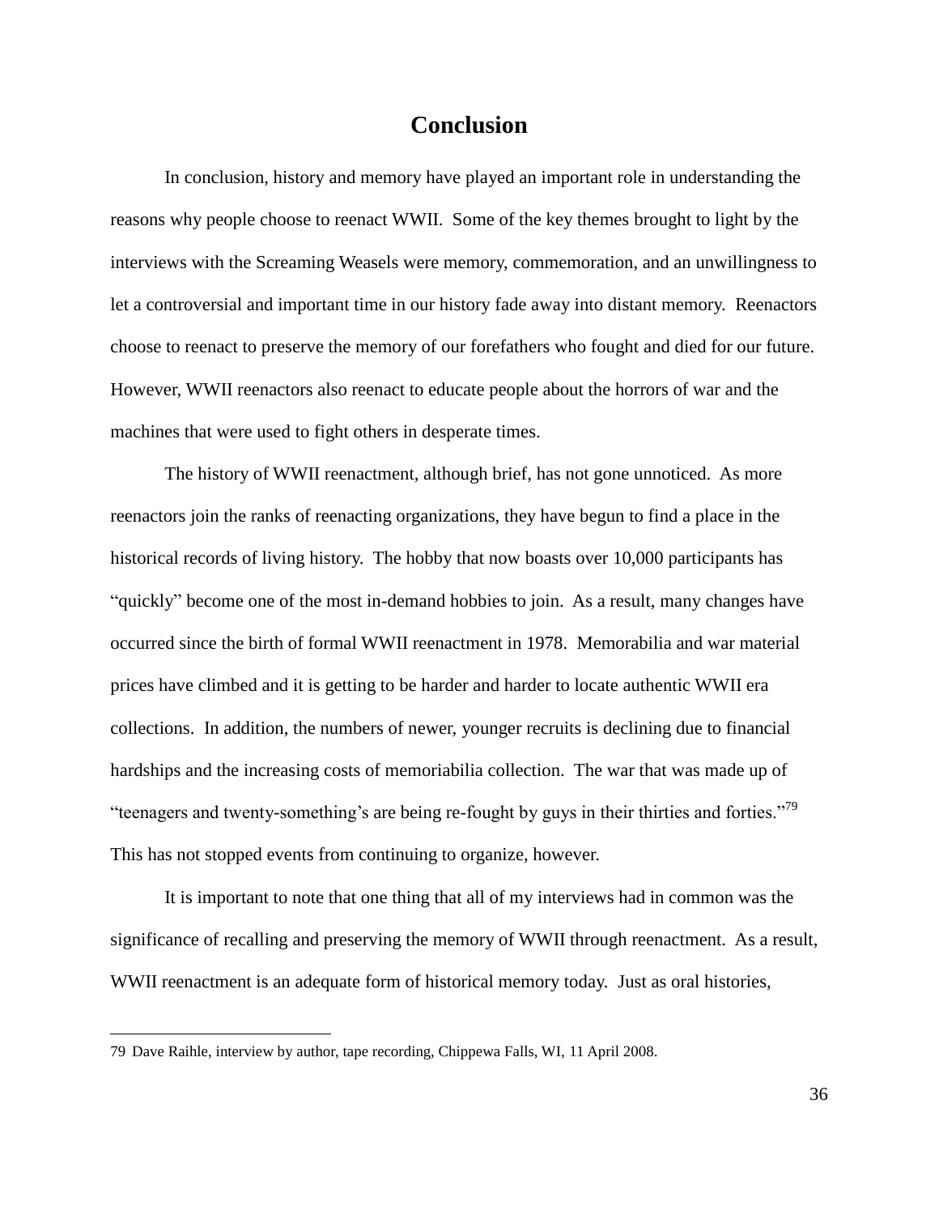# Conclusion

In conclusion, history and memory have played an important role in understanding the reasons why people choose to reenact WWII. Some of the key themes brought to light by the interviews with the Screaming Weasels were memory, commemoration, and an unwillingness to let a controversial and important time in our history fade away into distant memory. Reenactors choose to reenact to preserve the memory of our forefathers who fought and died for our future. However, WWII reenactors also reenact to educate people about the horrors of war and the machines that were used to fight others in desperate times.

The history of WWII reenactment, although brief, has not gone unnoticed. As more reenactors join the ranks of reenacting organizations, they have begun to find a place in the historical records of living history. The hobby that now boasts over 10,000 participants has "quickly" become one of the most in-demand hobbies to join. As a result, many changes have occurred since the birth of formal WWII reenactment in 1978. Memorabilia and war material prices have climbed and it is getting to be harder and harder to locate authentic WWII era collections. In addition, the numbers of newer, younger recruits is declining due to financial hardships and the increasing costs of memoriabilia collection. The war that was made up of "teenagers and twenty-something's are being re-fought by guys in their thirties and forties."[79] This has not stopped events from continuing to organize, however.

It is important to note that one thing that all of my interviews had in common was the significance of recalling and preserving the memory of WWII through reenactment. As a result, WWII reenactment is an adequate form of historical memory today. Just as oral histories,

---

79 Dave Raihle, interview by author, tape recording, Chippewa Falls, WI, 11 April 2008.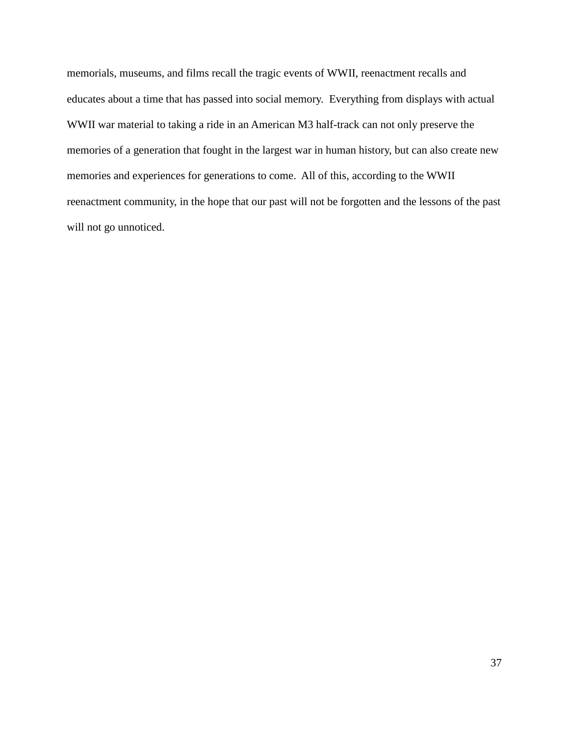memorials, museums, and films recall the tragic events of WWII, reenactment recalls and educates about a time that has passed into social memory.  Everything from displays with actual WWII war material to taking a ride in an American M3 half-track can not only preserve the memories of a generation that fought in the largest war in human history, but can also create new memories and experiences for generations to come.  All of this, according to the WWII reenactment community, in the hope that our past will not be forgotten and the lessons of the past will not go unnoticed.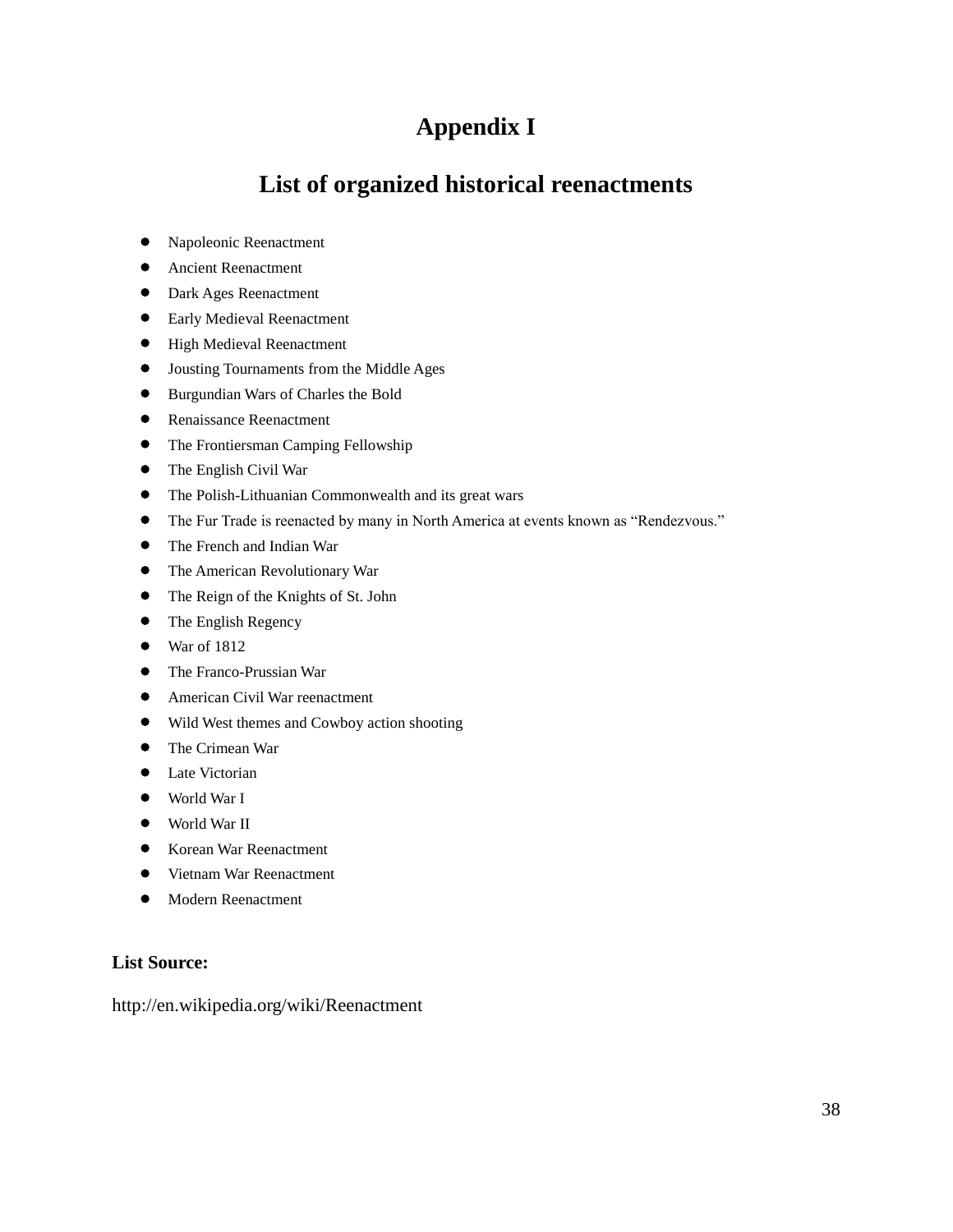# Appendix I

## List of organized historical reenactments

- Napoleonic Reenactment
- Ancient Reenactment
- Dark Ages Reenactment
- Early Medieval Reenactment
- High Medieval Reenactment
- Jousting Tournaments from the Middle Ages
- Burgundian Wars of Charles the Bold
- Renaissance Reenactment
- The Frontiersman Camping Fellowship
- The English Civil War
- The Polish-Lithuanian Commonwealth and its great wars
- The Fur Trade is reenacted by many in North America at events known as "Rendezvous."
- The French and Indian War
- The American Revolutionary War
- The Reign of the Knights of St. John
- The English Regency
- War of 1812
- The Franco-Prussian War
- American Civil War reenactment
- Wild West themes and Cowboy action shooting
- The Crimean War
- Late Victorian
- World War I
- World War II
- Korean War Reenactment
- Vietnam War Reenactment
- Modern Reenactment

**List Source:**

http://en.wikipedia.org/wiki/Reenactment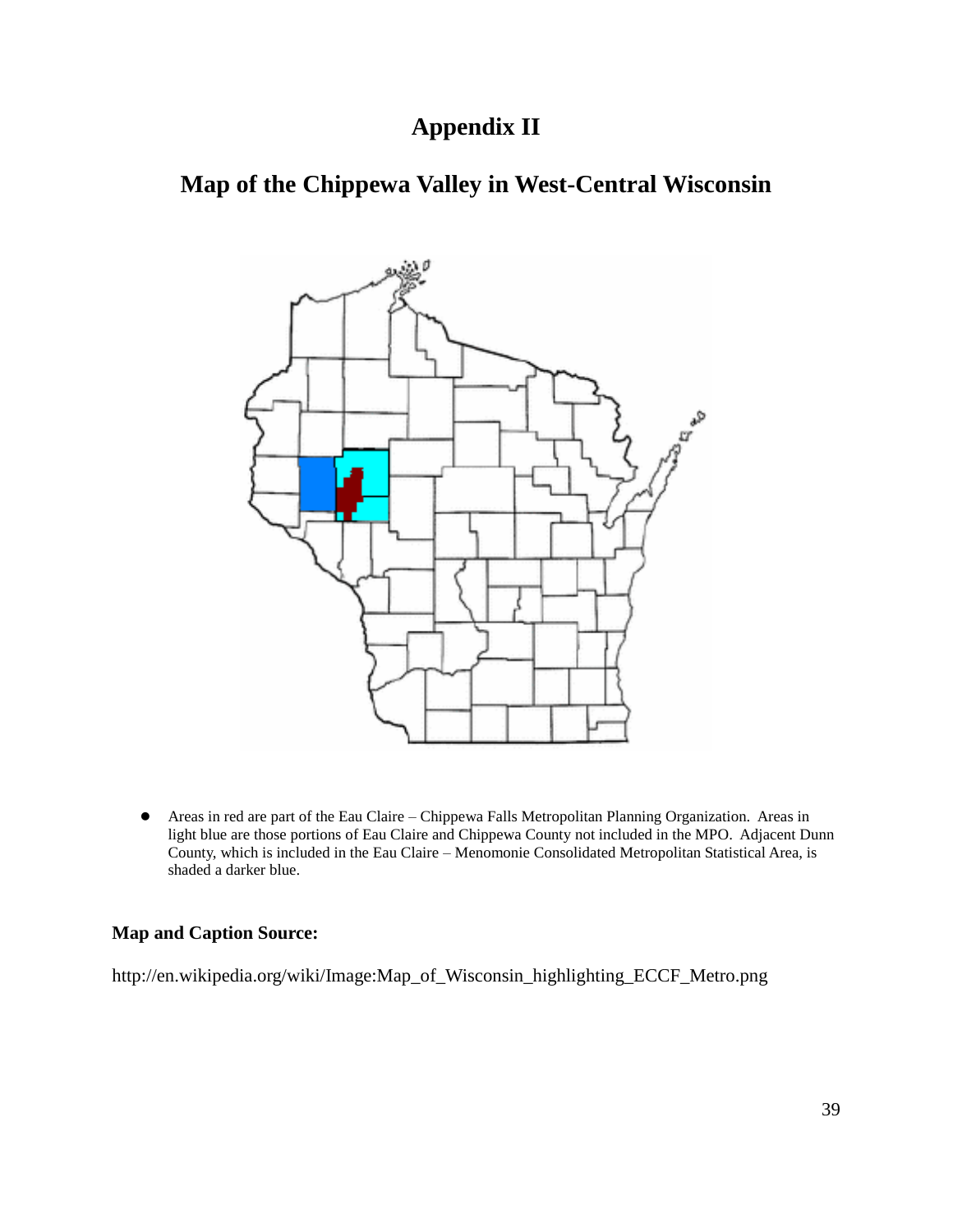# Appendix II

## Map of the Chippewa Valley in West-Central Wisconsin

- Areas in red are part of the Eau Claire – Chippewa Falls Metropolitan Planning Organization. Areas in light blue are those portions of Eau Claire and Chippewa County not included in the MPO. Adjacent Dunn County, which is included in the Eau Claire – Menomonie Consolidated Metropolitan Statistical Area, is shaded a darker blue.

**Map and Caption Source:**

http://en.wikipedia.org/wiki/Image:Map_of_Wisconsin_highlighting_ECCF_Metro.png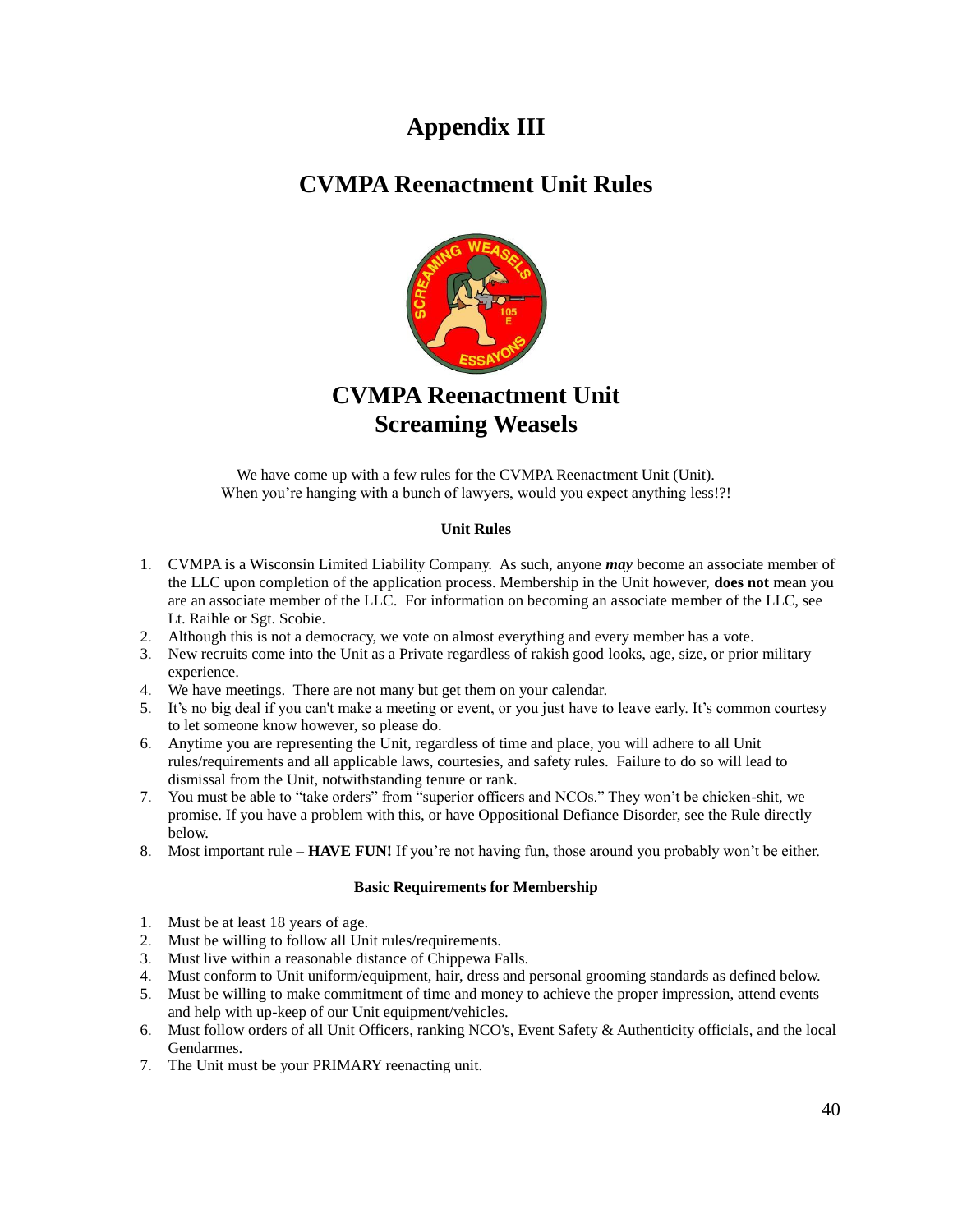# Appendix III

## CVMPA Reenactment Unit Rules

## CVMPA Reenactment Unit Screaming Weasels

We have come up with a few rules for the CVMPA Reenactment Unit (Unit). When you're hanging with a bunch of lawyers, would you expect anything less!?!

**Unit Rules**

1. CVMPA is a Wisconsin Limited Liability Company. As such, anyone ***may*** become an associate member of the LLC upon completion of the application process. Membership in the Unit however, **does not** mean you are an associate member of the LLC. For information on becoming an associate member of the LLC, see Lt. Raihle or Sgt. Scobie.
2. Although this is not a democracy, we vote on almost everything and every member has a vote.
3. New recruits come into the Unit as a Private regardless of rakish good looks, age, size, or prior military experience.
4. We have meetings. There are not many but get them on your calendar.
5. It's no big deal if you can't make a meeting or event, or you just have to leave early. It's common courtesy to let someone know however, so please do.
6. Anytime you are representing the Unit, regardless of time and place, you will adhere to all Unit rules/requirements and all applicable laws, courtesies, and safety rules. Failure to do so will lead to dismissal from the Unit, notwithstanding tenure or rank.
7. You must be able to "take orders" from "superior officers and NCOs." They won't be chicken-shit, we promise. If you have a problem with this, or have Oppositional Defiance Disorder, see the Rule directly below.
8. Most important rule – **HAVE FUN!** If you're not having fun, those around you probably won't be either.

**Basic Requirements for Membership**

1. Must be at least 18 years of age.
2. Must be willing to follow all Unit rules/requirements.
3. Must live within a reasonable distance of Chippewa Falls.
4. Must conform to Unit uniform/equipment, hair, dress and personal grooming standards as defined below.
5. Must be willing to make commitment of time and money to achieve the proper impression, attend events and help with up-keep of our Unit equipment/vehicles.
6. Must follow orders of all Unit Officers, ranking NCO's, Event Safety & Authenticity officials, and the local Gendarmes.
7. The Unit must be your PRIMARY reenacting unit.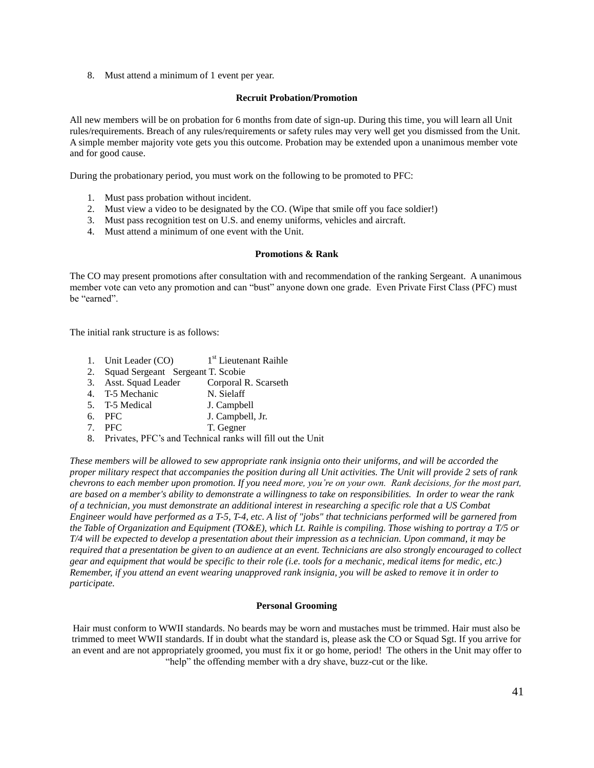8. Must attend a minimum of 1 event per year.

**Recruit Probation/Promotion**

All new members will be on probation for 6 months from date of sign-up. During this time, you will learn all Unit rules/requirements. Breach of any rules/requirements or safety rules may very well get you dismissed from the Unit. A simple member majority vote gets you this outcome. Probation may be extended upon a unanimous member vote and for good cause.

During the probationary period, you must work on the following to be promoted to PFC:

1. Must pass probation without incident.
2. Must view a video to be designated by the CO. (Wipe that smile off you face soldier!)
3. Must pass recognition test on U.S. and enemy uniforms, vehicles and aircraft.
4. Must attend a minimum of one event with the Unit.

**Promotions & Rank**

The CO may present promotions after consultation with and recommendation of the ranking Sergeant. A unanimous member vote can veto any promotion and can "bust" anyone down one grade. Even Private First Class (PFC) must be "earned".

The initial rank structure is as follows:

1. Unit Leader (CO) 1st Lieutenant Raihle
2. Squad Sergeant Sergeant T. Scobie
3. Asst. Squad Leader Corporal R. Scarseth
4. T-5 Mechanic N. Sielaff
5. T-5 Medical J. Campbell
6. PFC J. Campbell, Jr.
7. PFC T. Gegner
8. Privates, PFC's and Technical ranks will fill out the Unit

*These members will be allowed to sew appropriate rank insignia onto their uniforms, and will be accorded the proper military respect that accompanies the position during all Unit activities. The Unit will provide 2 sets of rank chevrons to each member upon promotion. If you need more, you're on your own. Rank decisions, for the most part, are based on a member's ability to demonstrate a willingness to take on responsibilities. In order to wear the rank of a technician, you must demonstrate an additional interest in researching a specific role that a US Combat Engineer would have performed as a T-5, T-4, etc. A list of "jobs" that technicians performed will be garnered from the Table of Organization and Equipment (TO&E), which Lt. Raihle is compiling. Those wishing to portray a T/5 or T/4 will be expected to develop a presentation about their impression as a technician. Upon command, it may be required that a presentation be given to an audience at an event. Technicians are also strongly encouraged to collect gear and equipment that would be specific to their role (i.e. tools for a mechanic, medical items for medic, etc.) Remember, if you attend an event wearing unapproved rank insignia, you will be asked to remove it in order to participate.*

**Personal Grooming**

Hair must conform to WWII standards. No beards may be worn and mustaches must be trimmed. Hair must also be trimmed to meet WWII standards. If in doubt what the standard is, please ask the CO or Squad Sgt. If you arrive for an event and are not appropriately groomed, you must fix it or go home, period! The others in the Unit may offer to "help" the offending member with a dry shave, buzz-cut or the like.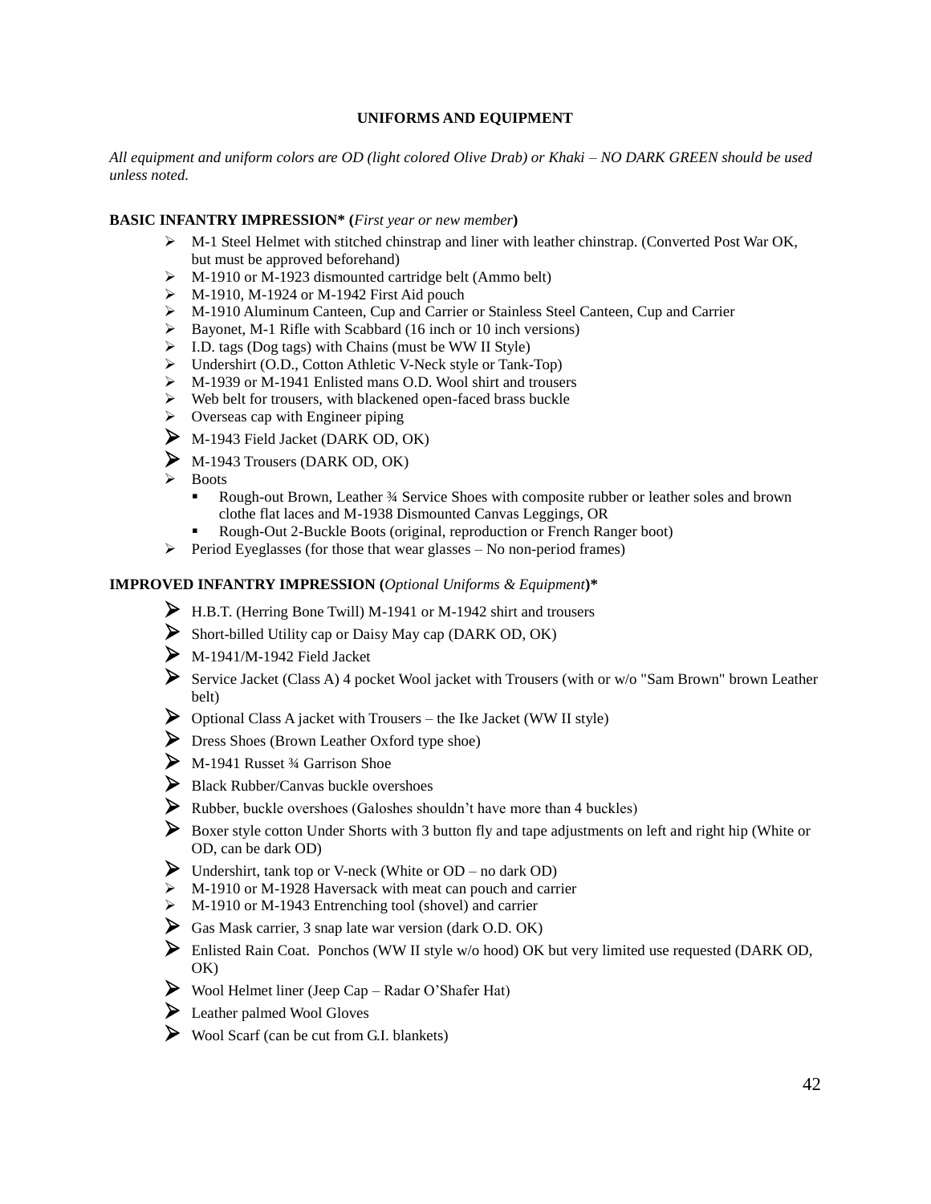## UNIFORMS AND EQUIPMENT

*All equipment and uniform colors are OD (light colored Olive Drab) or Khaki – NO DARK GREEN should be used unless noted.*

**BASIC INFANTRY IMPRESSION\* (*First year or new member*)**

- M-1 Steel Helmet with stitched chinstrap and liner with leather chinstrap. (Converted Post War OK, but must be approved beforehand)
- M-1910 or M-1923 dismounted cartridge belt (Ammo belt)
- M-1910, M-1924 or M-1942 First Aid pouch
- M-1910 Aluminum Canteen, Cup and Carrier or Stainless Steel Canteen, Cup and Carrier
- Bayonet, M-1 Rifle with Scabbard (16 inch or 10 inch versions)
- I.D. tags (Dog tags) with Chains (must be WW II Style)
- Undershirt (O.D., Cotton Athletic V-Neck style or Tank-Top)
- M-1939 or M-1941 Enlisted mans O.D. Wool shirt and trousers
- Web belt for trousers, with blackened open-faced brass buckle
- Overseas cap with Engineer piping
- M-1943 Field Jacket (DARK OD, OK)
- M-1943 Trousers (DARK OD, OK)
- Boots
  - Rough-out Brown, Leather ¾ Service Shoes with composite rubber or leather soles and brown clothe flat laces and M-1938 Dismounted Canvas Leggings, OR
  - Rough-Out 2-Buckle Boots (original, reproduction or French Ranger boot)
- Period Eyeglasses (for those that wear glasses – No non-period frames)

**IMPROVED INFANTRY IMPRESSION (*Optional Uniforms & Equipment*)\***

- H.B.T. (Herring Bone Twill) M-1941 or M-1942 shirt and trousers
- Short-billed Utility cap or Daisy May cap (DARK OD, OK)
- M-1941/M-1942 Field Jacket
- Service Jacket (Class A) 4 pocket Wool jacket with Trousers (with or w/o "Sam Brown" brown Leather belt)
- Optional Class A jacket with Trousers – the Ike Jacket (WW II style)
- Dress Shoes (Brown Leather Oxford type shoe)
- M-1941 Russet ¾ Garrison Shoe
- Black Rubber/Canvas buckle overshoes
- Rubber, buckle overshoes (Galoshes shouldn't have more than 4 buckles)
- Boxer style cotton Under Shorts with 3 button fly and tape adjustments on left and right hip (White or OD, can be dark OD)
- Undershirt, tank top or V-neck (White or OD – no dark OD)
- M-1910 or M-1928 Haversack with meat can pouch and carrier
- M-1910 or M-1943 Entrenching tool (shovel) and carrier
- Gas Mask carrier, 3 snap late war version (dark O.D. OK)
- Enlisted Rain Coat. Ponchos (WW II style w/o hood) OK but very limited use requested (DARK OD, OK)
- Wool Helmet liner (Jeep Cap – Radar O'Shafer Hat)
- Leather palmed Wool Gloves
- Wool Scarf (can be cut from G.I. blankets)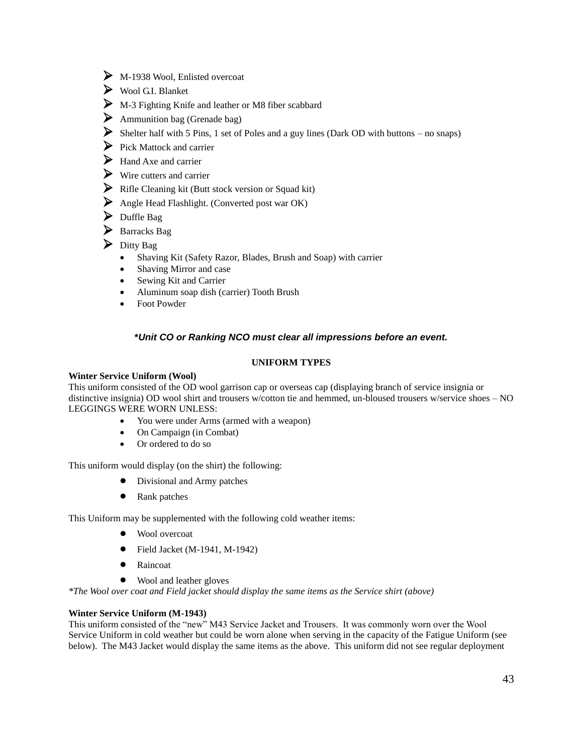- M-1938 Wool, Enlisted overcoat
- Wool G.I. Blanket
- M-3 Fighting Knife and leather or M8 fiber scabbard
- Ammunition bag (Grenade bag)
- Shelter half with 5 Pins, 1 set of Poles and a guy lines (Dark OD with buttons – no snaps)
- Pick Mattock and carrier
- Hand Axe and carrier
- Wire cutters and carrier
- Rifle Cleaning kit (Butt stock version or Squad kit)
- Angle Head Flashlight. (Converted post war OK)
- Duffle Bag
- Barracks Bag
- Ditty Bag
    - Shaving Kit (Safety Razor, Blades, Brush and Soap) with carrier
    - Shaving Mirror and case
    - Sewing Kit and Carrier
    - Aluminum soap dish (carrier) Tooth Brush
    - Foot Powder

***Unit CO or Ranking NCO must clear all impressions before an event.***

## UNIFORM TYPES

**Winter Service Uniform (Wool)**

This uniform consisted of the OD wool garrison cap or overseas cap (displaying branch of service insignia or distinctive insignia) OD wool shirt and trousers w/cotton tie and hemmed, un-bloused trousers w/service shoes – NO LEGGINGS WERE WORN UNLESS:

- You were under Arms (armed with a weapon)
- On Campaign (in Combat)
- Or ordered to do so

This uniform would display (on the shirt) the following:

- Divisional and Army patches
- Rank patches

This Uniform may be supplemented with the following cold weather items:

- Wool overcoat
- Field Jacket (M-1941, M-1942)
- Raincoat
- Wool and leather gloves

*\*The Wool over coat and Field jacket should display the same items as the Service shirt (above)*

**Winter Service Uniform (M-1943)**

This uniform consisted of the "new" M43 Service Jacket and Trousers. It was commonly worn over the Wool Service Uniform in cold weather but could be worn alone when serving in the capacity of the Fatigue Uniform (see below). The M43 Jacket would display the same items as the above. This uniform did not see regular deployment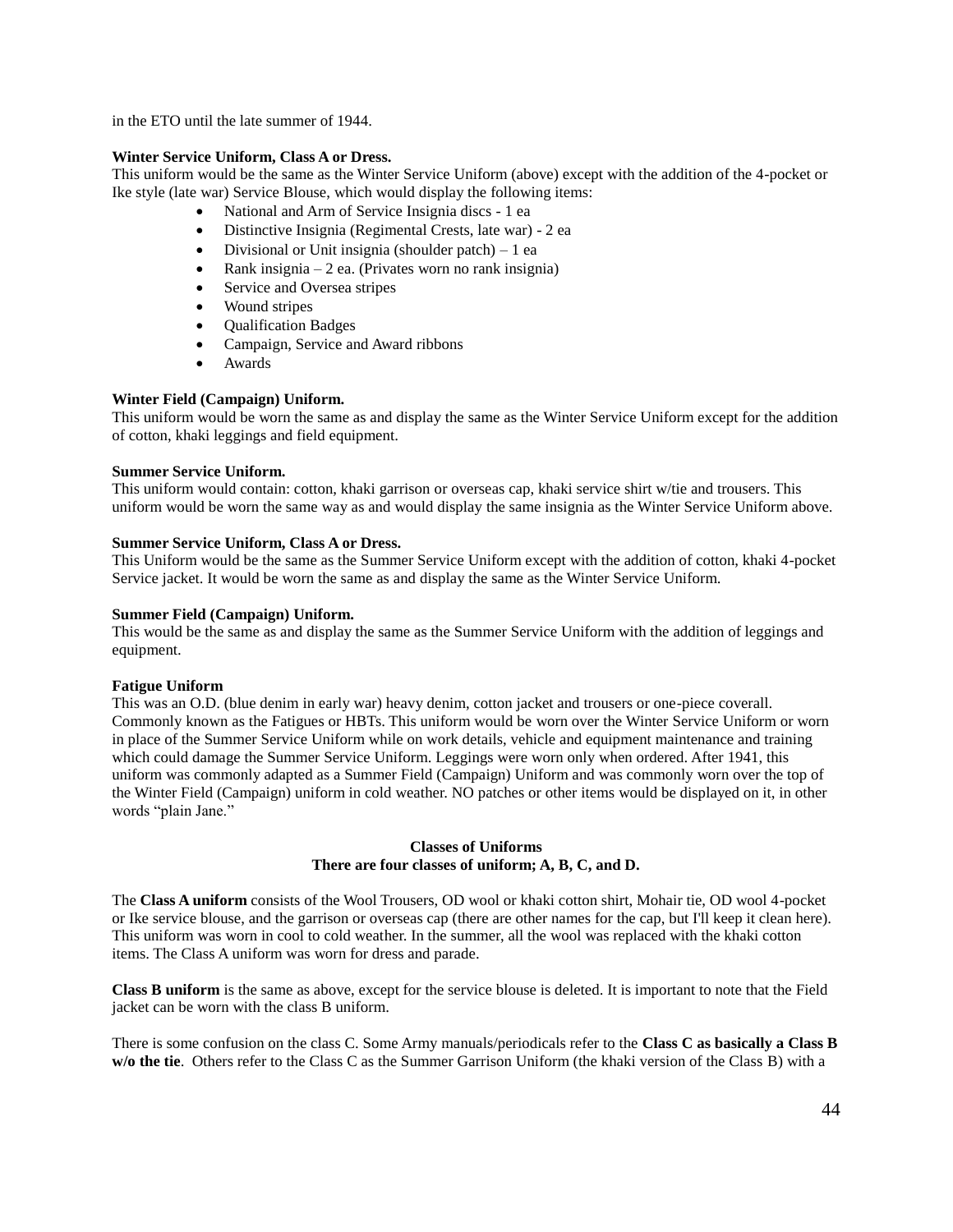in the ETO until the late summer of 1944.

**Winter Service Uniform, Class A or Dress.**

This uniform would be the same as the Winter Service Uniform (above) except with the addition of the 4-pocket or Ike style (late war) Service Blouse, which would display the following items:

- National and Arm of Service Insignia discs - 1 ea
- Distinctive Insignia (Regimental Crests, late war) - 2 ea
- Divisional or Unit insignia (shoulder patch) – 1 ea
- Rank insignia – 2 ea. (Privates worn no rank insignia)
- Service and Oversea stripes
- Wound stripes
- Qualification Badges
- Campaign, Service and Award ribbons
- Awards

**Winter Field (Campaign) Uniform.**

This uniform would be worn the same as and display the same as the Winter Service Uniform except for the addition of cotton, khaki leggings and field equipment.

**Summer Service Uniform.**

This uniform would contain: cotton, khaki garrison or overseas cap, khaki service shirt w/tie and trousers. This uniform would be worn the same way as and would display the same insignia as the Winter Service Uniform above.

**Summer Service Uniform, Class A or Dress.**

This Uniform would be the same as the Summer Service Uniform except with the addition of cotton, khaki 4-pocket Service jacket. It would be worn the same as and display the same as the Winter Service Uniform.

**Summer Field (Campaign) Uniform.**

This would be the same as and display the same as the Summer Service Uniform with the addition of leggings and equipment.

**Fatigue Uniform**

This was an O.D. (blue denim in early war) heavy denim, cotton jacket and trousers or one-piece coverall. Commonly known as the Fatigues or HBTs. This uniform would be worn over the Winter Service Uniform or worn in place of the Summer Service Uniform while on work details, vehicle and equipment maintenance and training which could damage the Summer Service Uniform. Leggings were worn only when ordered. After 1941, this uniform was commonly adapted as a Summer Field (Campaign) Uniform and was commonly worn over the top of the Winter Field (Campaign) uniform in cold weather. NO patches or other items would be displayed on it, in other words "plain Jane."

**Classes of Uniforms**
**There are four classes of uniform; A, B, C, and D.**

The **Class A uniform** consists of the Wool Trousers, OD wool or khaki cotton shirt, Mohair tie, OD wool 4-pocket or Ike service blouse, and the garrison or overseas cap (there are other names for the cap, but I'll keep it clean here). This uniform was worn in cool to cold weather. In the summer, all the wool was replaced with the khaki cotton items. The Class A uniform was worn for dress and parade.

**Class B uniform** is the same as above, except for the service blouse is deleted. It is important to note that the Field jacket can be worn with the class B uniform.

There is some confusion on the class C. Some Army manuals/periodicals refer to the **Class C as basically a Class B w/o the tie**. Others refer to the Class C as the Summer Garrison Uniform (the khaki version of the Class B) with a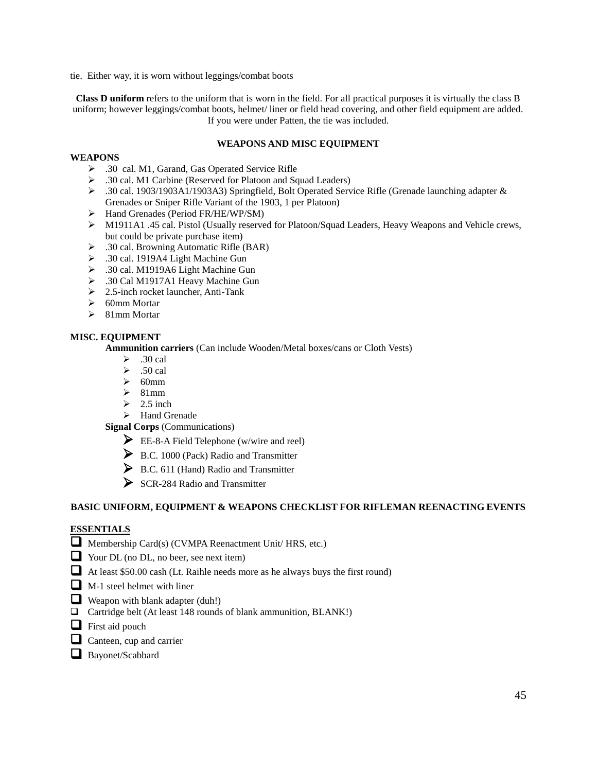tie. Either way, it is worn without leggings/combat boots

**Class D uniform** refers to the uniform that is worn in the field. For all practical purposes it is virtually the class B uniform; however leggings/combat boots, helmet/ liner or field head covering, and other field equipment are added. If you were under Patten, the tie was included.

## WEAPONS AND MISC EQUIPMENT

**WEAPONS**

- .30 cal. M1, Garand, Gas Operated Service Rifle
- .30 cal. M1 Carbine (Reserved for Platoon and Squad Leaders)
- .30 cal. 1903/1903A1/1903A3) Springfield, Bolt Operated Service Rifle (Grenade launching adapter & Grenades or Sniper Rifle Variant of the 1903, 1 per Platoon)
- Hand Grenades (Period FR/HE/WP/SM)
- M1911A1 .45 cal. Pistol (Usually reserved for Platoon/Squad Leaders, Heavy Weapons and Vehicle crews, but could be private purchase item)
- .30 cal. Browning Automatic Rifle (BAR)
- .30 cal. 1919A4 Light Machine Gun
- .30 cal. M1919A6 Light Machine Gun
- .30 Cal M1917A1 Heavy Machine Gun
- 2.5-inch rocket launcher, Anti-Tank
- 60mm Mortar
- 81mm Mortar

**MISC. EQUIPMENT**

**Ammunition carriers** (Can include Wooden/Metal boxes/cans or Cloth Vests)

- .30 cal
- .50 cal
- 60mm
- 81mm
- 2.5 inch
- Hand Grenade

**Signal Corps** (Communications)

- EE-8-A Field Telephone (w/wire and reel)
- B.C. 1000 (Pack) Radio and Transmitter
- B.C. 611 (Hand) Radio and Transmitter
- SCR-284 Radio and Transmitter

## BASIC UNIFORM, EQUIPMENT & WEAPONS CHECKLIST FOR RIFLEMAN REENACTING EVENTS

**ESSENTIALS**

- [ ] Membership Card(s) (CVMPA Reenactment Unit/ HRS, etc.)
- [ ] Your DL (no DL, no beer, see next item)
- [ ] At least $50.00 cash (Lt. Raihle needs more as he always buys the first round)
- [ ] M-1 steel helmet with liner
- [ ] Weapon with blank adapter (duh!)
- [ ] Cartridge belt (At least 148 rounds of blank ammunition, BLANK!)
- [ ] First aid pouch
- [ ] Canteen, cup and carrier
- [ ] Bayonet/Scabbard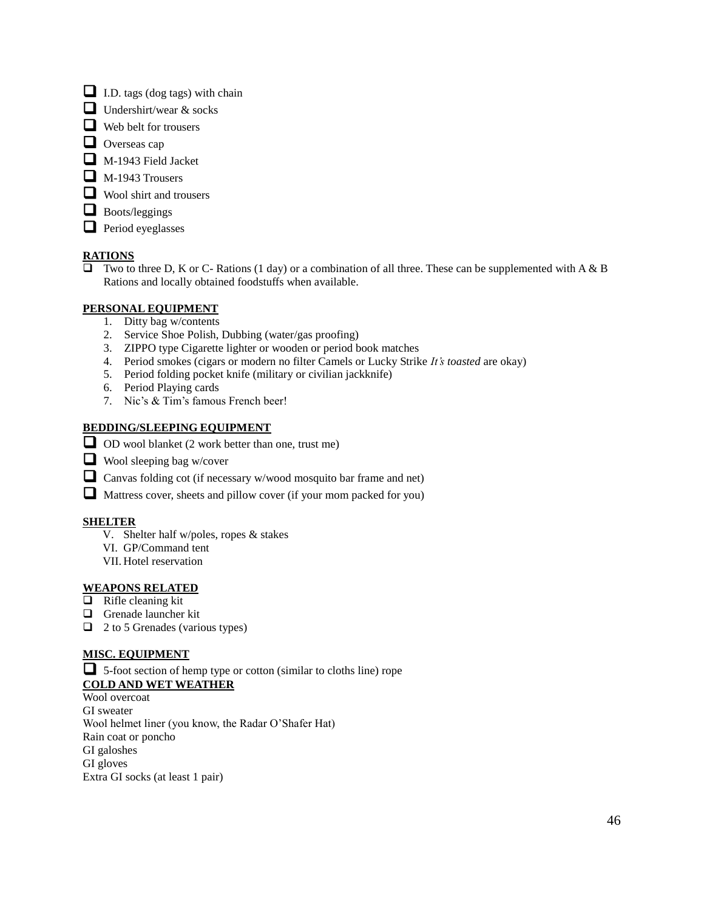- ☐ I.D. tags (dog tags) with chain
- ☐ Undershirt/wear & socks
- ☐ Web belt for trousers
- ☐ Overseas cap
- ☐ M-1943 Field Jacket
- ☐ M-1943 Trousers
- ☐ Wool shirt and trousers
- ☐ Boots/leggings
- ☐ Period eyeglasses

**RATIONS**

- ☐ Two to three D, K or C- Rations (1 day) or a combination of all three. These can be supplemented with A & B Rations and locally obtained foodstuffs when available.

**PERSONAL EQUIPMENT**

1. Ditty bag w/contents
2. Service Shoe Polish, Dubbing (water/gas proofing)
3. ZIPPO type Cigarette lighter or wooden or period book matches
4. Period smokes (cigars or modern no filter Camels or Lucky Strike *It's toasted* are okay)
5. Period folding pocket knife (military or civilian jackknife)
6. Period Playing cards
7. Nic's & Tim's famous French beer!

**BEDDING/SLEEPING EQUIPMENT**

- ☐ OD wool blanket (2 work better than one, trust me)
- ☐ Wool sleeping bag w/cover
- ☐ Canvas folding cot (if necessary w/wood mosquito bar frame and net)
- ☐ Mattress cover, sheets and pillow cover (if your mom packed for you)

**SHELTER**

V. Shelter half w/poles, ropes & stakes
VI. GP/Command tent
VII. Hotel reservation

**WEAPONS RELATED**

- ☐ Rifle cleaning kit
- ☐ Grenade launcher kit
- ☐ 2 to 5 Grenades (various types)

**MISC. EQUIPMENT**

- ☐ 5-foot section of hemp type or cotton (similar to cloths line) rope

**COLD AND WET WEATHER**

Wool overcoat
GI sweater
Wool helmet liner (you know, the Radar O'Shafer Hat)
Rain coat or poncho
GI galoshes
GI gloves
Extra GI socks (at least 1 pair)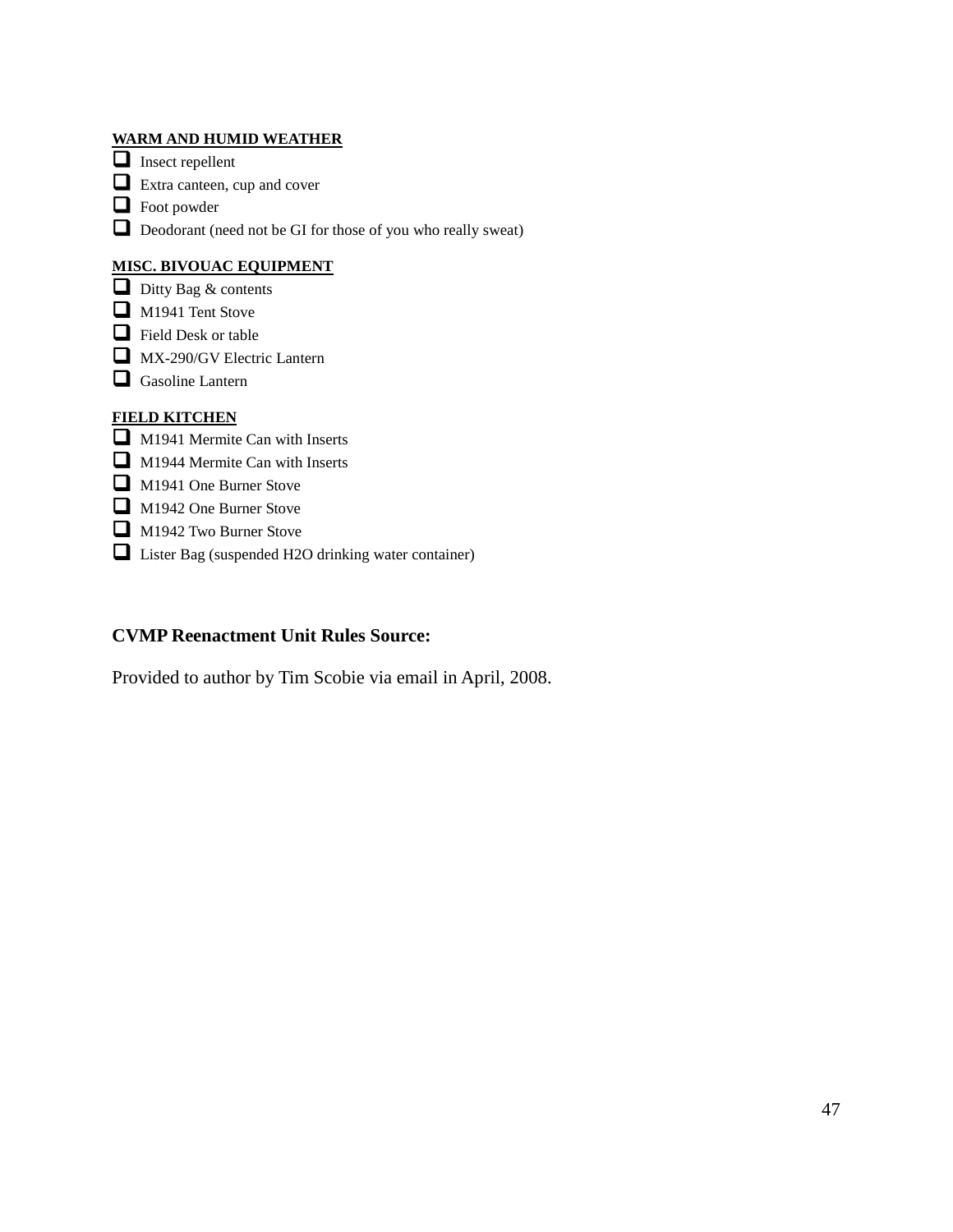**WARM AND HUMID WEATHER**

- [ ] Insect repellent
- [ ] Extra canteen, cup and cover
- [ ] Foot powder
- [ ] Deodorant (need not be GI for those of you who really sweat)

**MISC. BIVOUAC EQUIPMENT**

- [ ] Ditty Bag & contents
- [ ] M1941 Tent Stove
- [ ] Field Desk or table
- [ ] MX-290/GV Electric Lantern
- [ ] Gasoline Lantern

**FIELD KITCHEN**

- [ ] M1941 Mermite Can with Inserts
- [ ] M1944 Mermite Can with Inserts
- [ ] M1941 One Burner Stove
- [ ] M1942 One Burner Stove
- [ ] M1942 Two Burner Stove
- [ ] Lister Bag (suspended H2O drinking water container)

### CVMP Reenactment Unit Rules Source:

Provided to author by Tim Scobie via email in April, 2008.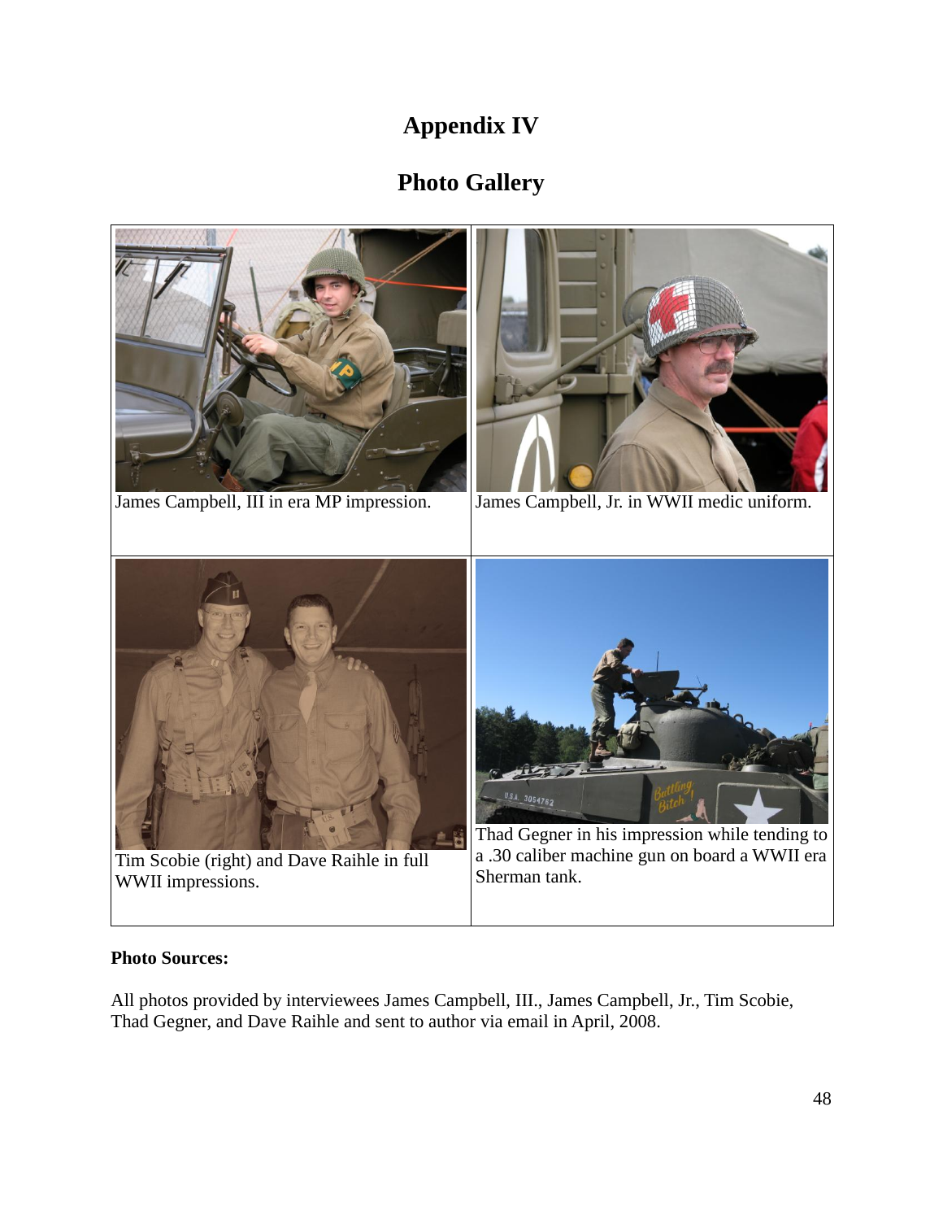# Appendix IV

## Photo Gallery

| | |
|---|---|
| James Campbell, III in era MP impression. | James Campbell, Jr. in WWII medic uniform. |
| Tim Scobie (right) and Dave Raihle in full WWII impressions. | Thad Gegner in his impression while tending to a .30 caliber machine gun on board a WWII era Sherman tank. |

**Photo Sources:**

All photos provided by interviewees James Campbell, III., James Campbell, Jr., Tim Scobie, Thad Gegner, and Dave Raihle and sent to author via email in April, 2008.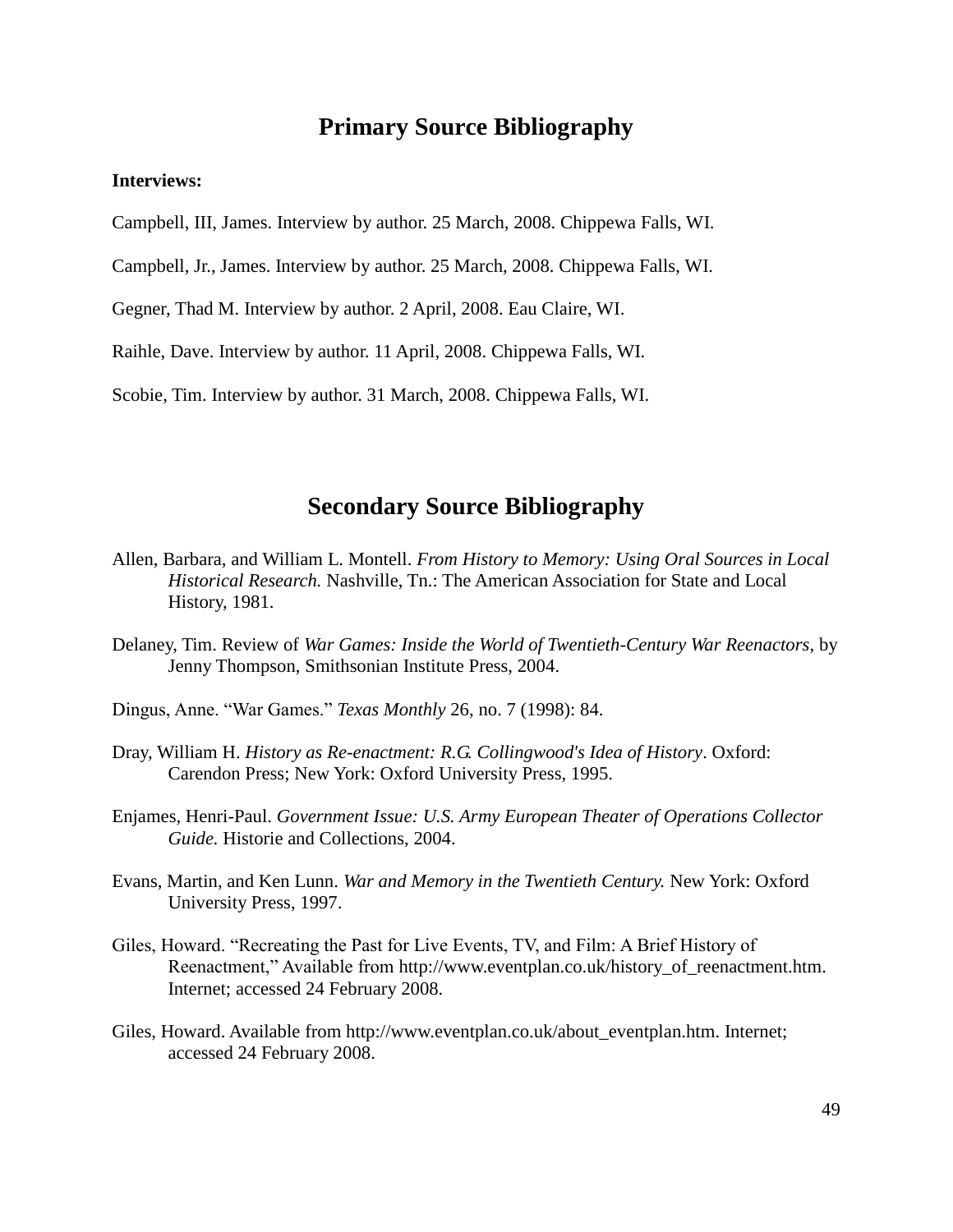## Primary Source Bibliography

**Interviews:**

Campbell, III, James. Interview by author. 25 March, 2008. Chippewa Falls, WI.

Campbell, Jr., James. Interview by author. 25 March, 2008. Chippewa Falls, WI.

Gegner, Thad M. Interview by author. 2 April, 2008. Eau Claire, WI.

Raihle, Dave. Interview by author. 11 April, 2008. Chippewa Falls, WI.

Scobie, Tim. Interview by author. 31 March, 2008. Chippewa Falls, WI.

## Secondary Source Bibliography

Allen, Barbara, and William L. Montell. *From History to Memory: Using Oral Sources in Local Historical Research.* Nashville, Tn.: The American Association for State and Local History, 1981.

Delaney, Tim. Review of *War Games: Inside the World of Twentieth-Century War Reenactors*, by Jenny Thompson, Smithsonian Institute Press, 2004.

Dingus, Anne. "War Games." *Texas Monthly* 26, no. 7 (1998): 84.

Dray, William H. *History as Re-enactment: R.G. Collingwood's Idea of History*. Oxford: Carendon Press; New York: Oxford University Press, 1995.

Enjames, Henri-Paul. *Government Issue: U.S. Army European Theater of Operations Collector Guide.* Historie and Collections, 2004.

Evans, Martin, and Ken Lunn. *War and Memory in the Twentieth Century.* New York: Oxford University Press, 1997.

Giles, Howard. "Recreating the Past for Live Events, TV, and Film: A Brief History of Reenactment," Available from http://www.eventplan.co.uk/history_of_reenactment.htm. Internet; accessed 24 February 2008.

Giles, Howard. Available from http://www.eventplan.co.uk/about_eventplan.htm. Internet; accessed 24 February 2008.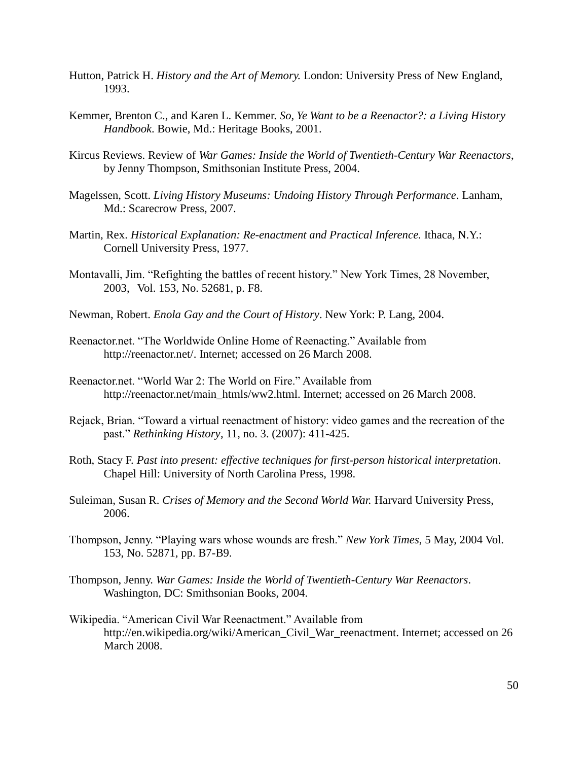Hutton, Patrick H. *History and the Art of Memory.* London: University Press of New England, 1993.

Kemmer, Brenton C., and Karen L. Kemmer. *So, Ye Want to be a Reenactor?: a Living History Handbook*. Bowie, Md.: Heritage Books, 2001.

Kircus Reviews. Review of *War Games: Inside the World of Twentieth-Century War Reenactors*, by Jenny Thompson, Smithsonian Institute Press, 2004.

Magelssen, Scott. *Living History Museums: Undoing History Through Performance*. Lanham, Md.: Scarecrow Press, 2007.

Martin, Rex. *Historical Explanation: Re-enactment and Practical Inference.* Ithaca, N.Y.: Cornell University Press, 1977.

Montavalli, Jim. "Refighting the battles of recent history." New York Times, 28 November, 2003, Vol. 153, No. 52681, p. F8.

Newman, Robert. *Enola Gay and the Court of History*. New York: P. Lang, 2004.

Reenactor.net. "The Worldwide Online Home of Reenacting." Available from http://reenactor.net/. Internet; accessed on 26 March 2008.

Reenactor.net. "World War 2: The World on Fire." Available from http://reenactor.net/main_htmls/ww2.html. Internet; accessed on 26 March 2008.

Rejack, Brian. "Toward a virtual reenactment of history: video games and the recreation of the past." *Rethinking History*, 11, no. 3. (2007): 411-425.

Roth, Stacy F. *Past into present: effective techniques for first-person historical interpretation*. Chapel Hill: University of North Carolina Press, 1998.

Suleiman, Susan R. *Crises of Memory and the Second World War.* Harvard University Press, 2006.

Thompson, Jenny. "Playing wars whose wounds are fresh." *New York Times*, 5 May, 2004 Vol. 153, No. 52871, pp. B7-B9.

Thompson, Jenny. *War Games: Inside the World of Twentieth-Century War Reenactors*. Washington, DC: Smithsonian Books, 2004.

Wikipedia. "American Civil War Reenactment." Available from http://en.wikipedia.org/wiki/American_Civil_War_reenactment. Internet; accessed on 26 March 2008.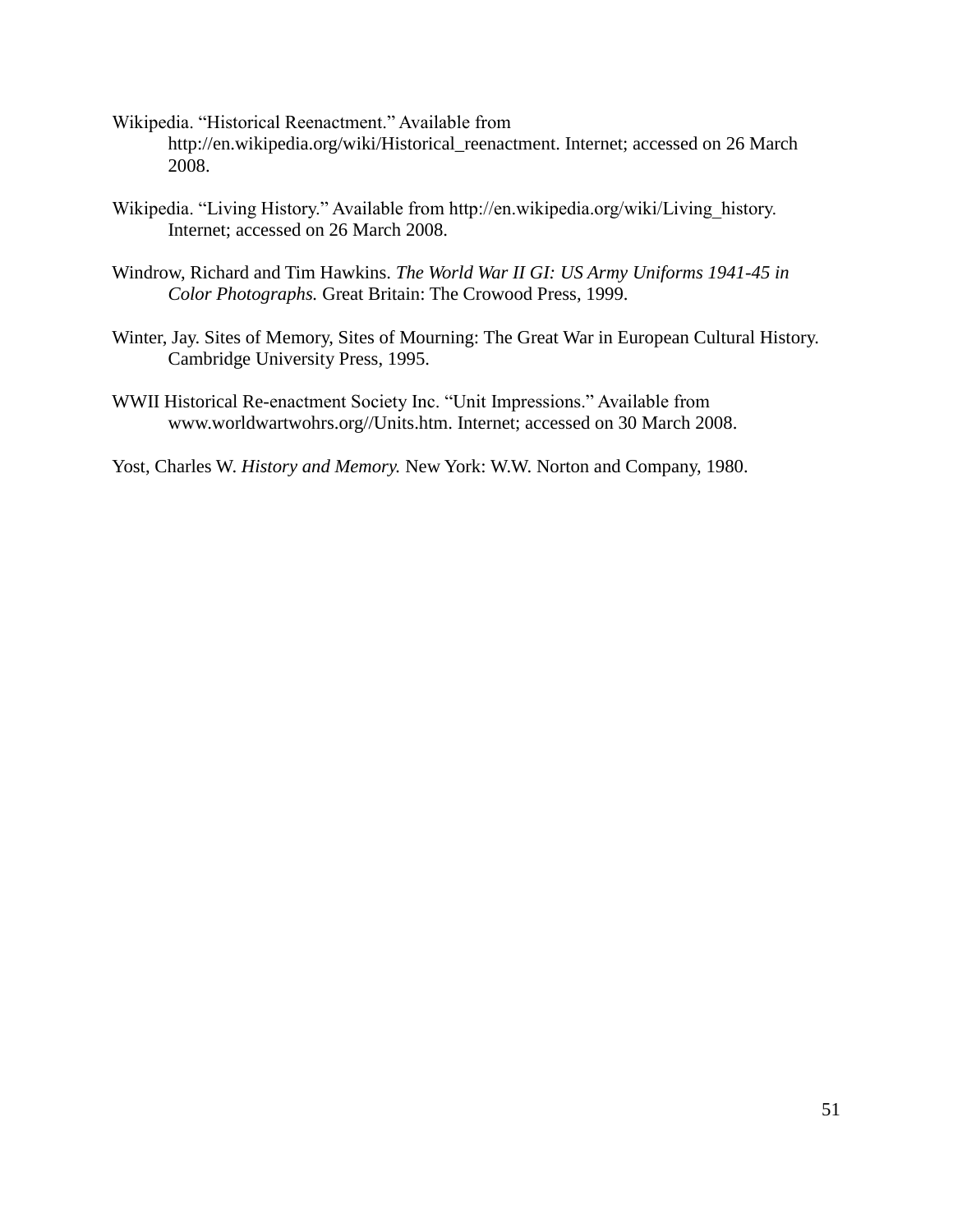Wikipedia. "Historical Reenactment." Available from http://en.wikipedia.org/wiki/Historical_reenactment. Internet; accessed on 26 March 2008.

Wikipedia. "Living History." Available from http://en.wikipedia.org/wiki/Living_history. Internet; accessed on 26 March 2008.

Windrow, Richard and Tim Hawkins. *The World War II GI: US Army Uniforms 1941-45 in Color Photographs.* Great Britain: The Crowood Press, 1999.

Winter, Jay. Sites of Memory, Sites of Mourning: The Great War in European Cultural History. Cambridge University Press, 1995.

WWII Historical Re-enactment Society Inc. "Unit Impressions." Available from www.worldwartwohrs.org//Units.htm. Internet; accessed on 30 March 2008.

Yost, Charles W. *History and Memory.* New York: W.W. Norton and Company, 1980.